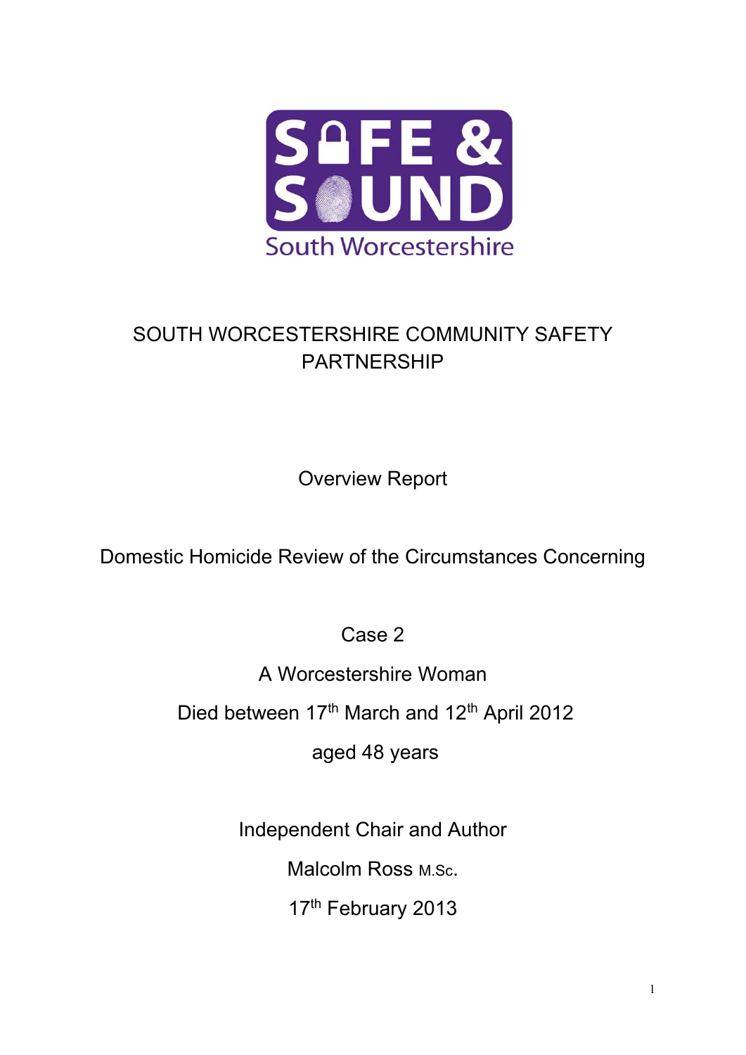SAFE & SOUND

South Worcestershire

# SOUTH WORCESTERSHIRE COMMUNITY SAFETY PARTNERSHIP

Overview Report

Domestic Homicide Review of the Circumstances Concerning

Case 2

A Worcestershire Woman

Died between 17th March and 12th April 2012

aged 48 years

Independent Chair and Author

Malcolm Ross M.Sc.

17th February 2013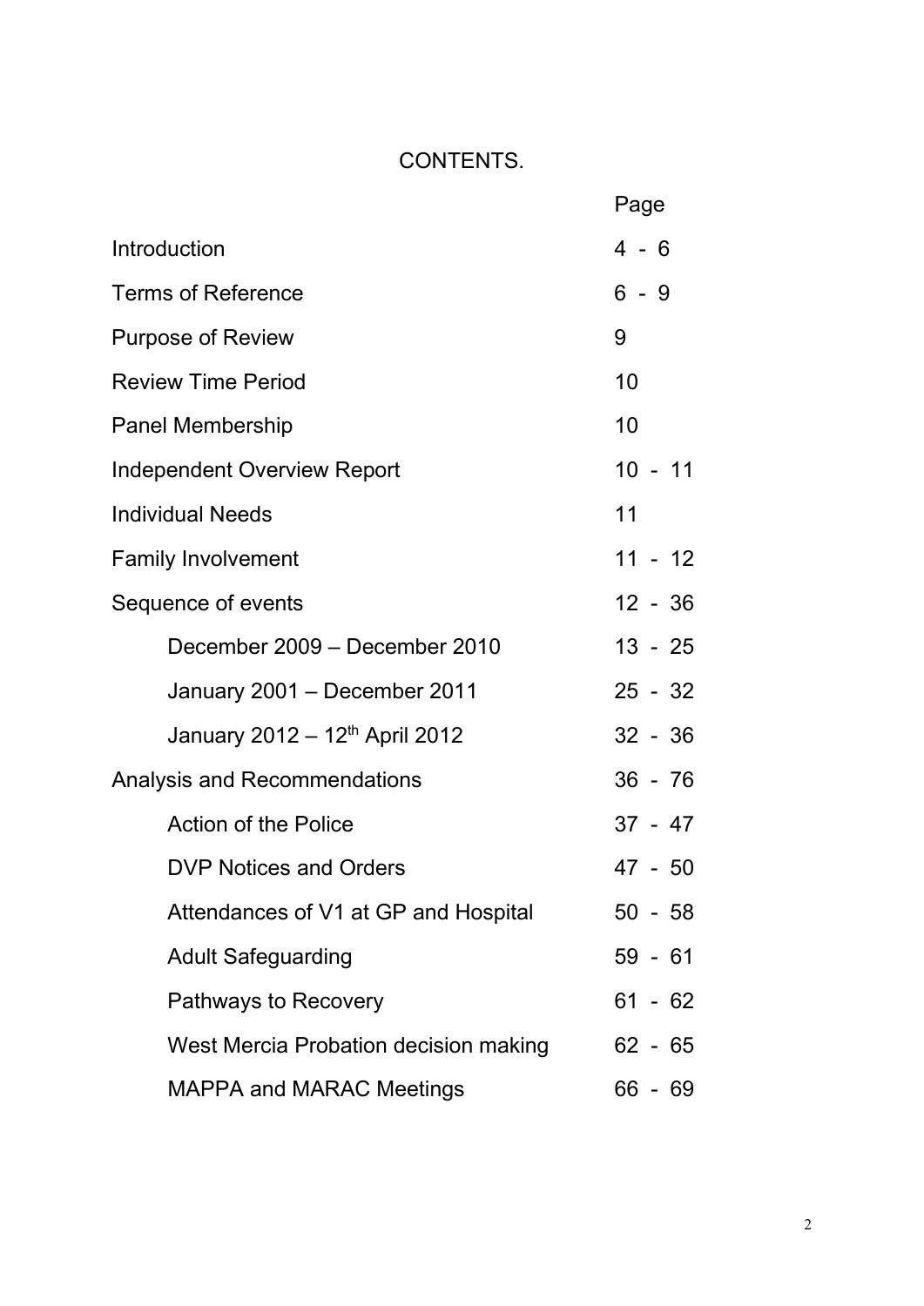# CONTENTS.

| | Page |
|---|---|
| Introduction | 4 - 6 |
| Terms of Reference | 6 - 9 |
| Purpose of Review | 9 |
| Review Time Period | 10 |
| Panel Membership | 10 |
| Independent Overview Report | 10 - 11 |
| Individual Needs | 11 |
| Family Involvement | 11 - 12 |
| Sequence of events | 12 - 36 |
| December 2009 – December 2010 | 13 - 25 |
| January 2001 – December 2011 | 25 - 32 |
| January 2012 – 12th April 2012 | 32 - 36 |
| Analysis and Recommendations | 36 - 76 |
| Action of the Police | 37 - 47 |
| DVP Notices and Orders | 47 - 50 |
| Attendances of V1 at GP and Hospital | 50 - 58 |
| Adult Safeguarding | 59 - 61 |
| Pathways to Recovery | 61 - 62 |
| West Mercia Probation decision making | 62 - 65 |
| MAPPA and MARAC Meetings | 66 - 69 |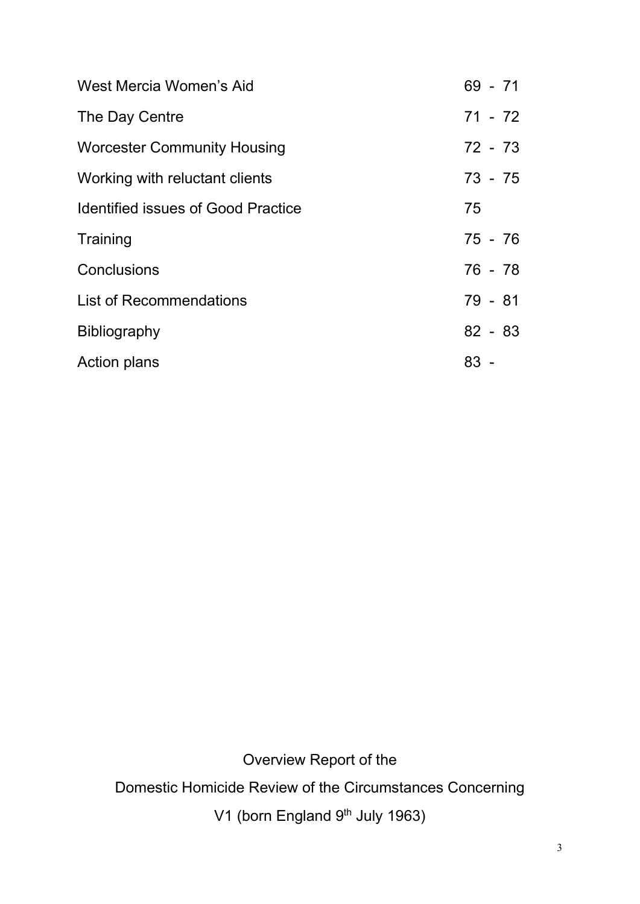| | |
|---|---|
| West Mercia Women's Aid | 69 - 71 |
| The Day Centre | 71 - 72 |
| Worcester Community Housing | 72 - 73 |
| Working with reluctant clients | 73 - 75 |
| Identified issues of Good Practice | 75 |
| Training | 75 - 76 |
| Conclusions | 76 - 78 |
| List of Recommendations | 79 - 81 |
| Bibliography | 82 - 83 |
| Action plans | 83 - |

Overview Report of the

Domestic Homicide Review of the Circumstances Concerning

V1 (born England 9th July 1963)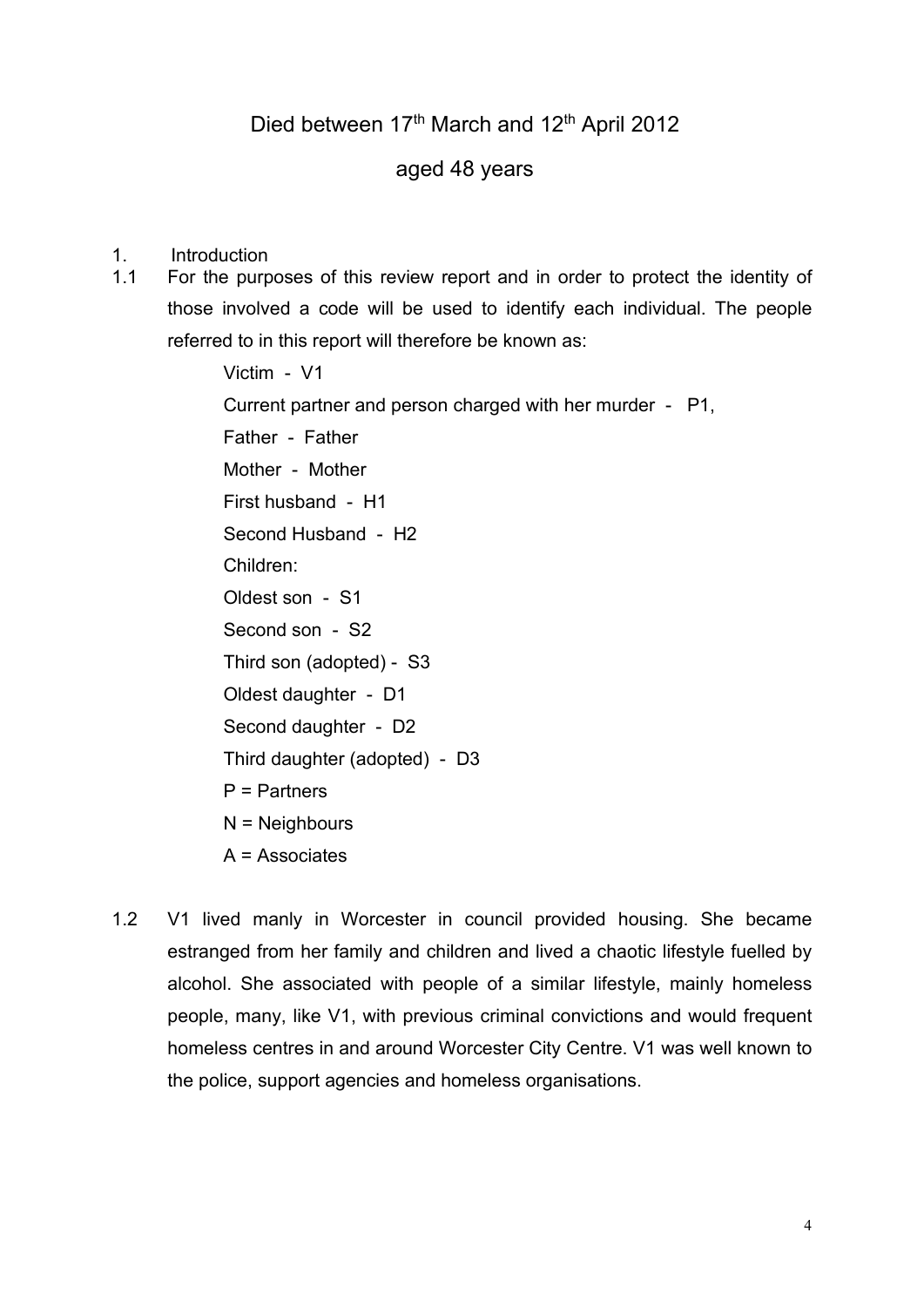Died between 17[th] March and 12[th] April 2012

aged 48 years

1. Introduction

1.1 For the purposes of this review report and in order to protect the identity of those involved a code will be used to identify each individual. The people referred to in this report will therefore be known as:

Victim - V1

Current partner and person charged with her murder - P1,

Father - Father

Mother - Mother

First husband - H1

Second Husband - H2

Children:

Oldest son - S1

Second son - S2

Third son (adopted) - S3

Oldest daughter - D1

Second daughter - D2

Third daughter (adopted) - D3

P = Partners

N = Neighbours

A = Associates

1.2 V1 lived manly in Worcester in council provided housing. She became estranged from her family and children and lived a chaotic lifestyle fuelled by alcohol. She associated with people of a similar lifestyle, mainly homeless people, many, like V1, with previous criminal convictions and would frequent homeless centres in and around Worcester City Centre. V1 was well known to the police, support agencies and homeless organisations.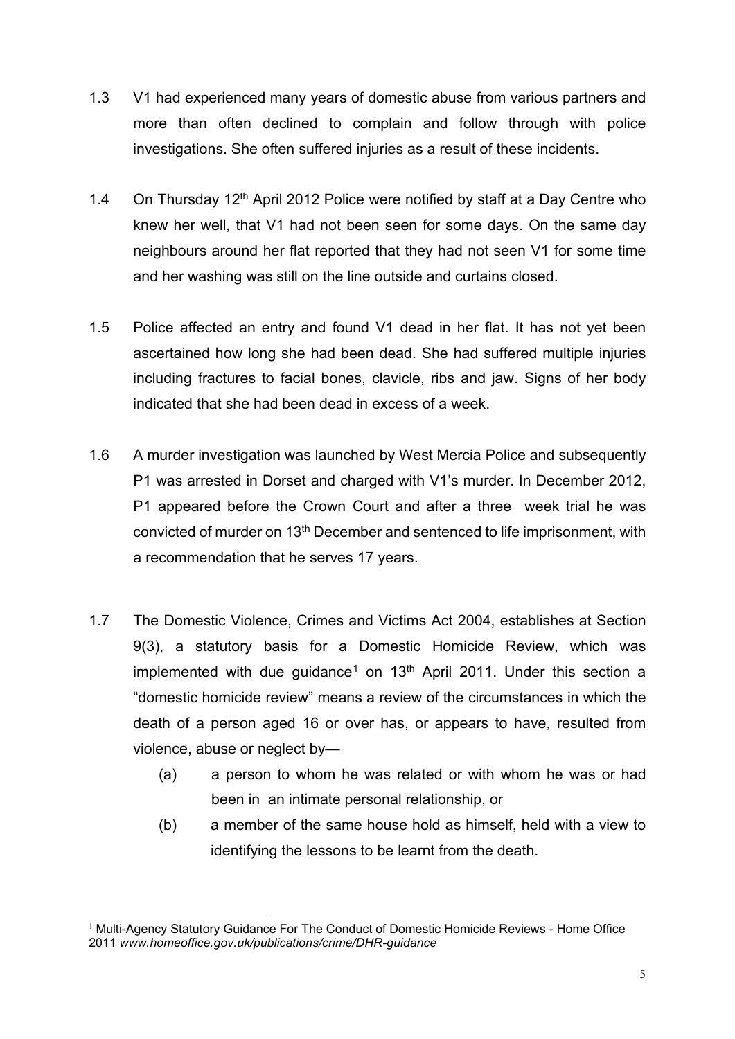1.3 V1 had experienced many years of domestic abuse from various partners and more than often declined to complain and follow through with police investigations. She often suffered injuries as a result of these incidents.

1.4 On Thursday 12th April 2012 Police were notified by staff at a Day Centre who knew her well, that V1 had not been seen for some days. On the same day neighbours around her flat reported that they had not seen V1 for some time and her washing was still on the line outside and curtains closed.

1.5 Police affected an entry and found V1 dead in her flat. It has not yet been ascertained how long she had been dead. She had suffered multiple injuries including fractures to facial bones, clavicle, ribs and jaw. Signs of her body indicated that she had been dead in excess of a week.

1.6 A murder investigation was launched by West Mercia Police and subsequently P1 was arrested in Dorset and charged with V1's murder. In December 2012, P1 appeared before the Crown Court and after a three week trial he was convicted of murder on 13th December and sentenced to life imprisonment, with a recommendation that he serves 17 years.

1.7 The Domestic Violence, Crimes and Victims Act 2004, establishes at Section 9(3), a statutory basis for a Domestic Homicide Review, which was implemented with due guidance[1] on 13th April 2011. Under this section a "domestic homicide review" means a review of the circumstances in which the death of a person aged 16 or over has, or appears to have, resulted from violence, abuse or neglect by—

   (a) a person to whom he was related or with whom he was or had been in an intimate personal relationship, or

   (b) a member of the same house hold as himself, held with a view to identifying the lessons to be learnt from the death.

[1] Multi-Agency Statutory Guidance For The Conduct of Domestic Homicide Reviews - Home Office 2011 *www.homeoffice.gov.uk/publications/crime/DHR-guidance*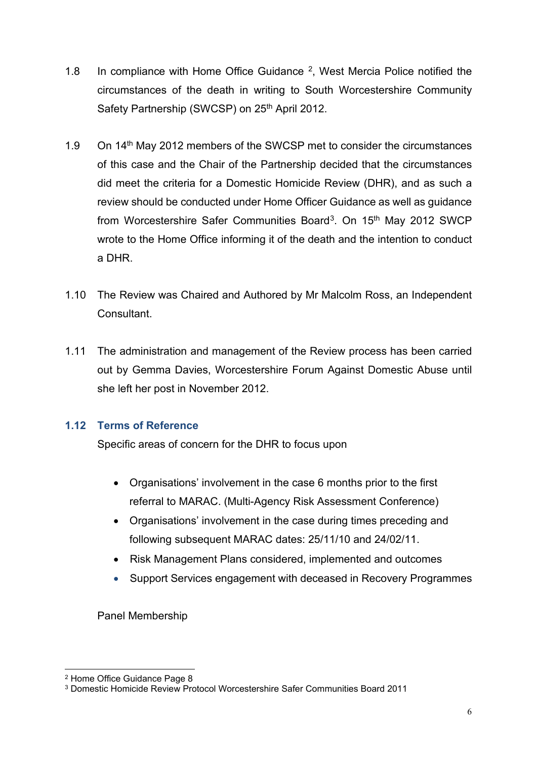1.8 In compliance with Home Office Guidance [2], West Mercia Police notified the circumstances of the death in writing to South Worcestershire Community Safety Partnership (SWCSP) on 25th April 2012.

1.9 On 14th May 2012 members of the SWCSP met to consider the circumstances of this case and the Chair of the Partnership decided that the circumstances did meet the criteria for a Domestic Homicide Review (DHR), and as such a review should be conducted under Home Officer Guidance as well as guidance from Worcestershire Safer Communities Board[3]. On 15th May 2012 SWCP wrote to the Home Office informing it of the death and the intention to conduct a DHR.

1.10 The Review was Chaired and Authored by Mr Malcolm Ross, an Independent Consultant.

1.11 The administration and management of the Review process has been carried out by Gemma Davies, Worcestershire Forum Against Domestic Abuse until she left her post in November 2012.

### 1.12 Terms of Reference

Specific areas of concern for the DHR to focus upon

- Organisations' involvement in the case 6 months prior to the first referral to MARAC. (Multi-Agency Risk Assessment Conference)
- Organisations' involvement in the case during times preceding and following subsequent MARAC dates: 25/11/10 and 24/02/11.
- Risk Management Plans considered, implemented and outcomes
- Support Services engagement with deceased in Recovery Programmes

Panel Membership

---

[2] Home Office Guidance Page 8

[3] Domestic Homicide Review Protocol Worcestershire Safer Communities Board 2011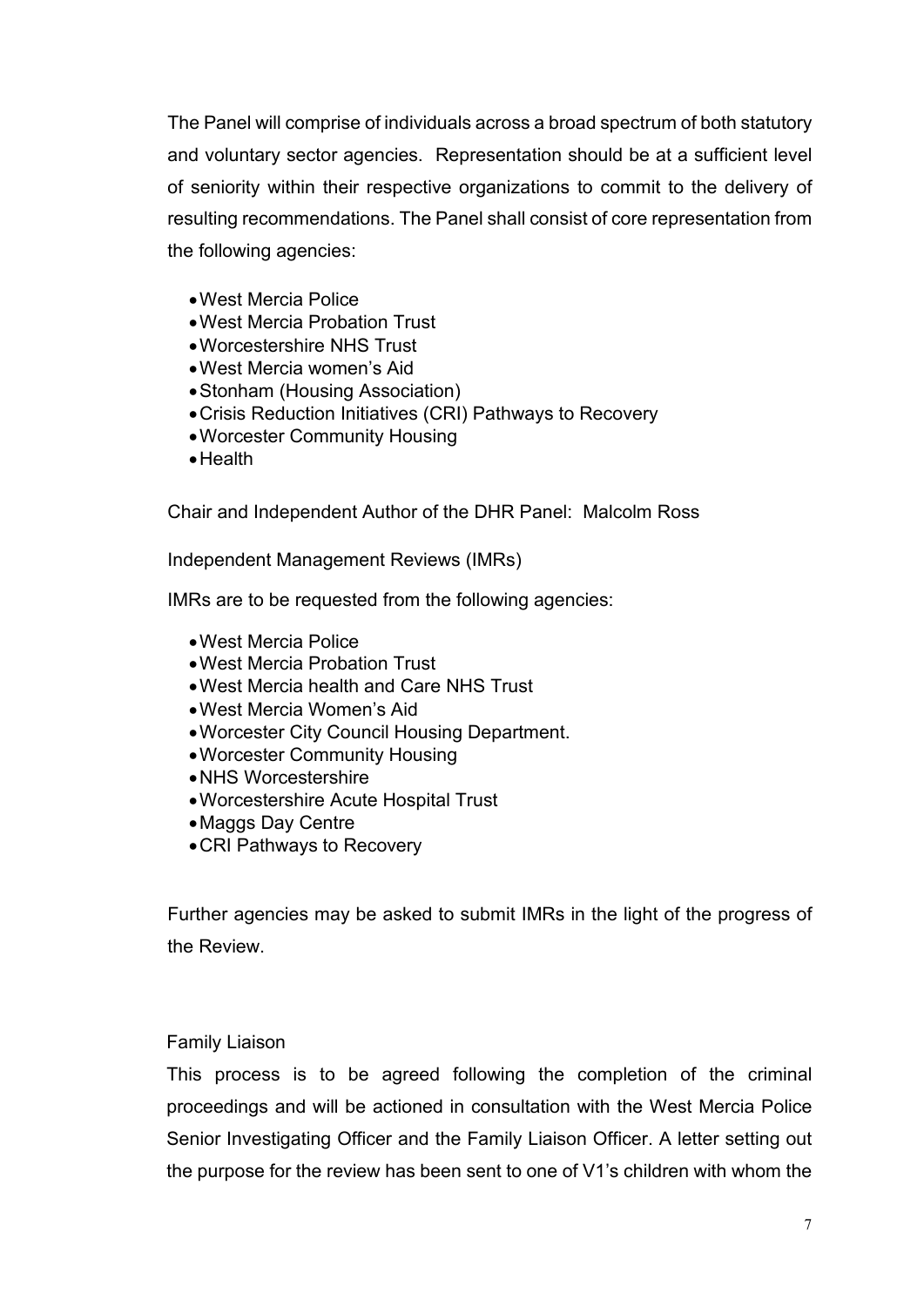The Panel will comprise of individuals across a broad spectrum of both statutory and voluntary sector agencies. Representation should be at a sufficient level of seniority within their respective organizations to commit to the delivery of resulting recommendations. The Panel shall consist of core representation from the following agencies:

- West Mercia Police
- West Mercia Probation Trust
- Worcestershire NHS Trust
- West Mercia women's Aid
- Stonham (Housing Association)
- Crisis Reduction Initiatives (CRI) Pathways to Recovery
- Worcester Community Housing
- Health

Chair and Independent Author of the DHR Panel: Malcolm Ross

Independent Management Reviews (IMRs)

IMRs are to be requested from the following agencies:

- West Mercia Police
- West Mercia Probation Trust
- West Mercia health and Care NHS Trust
- West Mercia Women's Aid
- Worcester City Council Housing Department.
- Worcester Community Housing
- NHS Worcestershire
- Worcestershire Acute Hospital Trust
- Maggs Day Centre
- CRI Pathways to Recovery

Further agencies may be asked to submit IMRs in the light of the progress of the Review.

Family Liaison

This process is to be agreed following the completion of the criminal proceedings and will be actioned in consultation with the West Mercia Police Senior Investigating Officer and the Family Liaison Officer. A letter setting out the purpose for the review has been sent to one of V1's children with whom the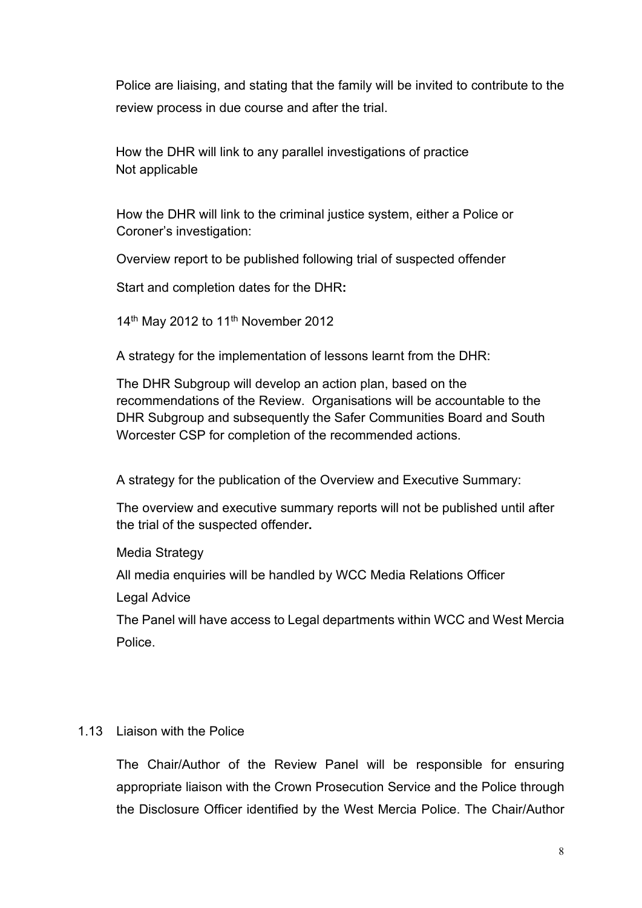Police are liaising, and stating that the family will be invited to contribute to the review process in due course and after the trial.

How the DHR will link to any parallel investigations of practice
Not applicable

How the DHR will link to the criminal justice system, either a Police or Coroner's investigation:

Overview report to be published following trial of suspected offender

Start and completion dates for the DHR**:**

14th May 2012 to 11th November 2012

A strategy for the implementation of lessons learnt from the DHR:

The DHR Subgroup will develop an action plan, based on the recommendations of the Review. Organisations will be accountable to the DHR Subgroup and subsequently the Safer Communities Board and South Worcester CSP for completion of the recommended actions.

A strategy for the publication of the Overview and Executive Summary:

The overview and executive summary reports will not be published until after the trial of the suspected offender**.**

Media Strategy

All media enquiries will be handled by WCC Media Relations Officer

Legal Advice

The Panel will have access to Legal departments within WCC and West Mercia Police.

1.13 Liaison with the Police

The Chair/Author of the Review Panel will be responsible for ensuring appropriate liaison with the Crown Prosecution Service and the Police through the Disclosure Officer identified by the West Mercia Police. The Chair/Author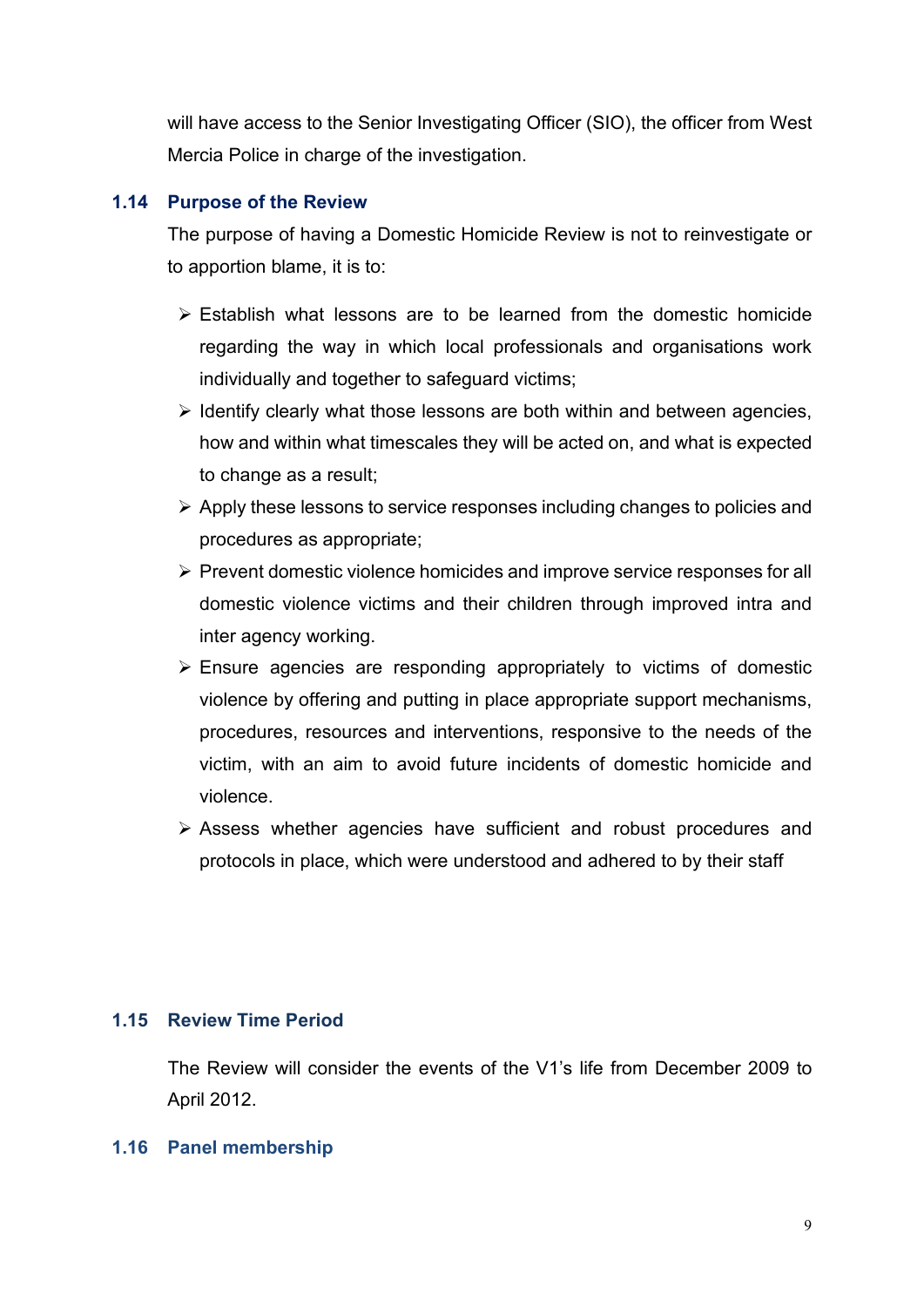will have access to the Senior Investigating Officer (SIO), the officer from West Mercia Police in charge of the investigation.

## 1.14 Purpose of the Review

The purpose of having a Domestic Homicide Review is not to reinvestigate or to apportion blame, it is to:

- Establish what lessons are to be learned from the domestic homicide regarding the way in which local professionals and organisations work individually and together to safeguard victims;
- Identify clearly what those lessons are both within and between agencies, how and within what timescales they will be acted on, and what is expected to change as a result;
- Apply these lessons to service responses including changes to policies and procedures as appropriate;
- Prevent domestic violence homicides and improve service responses for all domestic violence victims and their children through improved intra and inter agency working.
- Ensure agencies are responding appropriately to victims of domestic violence by offering and putting in place appropriate support mechanisms, procedures, resources and interventions, responsive to the needs of the victim, with an aim to avoid future incidents of domestic homicide and violence.
- Assess whether agencies have sufficient and robust procedures and protocols in place, which were understood and adhered to by their staff

## 1.15 Review Time Period

The Review will consider the events of the V1's life from December 2009 to April 2012.

## 1.16 Panel membership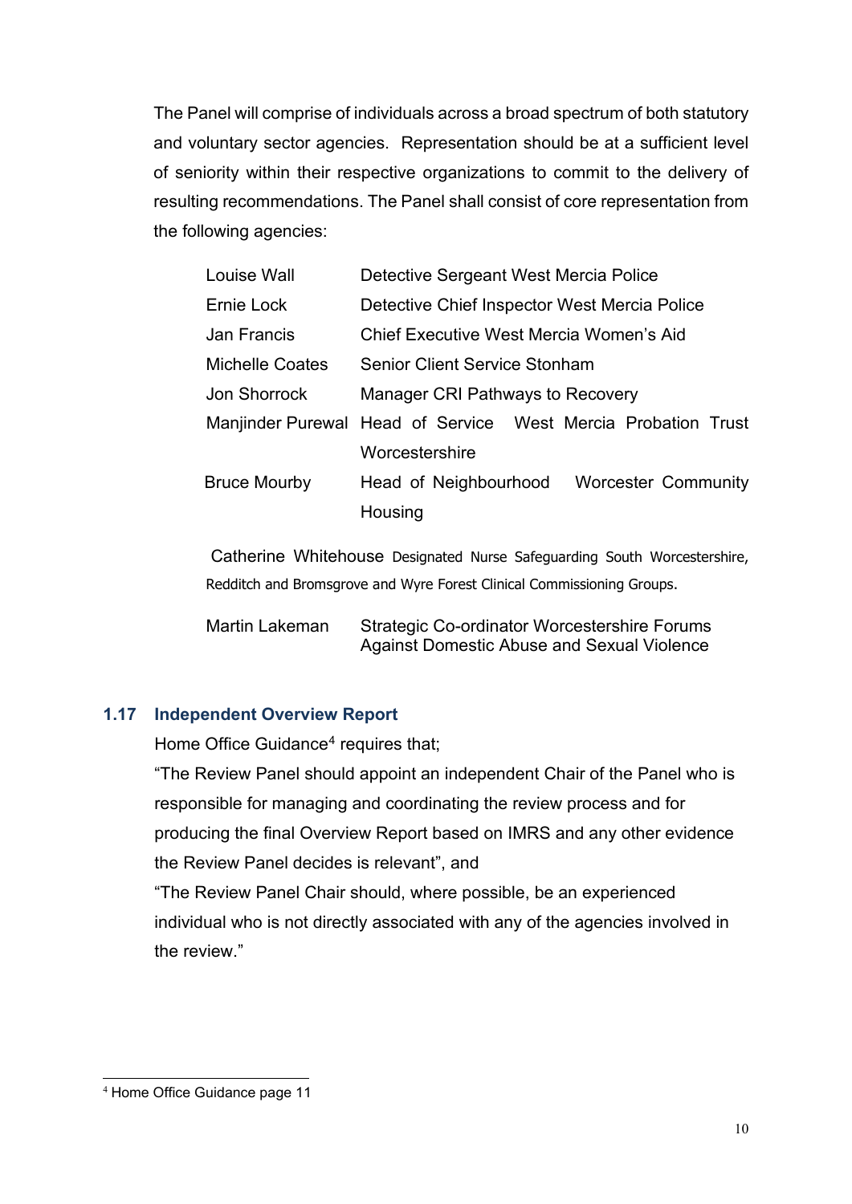The Panel will comprise of individuals across a broad spectrum of both statutory and voluntary sector agencies. Representation should be at a sufficient level of seniority within their respective organizations to commit to the delivery of resulting recommendations. The Panel shall consist of core representation from the following agencies:

| | |
|---|---|
| Louise Wall | Detective Sergeant West Mercia Police |
| Ernie Lock | Detective Chief Inspector West Mercia Police |
| Jan Francis | Chief Executive West Mercia Women's Aid |
| Michelle Coates | Senior Client Service Stonham |
| Jon Shorrock | Manager CRI Pathways to Recovery |
| Manjinder Purewal | Head of Service West Mercia Probation Trust Worcestershire |
| Bruce Mourby | Head of Neighbourhood Worcester Community Housing |
| Catherine Whitehouse | Designated Nurse Safeguarding South Worcestershire, Redditch and Bromsgrove and Wyre Forest Clinical Commissioning Groups. |
| Martin Lakeman | Strategic Co-ordinator Worcestershire Forums Against Domestic Abuse and Sexual Violence |

## 1.17 Independent Overview Report

Home Office Guidance[4] requires that;

"The Review Panel should appoint an independent Chair of the Panel who is responsible for managing and coordinating the review process and for producing the final Overview Report based on IMRS and any other evidence the Review Panel decides is relevant", and

"The Review Panel Chair should, where possible, be an experienced individual who is not directly associated with any of the agencies involved in the review."

[4] Home Office Guidance page 11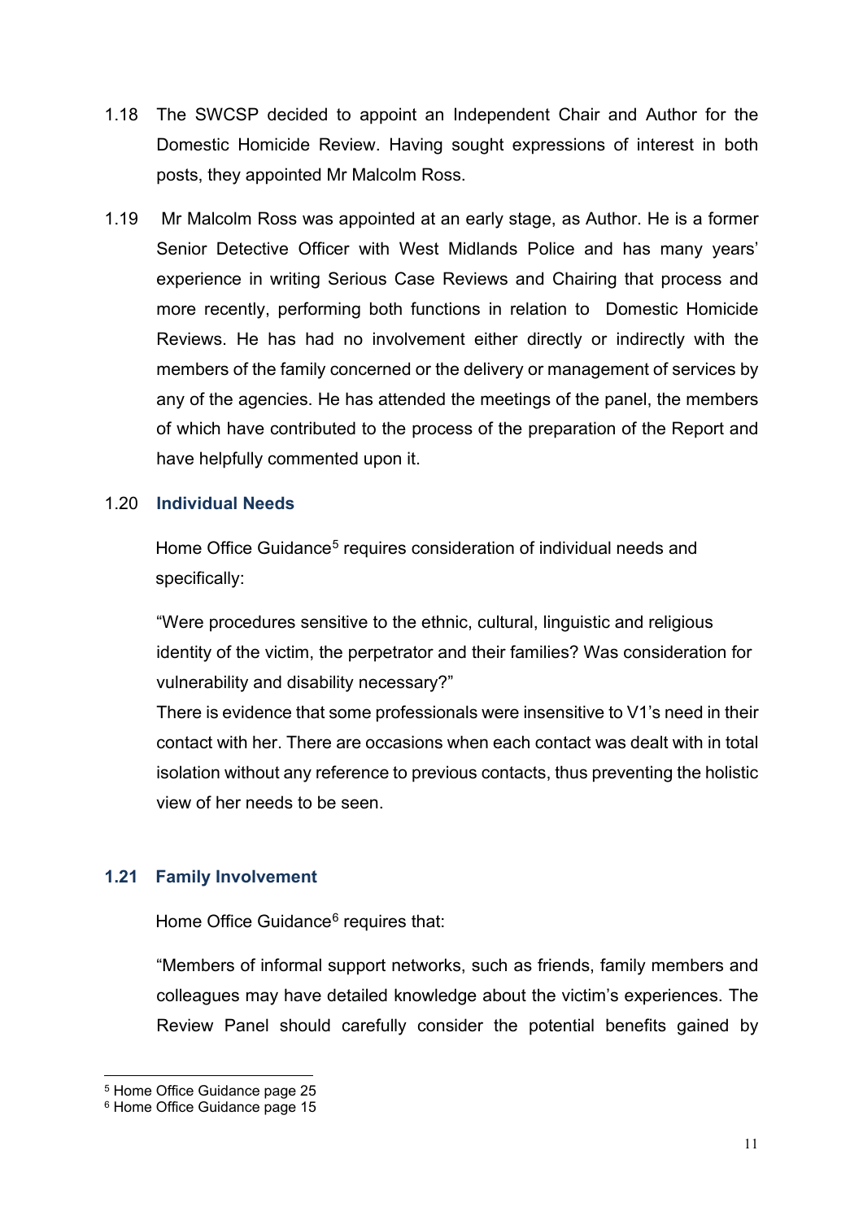1.18 The SWCSP decided to appoint an Independent Chair and Author for the Domestic Homicide Review. Having sought expressions of interest in both posts, they appointed Mr Malcolm Ross.

1.19 Mr Malcolm Ross was appointed at an early stage, as Author. He is a former Senior Detective Officer with West Midlands Police and has many years' experience in writing Serious Case Reviews and Chairing that process and more recently, performing both functions in relation to Domestic Homicide Reviews. He has had no involvement either directly or indirectly with the members of the family concerned or the delivery or management of services by any of the agencies. He has attended the meetings of the panel, the members of which have contributed to the process of the preparation of the Report and have helpfully commented upon it.

### 1.20 Individual Needs

Home Office Guidance[5] requires consideration of individual needs and specifically:

"Were procedures sensitive to the ethnic, cultural, linguistic and religious identity of the victim, the perpetrator and their families? Was consideration for vulnerability and disability necessary?"

There is evidence that some professionals were insensitive to V1's need in their contact with her. There are occasions when each contact was dealt with in total isolation without any reference to previous contacts, thus preventing the holistic view of her needs to be seen.

### 1.21 Family Involvement

Home Office Guidance[6] requires that:

"Members of informal support networks, such as friends, family members and colleagues may have detailed knowledge about the victim's experiences. The Review Panel should carefully consider the potential benefits gained by

---

[5] Home Office Guidance page 25

[6] Home Office Guidance page 15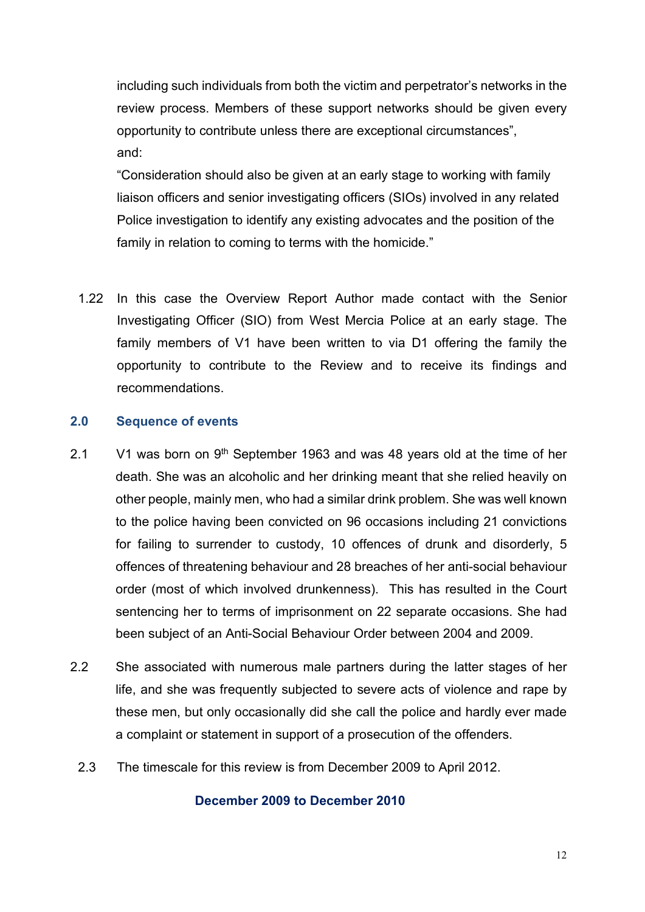including such individuals from both the victim and perpetrator's networks in the review process. Members of these support networks should be given every opportunity to contribute unless there are exceptional circumstances",
and:
"Consideration should also be given at an early stage to working with family liaison officers and senior investigating officers (SIOs) involved in any related Police investigation to identify any existing advocates and the position of the family in relation to coming to terms with the homicide."

1.22 In this case the Overview Report Author made contact with the Senior Investigating Officer (SIO) from West Mercia Police at an early stage. The family members of V1 have been written to via D1 offering the family the opportunity to contribute to the Review and to receive its findings and recommendations.

## 2.0 Sequence of events

2.1 V1 was born on 9th September 1963 and was 48 years old at the time of her death. She was an alcoholic and her drinking meant that she relied heavily on other people, mainly men, who had a similar drink problem. She was well known to the police having been convicted on 96 occasions including 21 convictions for failing to surrender to custody, 10 offences of drunk and disorderly, 5 offences of threatening behaviour and 28 breaches of her anti-social behaviour order (most of which involved drunkenness). This has resulted in the Court sentencing her to terms of imprisonment on 22 separate occasions. She had been subject of an Anti-Social Behaviour Order between 2004 and 2009.

2.2 She associated with numerous male partners during the latter stages of her life, and she was frequently subjected to severe acts of violence and rape by these men, but only occasionally did she call the police and hardly ever made a complaint or statement in support of a prosecution of the offenders.

2.3 The timescale for this review is from December 2009 to April 2012.

### December 2009 to December 2010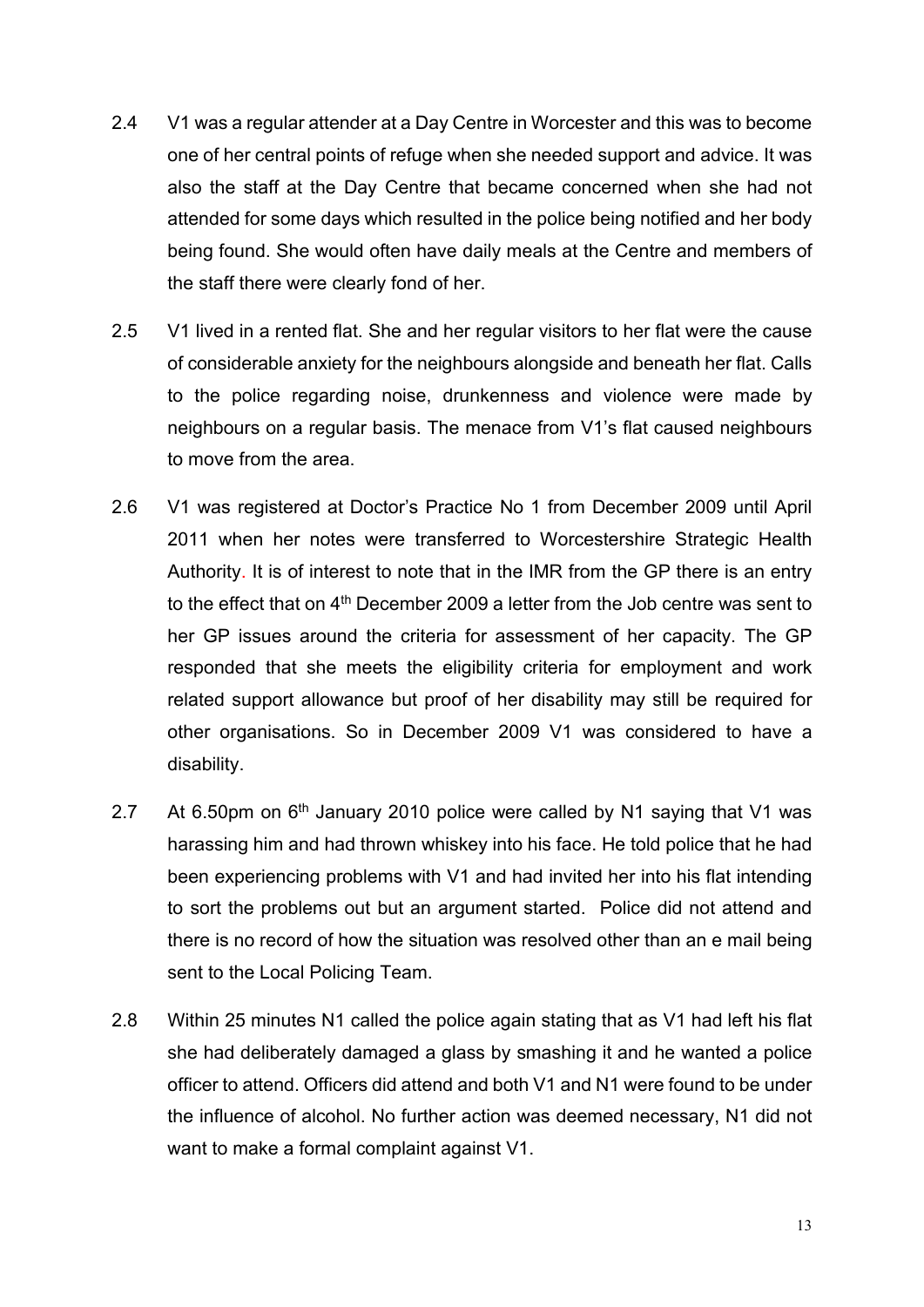2.4 V1 was a regular attender at a Day Centre in Worcester and this was to become one of her central points of refuge when she needed support and advice. It was also the staff at the Day Centre that became concerned when she had not attended for some days which resulted in the police being notified and her body being found. She would often have daily meals at the Centre and members of the staff there were clearly fond of her.

2.5 V1 lived in a rented flat. She and her regular visitors to her flat were the cause of considerable anxiety for the neighbours alongside and beneath her flat. Calls to the police regarding noise, drunkenness and violence were made by neighbours on a regular basis. The menace from V1's flat caused neighbours to move from the area.

2.6 V1 was registered at Doctor's Practice No 1 from December 2009 until April 2011 when her notes were transferred to Worcestershire Strategic Health Authority. It is of interest to note that in the IMR from the GP there is an entry to the effect that on 4th December 2009 a letter from the Job centre was sent to her GP issues around the criteria for assessment of her capacity. The GP responded that she meets the eligibility criteria for employment and work related support allowance but proof of her disability may still be required for other organisations. So in December 2009 V1 was considered to have a disability.

2.7 At 6.50pm on 6th January 2010 police were called by N1 saying that V1 was harassing him and had thrown whiskey into his face. He told police that he had been experiencing problems with V1 and had invited her into his flat intending to sort the problems out but an argument started. Police did not attend and there is no record of how the situation was resolved other than an e mail being sent to the Local Policing Team.

2.8 Within 25 minutes N1 called the police again stating that as V1 had left his flat she had deliberately damaged a glass by smashing it and he wanted a police officer to attend. Officers did attend and both V1 and N1 were found to be under the influence of alcohol. No further action was deemed necessary, N1 did not want to make a formal complaint against V1.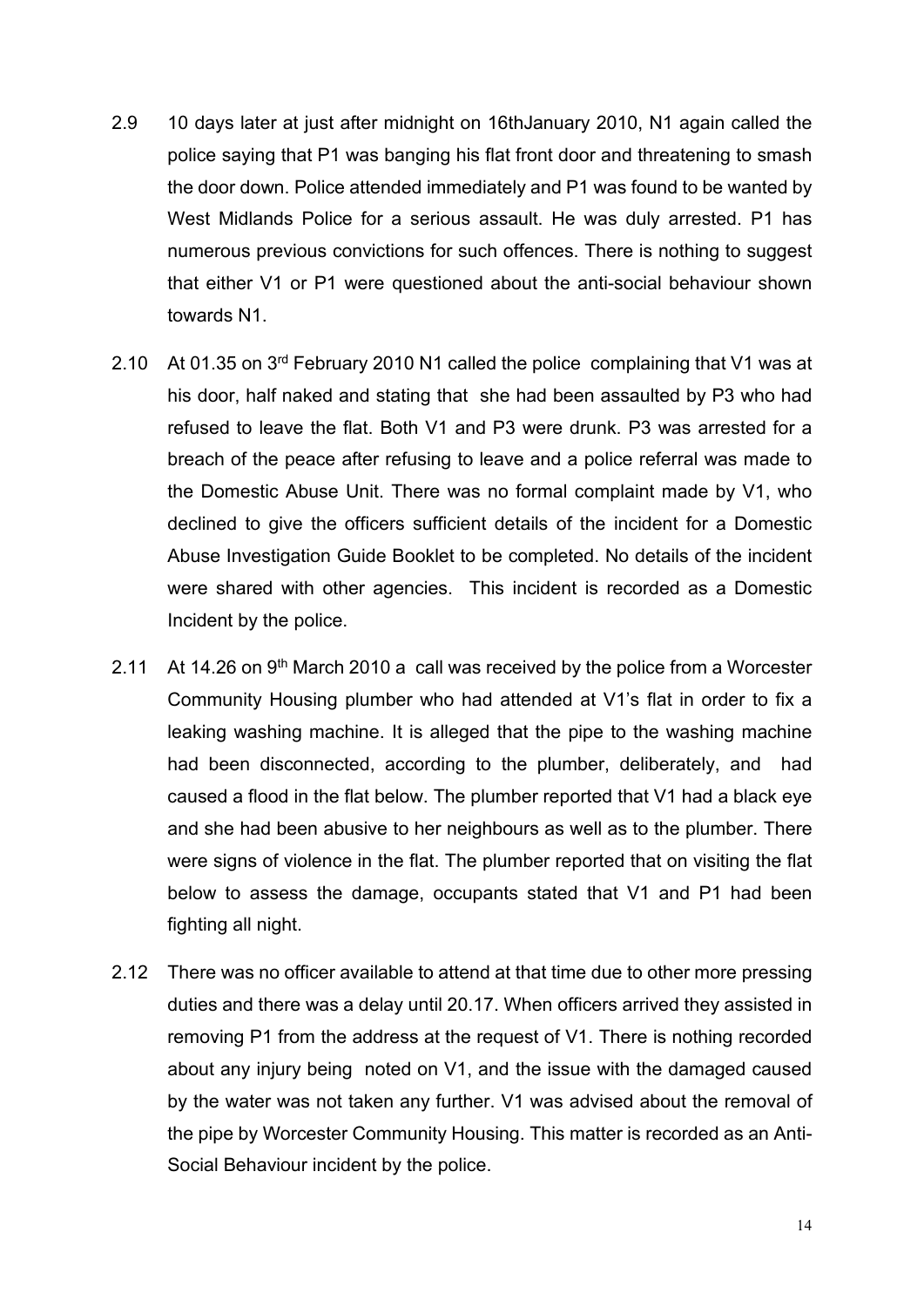2.9 10 days later at just after midnight on 16thJanuary 2010, N1 again called the police saying that P1 was banging his flat front door and threatening to smash the door down. Police attended immediately and P1 was found to be wanted by West Midlands Police for a serious assault. He was duly arrested. P1 has numerous previous convictions for such offences. There is nothing to suggest that either V1 or P1 were questioned about the anti-social behaviour shown towards N1.

2.10 At 01.35 on 3rd February 2010 N1 called the police complaining that V1 was at his door, half naked and stating that she had been assaulted by P3 who had refused to leave the flat. Both V1 and P3 were drunk. P3 was arrested for a breach of the peace after refusing to leave and a police referral was made to the Domestic Abuse Unit. There was no formal complaint made by V1, who declined to give the officers sufficient details of the incident for a Domestic Abuse Investigation Guide Booklet to be completed. No details of the incident were shared with other agencies. This incident is recorded as a Domestic Incident by the police.

2.11 At 14.26 on 9th March 2010 a call was received by the police from a Worcester Community Housing plumber who had attended at V1's flat in order to fix a leaking washing machine. It is alleged that the pipe to the washing machine had been disconnected, according to the plumber, deliberately, and had caused a flood in the flat below. The plumber reported that V1 had a black eye and she had been abusive to her neighbours as well as to the plumber. There were signs of violence in the flat. The plumber reported that on visiting the flat below to assess the damage, occupants stated that V1 and P1 had been fighting all night.

2.12 There was no officer available to attend at that time due to other more pressing duties and there was a delay until 20.17. When officers arrived they assisted in removing P1 from the address at the request of V1. There is nothing recorded about any injury being noted on V1, and the issue with the damaged caused by the water was not taken any further. V1 was advised about the removal of the pipe by Worcester Community Housing. This matter is recorded as an Anti-Social Behaviour incident by the police.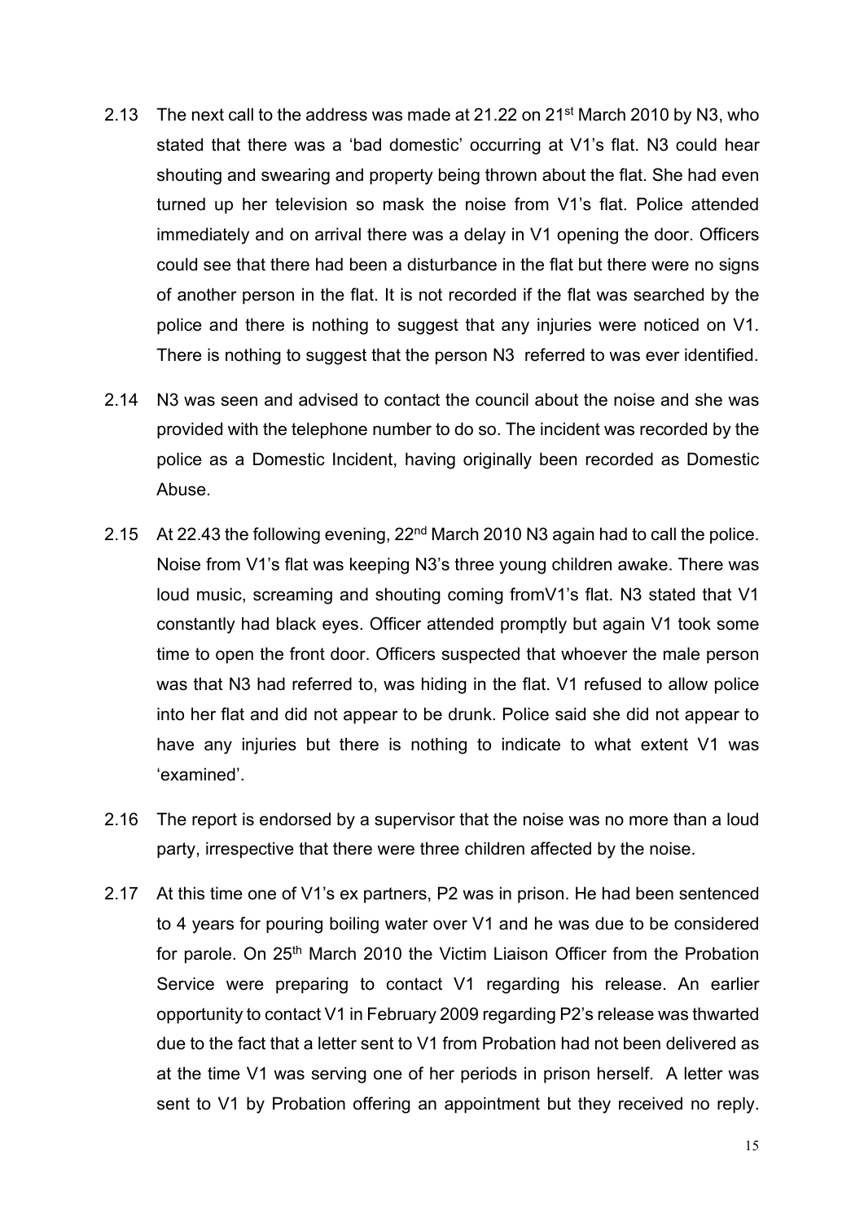2.13 The next call to the address was made at 21.22 on 21st March 2010 by N3, who stated that there was a 'bad domestic' occurring at V1's flat. N3 could hear shouting and swearing and property being thrown about the flat. She had even turned up her television so mask the noise from V1's flat. Police attended immediately and on arrival there was a delay in V1 opening the door. Officers could see that there had been a disturbance in the flat but there were no signs of another person in the flat. It is not recorded if the flat was searched by the police and there is nothing to suggest that any injuries were noticed on V1. There is nothing to suggest that the person N3 referred to was ever identified.

2.14 N3 was seen and advised to contact the council about the noise and she was provided with the telephone number to do so. The incident was recorded by the police as a Domestic Incident, having originally been recorded as Domestic Abuse.

2.15 At 22.43 the following evening, 22nd March 2010 N3 again had to call the police. Noise from V1's flat was keeping N3's three young children awake. There was loud music, screaming and shouting coming fromV1's flat. N3 stated that V1 constantly had black eyes. Officer attended promptly but again V1 took some time to open the front door. Officers suspected that whoever the male person was that N3 had referred to, was hiding in the flat. V1 refused to allow police into her flat and did not appear to be drunk. Police said she did not appear to have any injuries but there is nothing to indicate to what extent V1 was 'examined'.

2.16 The report is endorsed by a supervisor that the noise was no more than a loud party, irrespective that there were three children affected by the noise.

2.17 At this time one of V1's ex partners, P2 was in prison. He had been sentenced to 4 years for pouring boiling water over V1 and he was due to be considered for parole. On 25th March 2010 the Victim Liaison Officer from the Probation Service were preparing to contact V1 regarding his release. An earlier opportunity to contact V1 in February 2009 regarding P2's release was thwarted due to the fact that a letter sent to V1 from Probation had not been delivered as at the time V1 was serving one of her periods in prison herself. A letter was sent to V1 by Probation offering an appointment but they received no reply.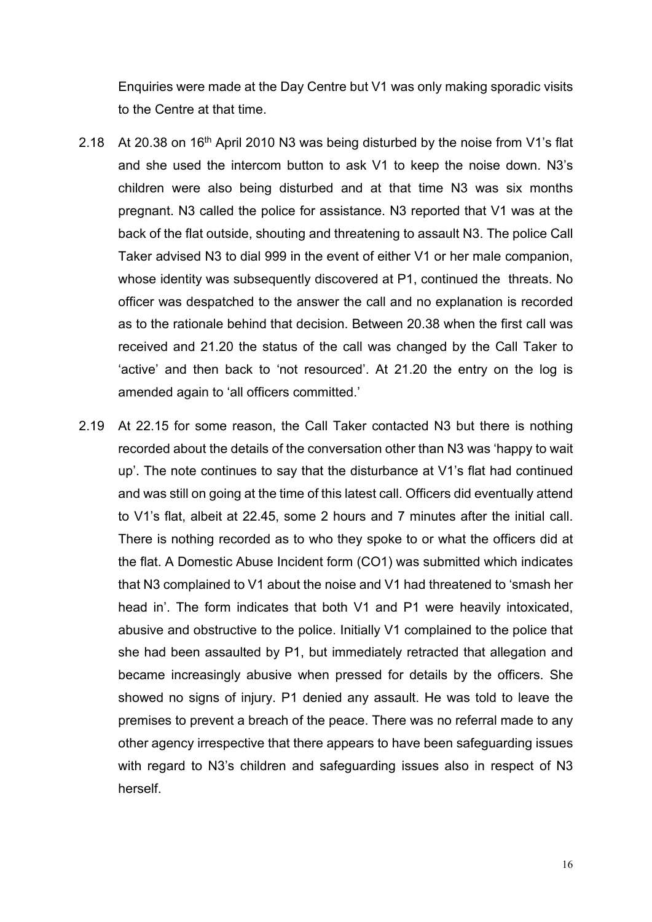Enquiries were made at the Day Centre but V1 was only making sporadic visits to the Centre at that time.

2.18 At 20.38 on 16th April 2010 N3 was being disturbed by the noise from V1's flat and she used the intercom button to ask V1 to keep the noise down. N3's children were also being disturbed and at that time N3 was six months pregnant. N3 called the police for assistance. N3 reported that V1 was at the back of the flat outside, shouting and threatening to assault N3. The police Call Taker advised N3 to dial 999 in the event of either V1 or her male companion, whose identity was subsequently discovered at P1, continued the threats. No officer was despatched to the answer the call and no explanation is recorded as to the rationale behind that decision. Between 20.38 when the first call was received and 21.20 the status of the call was changed by the Call Taker to 'active' and then back to 'not resourced'. At 21.20 the entry on the log is amended again to 'all officers committed.'

2.19 At 22.15 for some reason, the Call Taker contacted N3 but there is nothing recorded about the details of the conversation other than N3 was 'happy to wait up'. The note continues to say that the disturbance at V1's flat had continued and was still on going at the time of this latest call. Officers did eventually attend to V1's flat, albeit at 22.45, some 2 hours and 7 minutes after the initial call. There is nothing recorded as to who they spoke to or what the officers did at the flat. A Domestic Abuse Incident form (CO1) was submitted which indicates that N3 complained to V1 about the noise and V1 had threatened to 'smash her head in'. The form indicates that both V1 and P1 were heavily intoxicated, abusive and obstructive to the police. Initially V1 complained to the police that she had been assaulted by P1, but immediately retracted that allegation and became increasingly abusive when pressed for details by the officers. She showed no signs of injury. P1 denied any assault. He was told to leave the premises to prevent a breach of the peace. There was no referral made to any other agency irrespective that there appears to have been safeguarding issues with regard to N3's children and safeguarding issues also in respect of N3 herself.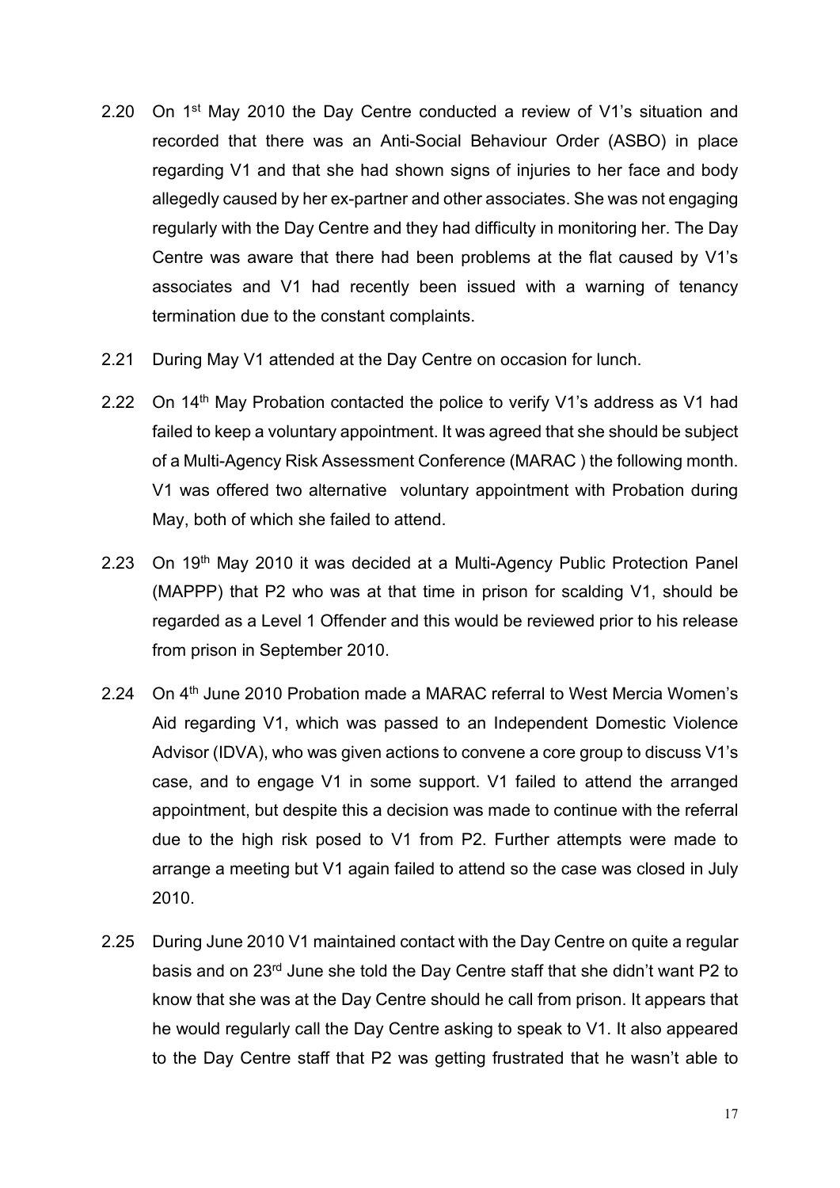2.20 On 1st May 2010 the Day Centre conducted a review of V1's situation and recorded that there was an Anti-Social Behaviour Order (ASBO) in place regarding V1 and that she had shown signs of injuries to her face and body allegedly caused by her ex-partner and other associates. She was not engaging regularly with the Day Centre and they had difficulty in monitoring her. The Day Centre was aware that there had been problems at the flat caused by V1's associates and V1 had recently been issued with a warning of tenancy termination due to the constant complaints.

2.21 During May V1 attended at the Day Centre on occasion for lunch.

2.22 On 14th May Probation contacted the police to verify V1's address as V1 had failed to keep a voluntary appointment. It was agreed that she should be subject of a Multi-Agency Risk Assessment Conference (MARAC ) the following month. V1 was offered two alternative voluntary appointment with Probation during May, both of which she failed to attend.

2.23 On 19th May 2010 it was decided at a Multi-Agency Public Protection Panel (MAPPP) that P2 who was at that time in prison for scalding V1, should be regarded as a Level 1 Offender and this would be reviewed prior to his release from prison in September 2010.

2.24 On 4th June 2010 Probation made a MARAC referral to West Mercia Women's Aid regarding V1, which was passed to an Independent Domestic Violence Advisor (IDVA), who was given actions to convene a core group to discuss V1's case, and to engage V1 in some support. V1 failed to attend the arranged appointment, but despite this a decision was made to continue with the referral due to the high risk posed to V1 from P2. Further attempts were made to arrange a meeting but V1 again failed to attend so the case was closed in July 2010.

2.25 During June 2010 V1 maintained contact with the Day Centre on quite a regular basis and on 23rd June she told the Day Centre staff that she didn't want P2 to know that she was at the Day Centre should he call from prison. It appears that he would regularly call the Day Centre asking to speak to V1. It also appeared to the Day Centre staff that P2 was getting frustrated that he wasn't able to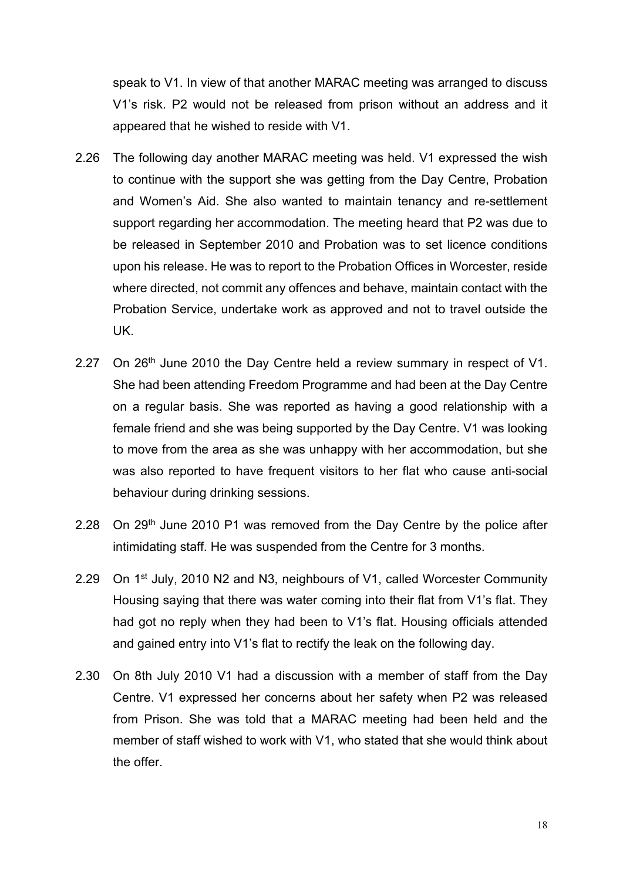speak to V1. In view of that another MARAC meeting was arranged to discuss V1's risk. P2 would not be released from prison without an address and it appeared that he wished to reside with V1.

2.26 The following day another MARAC meeting was held. V1 expressed the wish to continue with the support she was getting from the Day Centre, Probation and Women's Aid. She also wanted to maintain tenancy and re-settlement support regarding her accommodation. The meeting heard that P2 was due to be released in September 2010 and Probation was to set licence conditions upon his release. He was to report to the Probation Offices in Worcester, reside where directed, not commit any offences and behave, maintain contact with the Probation Service, undertake work as approved and not to travel outside the UK.

2.27 On 26th June 2010 the Day Centre held a review summary in respect of V1. She had been attending Freedom Programme and had been at the Day Centre on a regular basis. She was reported as having a good relationship with a female friend and she was being supported by the Day Centre. V1 was looking to move from the area as she was unhappy with her accommodation, but she was also reported to have frequent visitors to her flat who cause anti-social behaviour during drinking sessions.

2.28 On 29th June 2010 P1 was removed from the Day Centre by the police after intimidating staff. He was suspended from the Centre for 3 months.

2.29 On 1st July, 2010 N2 and N3, neighbours of V1, called Worcester Community Housing saying that there was water coming into their flat from V1's flat. They had got no reply when they had been to V1's flat. Housing officials attended and gained entry into V1's flat to rectify the leak on the following day.

2.30 On 8th July 2010 V1 had a discussion with a member of staff from the Day Centre. V1 expressed her concerns about her safety when P2 was released from Prison. She was told that a MARAC meeting had been held and the member of staff wished to work with V1, who stated that she would think about the offer.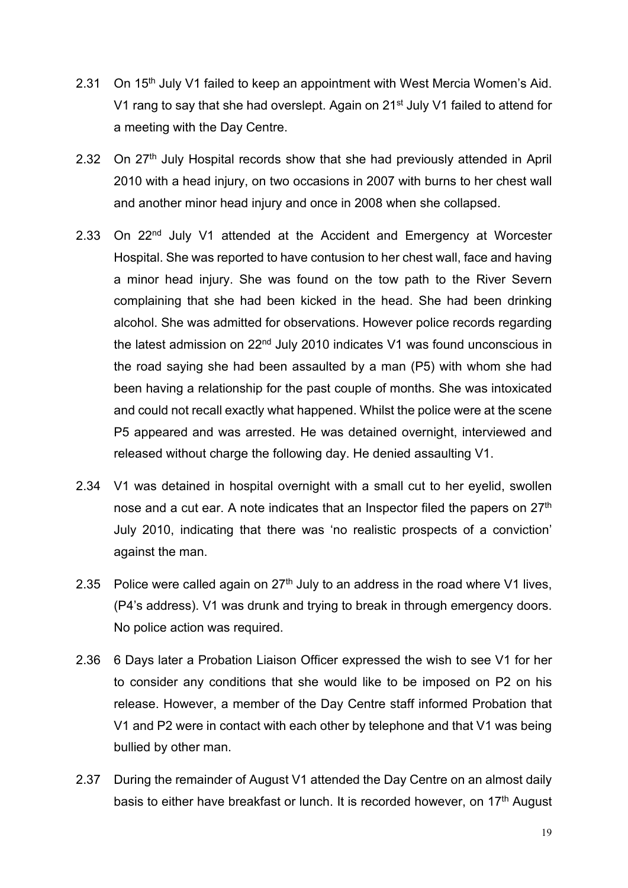2.31 On 15th July V1 failed to keep an appointment with West Mercia Women's Aid. V1 rang to say that she had overslept. Again on 21st July V1 failed to attend for a meeting with the Day Centre.

2.32 On 27th July Hospital records show that she had previously attended in April 2010 with a head injury, on two occasions in 2007 with burns to her chest wall and another minor head injury and once in 2008 when she collapsed.

2.33 On 22nd July V1 attended at the Accident and Emergency at Worcester Hospital. She was reported to have contusion to her chest wall, face and having a minor head injury. She was found on the tow path to the River Severn complaining that she had been kicked in the head. She had been drinking alcohol. She was admitted for observations. However police records regarding the latest admission on 22nd July 2010 indicates V1 was found unconscious in the road saying she had been assaulted by a man (P5) with whom she had been having a relationship for the past couple of months. She was intoxicated and could not recall exactly what happened. Whilst the police were at the scene P5 appeared and was arrested. He was detained overnight, interviewed and released without charge the following day. He denied assaulting V1.

2.34 V1 was detained in hospital overnight with a small cut to her eyelid, swollen nose and a cut ear. A note indicates that an Inspector filed the papers on 27th July 2010, indicating that there was 'no realistic prospects of a conviction' against the man.

2.35 Police were called again on 27th July to an address in the road where V1 lives, (P4's address). V1 was drunk and trying to break in through emergency doors. No police action was required.

2.36 6 Days later a Probation Liaison Officer expressed the wish to see V1 for her to consider any conditions that she would like to be imposed on P2 on his release. However, a member of the Day Centre staff informed Probation that V1 and P2 were in contact with each other by telephone and that V1 was being bullied by other man.

2.37 During the remainder of August V1 attended the Day Centre on an almost daily basis to either have breakfast or lunch. It is recorded however, on 17th August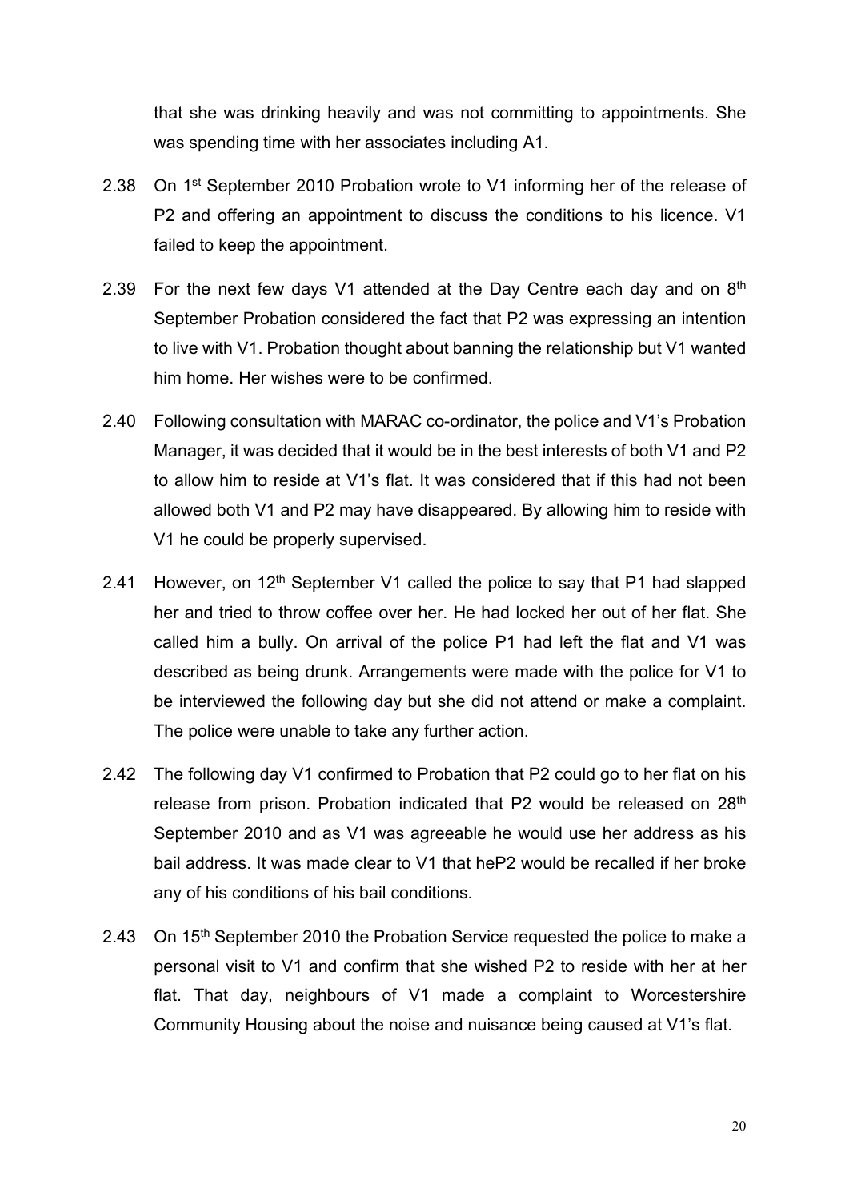that she was drinking heavily and was not committing to appointments. She was spending time with her associates including A1.

2.38 On 1st September 2010 Probation wrote to V1 informing her of the release of P2 and offering an appointment to discuss the conditions to his licence. V1 failed to keep the appointment.

2.39 For the next few days V1 attended at the Day Centre each day and on 8th September Probation considered the fact that P2 was expressing an intention to live with V1. Probation thought about banning the relationship but V1 wanted him home. Her wishes were to be confirmed.

2.40 Following consultation with MARAC co-ordinator, the police and V1's Probation Manager, it was decided that it would be in the best interests of both V1 and P2 to allow him to reside at V1's flat. It was considered that if this had not been allowed both V1 and P2 may have disappeared. By allowing him to reside with V1 he could be properly supervised.

2.41 However, on 12th September V1 called the police to say that P1 had slapped her and tried to throw coffee over her. He had locked her out of her flat. She called him a bully. On arrival of the police P1 had left the flat and V1 was described as being drunk. Arrangements were made with the police for V1 to be interviewed the following day but she did not attend or make a complaint. The police were unable to take any further action.

2.42 The following day V1 confirmed to Probation that P2 could go to her flat on his release from prison. Probation indicated that P2 would be released on 28th September 2010 and as V1 was agreeable he would use her address as his bail address. It was made clear to V1 that heP2 would be recalled if her broke any of his conditions of his bail conditions.

2.43 On 15th September 2010 the Probation Service requested the police to make a personal visit to V1 and confirm that she wished P2 to reside with her at her flat. That day, neighbours of V1 made a complaint to Worcestershire Community Housing about the noise and nuisance being caused at V1's flat.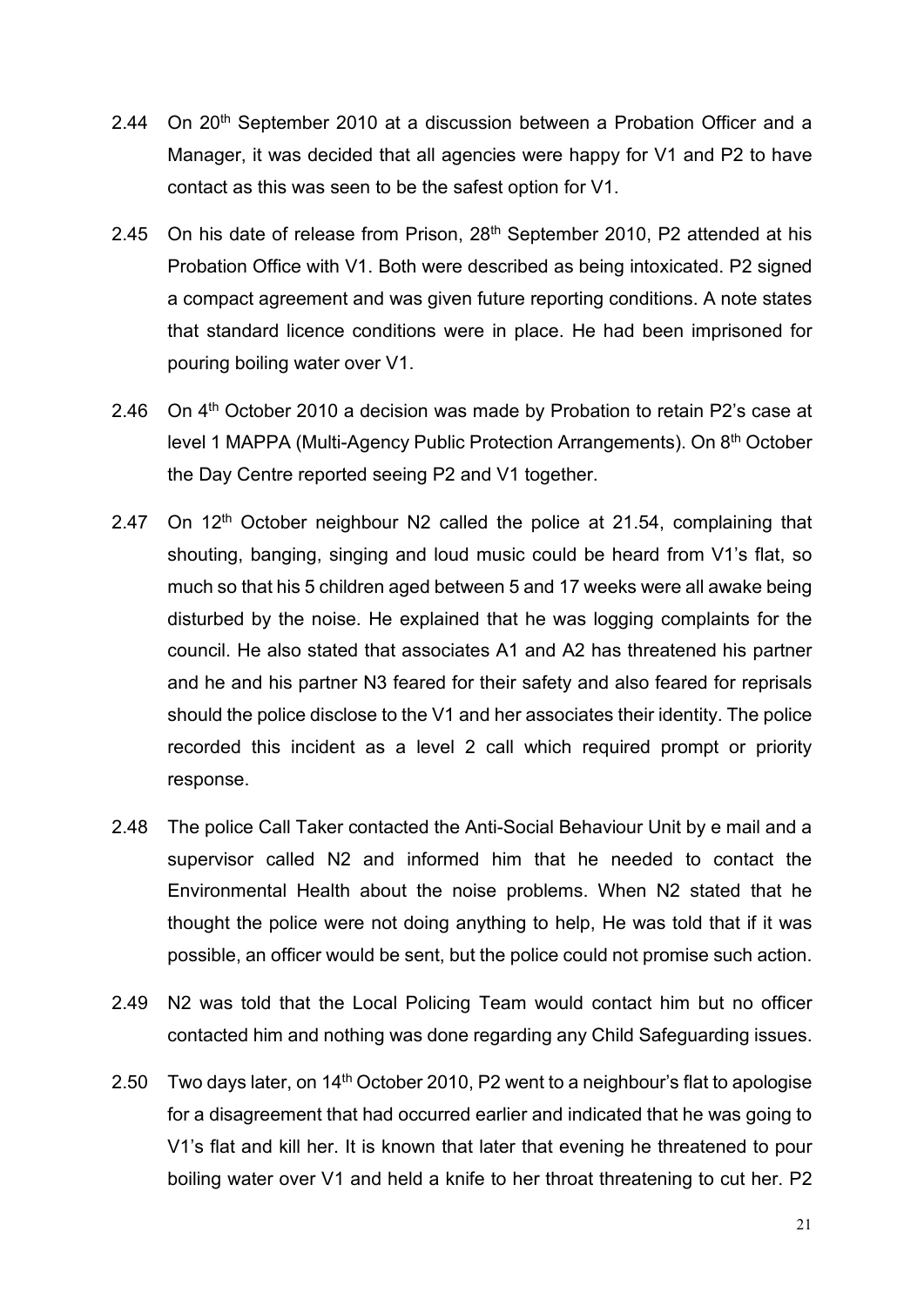2.44 On 20th September 2010 at a discussion between a Probation Officer and a Manager, it was decided that all agencies were happy for V1 and P2 to have contact as this was seen to be the safest option for V1.

2.45 On his date of release from Prison, 28th September 2010, P2 attended at his Probation Office with V1. Both were described as being intoxicated. P2 signed a compact agreement and was given future reporting conditions. A note states that standard licence conditions were in place. He had been imprisoned for pouring boiling water over V1.

2.46 On 4th October 2010 a decision was made by Probation to retain P2's case at level 1 MAPPA (Multi-Agency Public Protection Arrangements). On 8th October the Day Centre reported seeing P2 and V1 together.

2.47 On 12th October neighbour N2 called the police at 21.54, complaining that shouting, banging, singing and loud music could be heard from V1's flat, so much so that his 5 children aged between 5 and 17 weeks were all awake being disturbed by the noise. He explained that he was logging complaints for the council. He also stated that associates A1 and A2 has threatened his partner and he and his partner N3 feared for their safety and also feared for reprisals should the police disclose to the V1 and her associates their identity. The police recorded this incident as a level 2 call which required prompt or priority response.

2.48 The police Call Taker contacted the Anti-Social Behaviour Unit by e mail and a supervisor called N2 and informed him that he needed to contact the Environmental Health about the noise problems. When N2 stated that he thought the police were not doing anything to help, He was told that if it was possible, an officer would be sent, but the police could not promise such action.

2.49 N2 was told that the Local Policing Team would contact him but no officer contacted him and nothing was done regarding any Child Safeguarding issues.

2.50 Two days later, on 14th October 2010, P2 went to a neighbour's flat to apologise for a disagreement that had occurred earlier and indicated that he was going to V1's flat and kill her. It is known that later that evening he threatened to pour boiling water over V1 and held a knife to her throat threatening to cut her. P2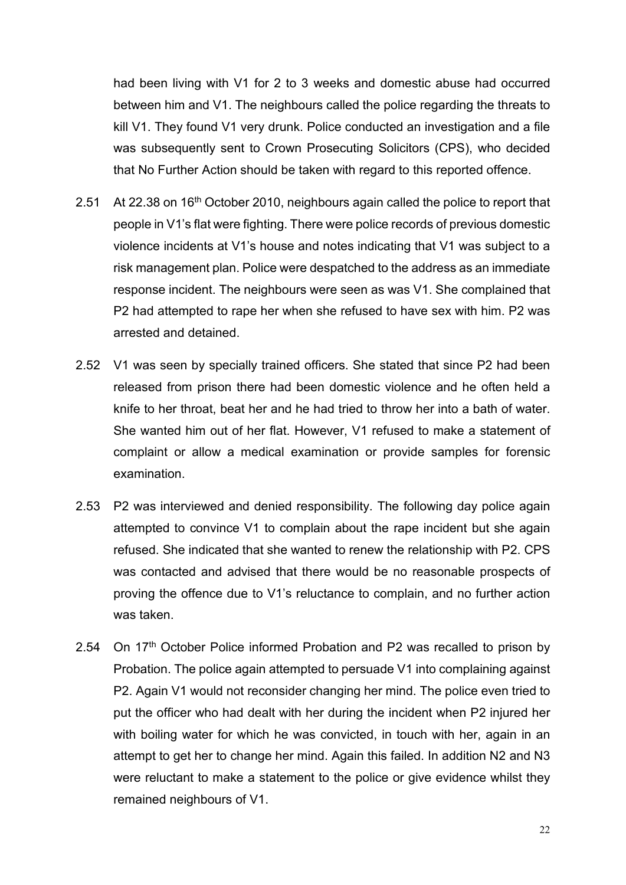had been living with V1 for 2 to 3 weeks and domestic abuse had occurred between him and V1. The neighbours called the police regarding the threats to kill V1. They found V1 very drunk. Police conducted an investigation and a file was subsequently sent to Crown Prosecuting Solicitors (CPS), who decided that No Further Action should be taken with regard to this reported offence.

2.51 At 22.38 on 16th October 2010, neighbours again called the police to report that people in V1's flat were fighting. There were police records of previous domestic violence incidents at V1's house and notes indicating that V1 was subject to a risk management plan. Police were despatched to the address as an immediate response incident. The neighbours were seen as was V1. She complained that P2 had attempted to rape her when she refused to have sex with him. P2 was arrested and detained.

2.52 V1 was seen by specially trained officers. She stated that since P2 had been released from prison there had been domestic violence and he often held a knife to her throat, beat her and he had tried to throw her into a bath of water. She wanted him out of her flat. However, V1 refused to make a statement of complaint or allow a medical examination or provide samples for forensic examination.

2.53 P2 was interviewed and denied responsibility. The following day police again attempted to convince V1 to complain about the rape incident but she again refused. She indicated that she wanted to renew the relationship with P2. CPS was contacted and advised that there would be no reasonable prospects of proving the offence due to V1's reluctance to complain, and no further action was taken.

2.54 On 17th October Police informed Probation and P2 was recalled to prison by Probation. The police again attempted to persuade V1 into complaining against P2. Again V1 would not reconsider changing her mind. The police even tried to put the officer who had dealt with her during the incident when P2 injured her with boiling water for which he was convicted, in touch with her, again in an attempt to get her to change her mind. Again this failed. In addition N2 and N3 were reluctant to make a statement to the police or give evidence whilst they remained neighbours of V1.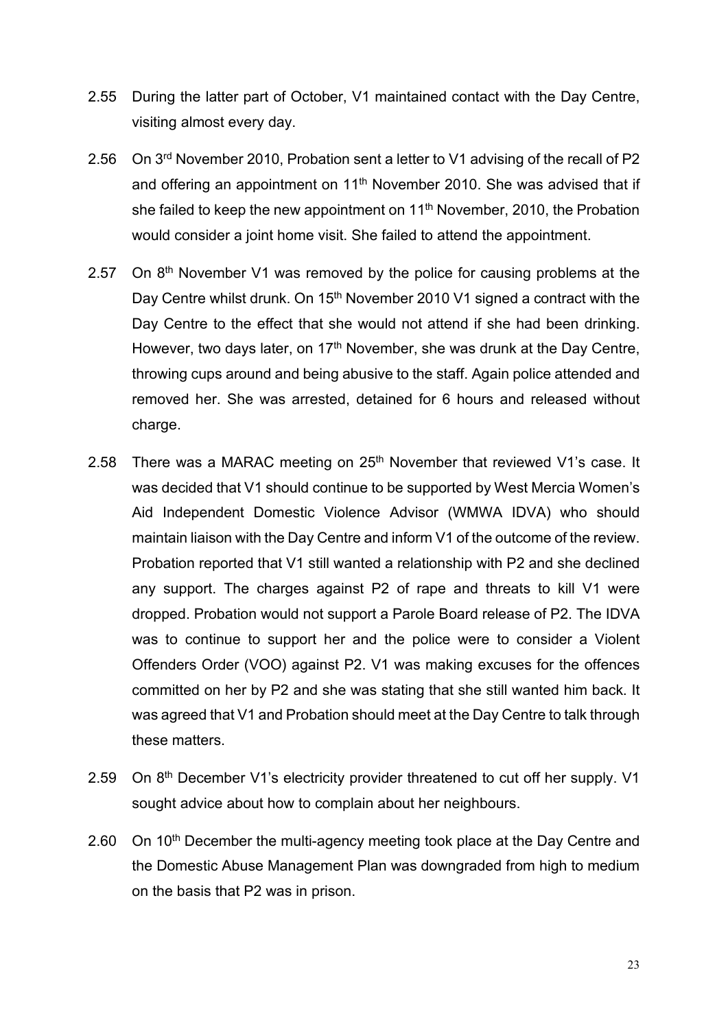2.55 During the latter part of October, V1 maintained contact with the Day Centre, visiting almost every day.

2.56 On 3rd November 2010, Probation sent a letter to V1 advising of the recall of P2 and offering an appointment on 11th November 2010. She was advised that if she failed to keep the new appointment on 11th November, 2010, the Probation would consider a joint home visit. She failed to attend the appointment.

2.57 On 8th November V1 was removed by the police for causing problems at the Day Centre whilst drunk. On 15th November 2010 V1 signed a contract with the Day Centre to the effect that she would not attend if she had been drinking. However, two days later, on 17th November, she was drunk at the Day Centre, throwing cups around and being abusive to the staff. Again police attended and removed her. She was arrested, detained for 6 hours and released without charge.

2.58 There was a MARAC meeting on 25th November that reviewed V1's case. It was decided that V1 should continue to be supported by West Mercia Women's Aid Independent Domestic Violence Advisor (WMWA IDVA) who should maintain liaison with the Day Centre and inform V1 of the outcome of the review. Probation reported that V1 still wanted a relationship with P2 and she declined any support. The charges against P2 of rape and threats to kill V1 were dropped. Probation would not support a Parole Board release of P2. The IDVA was to continue to support her and the police were to consider a Violent Offenders Order (VOO) against P2. V1 was making excuses for the offences committed on her by P2 and she was stating that she still wanted him back. It was agreed that V1 and Probation should meet at the Day Centre to talk through these matters.

2.59 On 8th December V1's electricity provider threatened to cut off her supply. V1 sought advice about how to complain about her neighbours.

2.60 On 10th December the multi-agency meeting took place at the Day Centre and the Domestic Abuse Management Plan was downgraded from high to medium on the basis that P2 was in prison.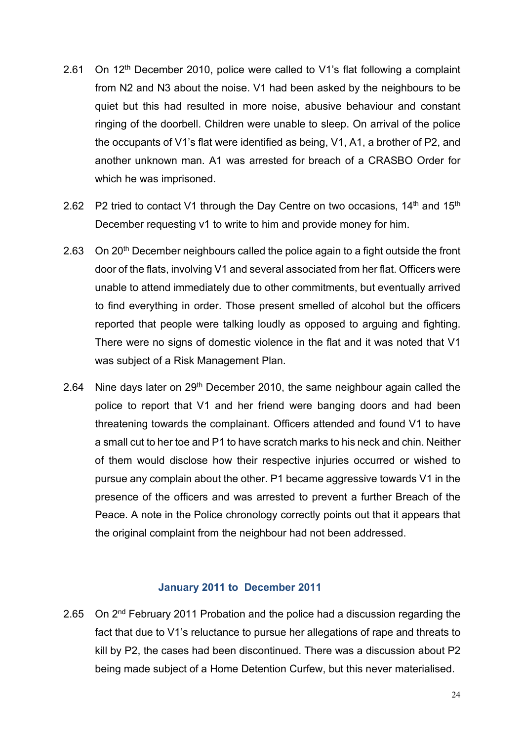2.61 On 12th December 2010, police were called to V1's flat following a complaint from N2 and N3 about the noise. V1 had been asked by the neighbours to be quiet but this had resulted in more noise, abusive behaviour and constant ringing of the doorbell. Children were unable to sleep. On arrival of the police the occupants of V1's flat were identified as being, V1, A1, a brother of P2, and another unknown man. A1 was arrested for breach of a CRASBO Order for which he was imprisoned.

2.62 P2 tried to contact V1 through the Day Centre on two occasions, 14th and 15th December requesting v1 to write to him and provide money for him.

2.63 On 20th December neighbours called the police again to a fight outside the front door of the flats, involving V1 and several associated from her flat. Officers were unable to attend immediately due to other commitments, but eventually arrived to find everything in order. Those present smelled of alcohol but the officers reported that people were talking loudly as opposed to arguing and fighting. There were no signs of domestic violence in the flat and it was noted that V1 was subject of a Risk Management Plan.

2.64 Nine days later on 29th December 2010, the same neighbour again called the police to report that V1 and her friend were banging doors and had been threatening towards the complainant. Officers attended and found V1 to have a small cut to her toe and P1 to have scratch marks to his neck and chin. Neither of them would disclose how their respective injuries occurred or wished to pursue any complain about the other. P1 became aggressive towards V1 in the presence of the officers and was arrested to prevent a further Breach of the Peace. A note in the Police chronology correctly points out that it appears that the original complaint from the neighbour had not been addressed.

### January 2011 to December 2011

2.65 On 2nd February 2011 Probation and the police had a discussion regarding the fact that due to V1's reluctance to pursue her allegations of rape and threats to kill by P2, the cases had been discontinued. There was a discussion about P2 being made subject of a Home Detention Curfew, but this never materialised.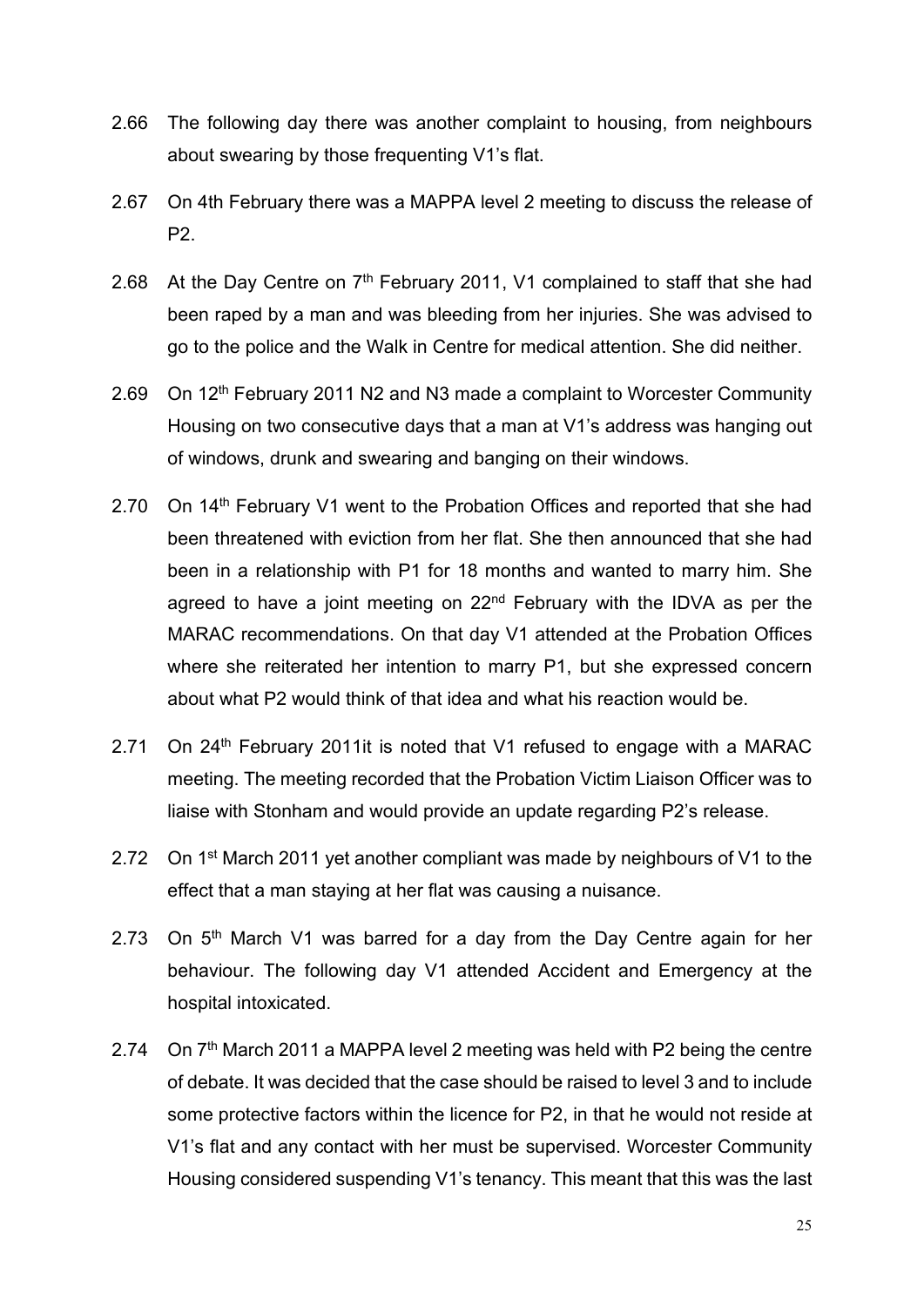2.66 The following day there was another complaint to housing, from neighbours about swearing by those frequenting V1's flat.

2.67 On 4th February there was a MAPPA level 2 meeting to discuss the release of P2.

2.68 At the Day Centre on 7th February 2011, V1 complained to staff that she had been raped by a man and was bleeding from her injuries. She was advised to go to the police and the Walk in Centre for medical attention. She did neither.

2.69 On 12th February 2011 N2 and N3 made a complaint to Worcester Community Housing on two consecutive days that a man at V1's address was hanging out of windows, drunk and swearing and banging on their windows.

2.70 On 14th February V1 went to the Probation Offices and reported that she had been threatened with eviction from her flat. She then announced that she had been in a relationship with P1 for 18 months and wanted to marry him. She agreed to have a joint meeting on 22nd February with the IDVA as per the MARAC recommendations. On that day V1 attended at the Probation Offices where she reiterated her intention to marry P1, but she expressed concern about what P2 would think of that idea and what his reaction would be.

2.71 On 24th February 2011it is noted that V1 refused to engage with a MARAC meeting. The meeting recorded that the Probation Victim Liaison Officer was to liaise with Stonham and would provide an update regarding P2's release.

2.72 On 1st March 2011 yet another compliant was made by neighbours of V1 to the effect that a man staying at her flat was causing a nuisance.

2.73 On 5th March V1 was barred for a day from the Day Centre again for her behaviour. The following day V1 attended Accident and Emergency at the hospital intoxicated.

2.74 On 7th March 2011 a MAPPA level 2 meeting was held with P2 being the centre of debate. It was decided that the case should be raised to level 3 and to include some protective factors within the licence for P2, in that he would not reside at V1's flat and any contact with her must be supervised. Worcester Community Housing considered suspending V1's tenancy. This meant that this was the last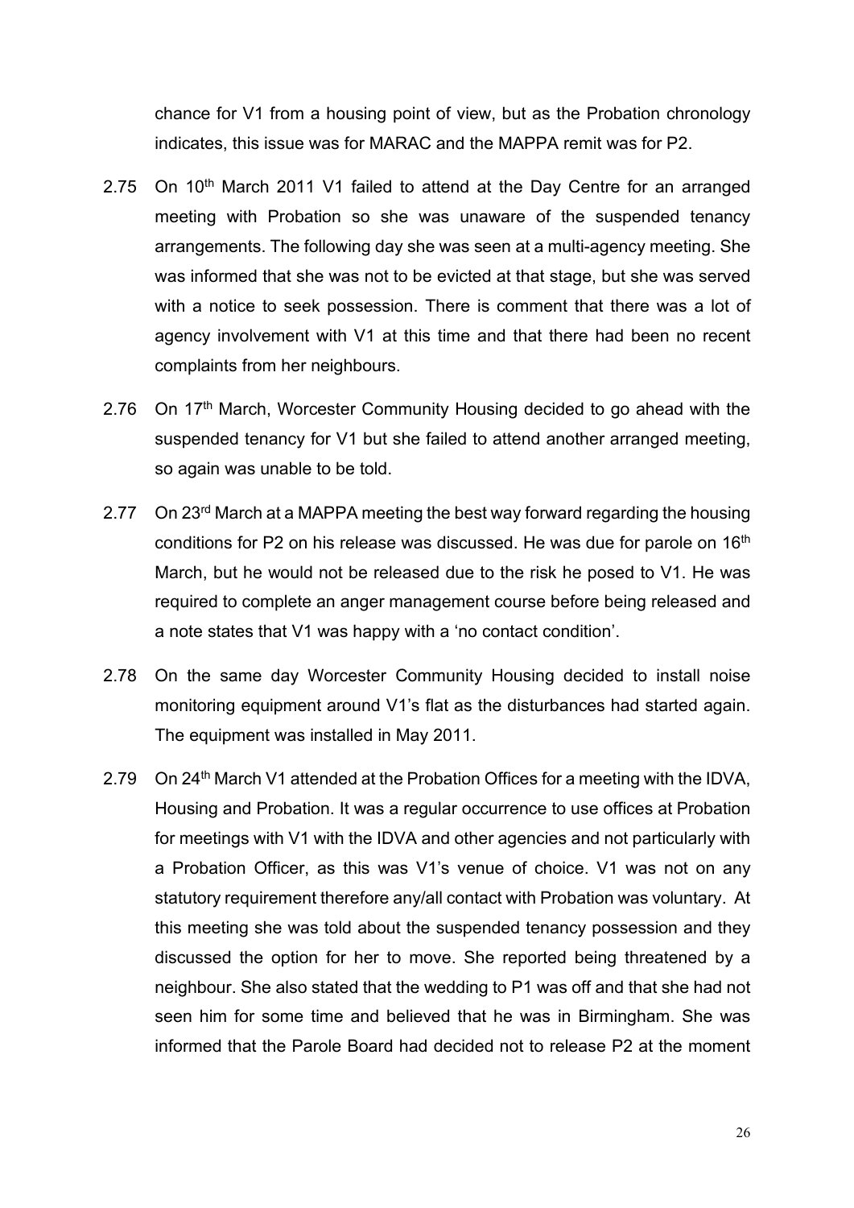chance for V1 from a housing point of view, but as the Probation chronology indicates, this issue was for MARAC and the MAPPA remit was for P2.

2.75 On 10th March 2011 V1 failed to attend at the Day Centre for an arranged meeting with Probation so she was unaware of the suspended tenancy arrangements. The following day she was seen at a multi-agency meeting. She was informed that she was not to be evicted at that stage, but she was served with a notice to seek possession. There is comment that there was a lot of agency involvement with V1 at this time and that there had been no recent complaints from her neighbours.

2.76 On 17th March, Worcester Community Housing decided to go ahead with the suspended tenancy for V1 but she failed to attend another arranged meeting, so again was unable to be told.

2.77 On 23rd March at a MAPPA meeting the best way forward regarding the housing conditions for P2 on his release was discussed. He was due for parole on 16th March, but he would not be released due to the risk he posed to V1. He was required to complete an anger management course before being released and a note states that V1 was happy with a 'no contact condition'.

2.78 On the same day Worcester Community Housing decided to install noise monitoring equipment around V1's flat as the disturbances had started again. The equipment was installed in May 2011.

2.79 On 24th March V1 attended at the Probation Offices for a meeting with the IDVA, Housing and Probation. It was a regular occurrence to use offices at Probation for meetings with V1 with the IDVA and other agencies and not particularly with a Probation Officer, as this was V1's venue of choice. V1 was not on any statutory requirement therefore any/all contact with Probation was voluntary. At this meeting she was told about the suspended tenancy possession and they discussed the option for her to move. She reported being threatened by a neighbour. She also stated that the wedding to P1 was off and that she had not seen him for some time and believed that he was in Birmingham. She was informed that the Parole Board had decided not to release P2 at the moment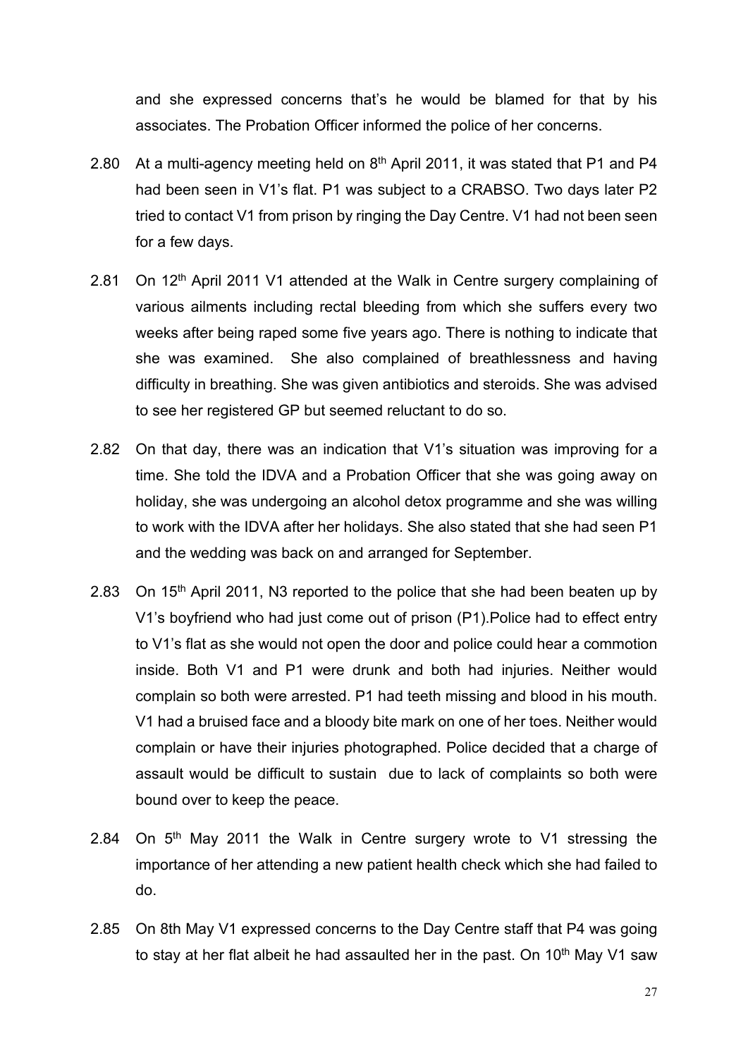and she expressed concerns that's he would be blamed for that by his associates. The Probation Officer informed the police of her concerns.

2.80 At a multi-agency meeting held on 8th April 2011, it was stated that P1 and P4 had been seen in V1's flat. P1 was subject to a CRABSO. Two days later P2 tried to contact V1 from prison by ringing the Day Centre. V1 had not been seen for a few days.

2.81 On 12th April 2011 V1 attended at the Walk in Centre surgery complaining of various ailments including rectal bleeding from which she suffers every two weeks after being raped some five years ago. There is nothing to indicate that she was examined. She also complained of breathlessness and having difficulty in breathing. She was given antibiotics and steroids. She was advised to see her registered GP but seemed reluctant to do so.

2.82 On that day, there was an indication that V1's situation was improving for a time. She told the IDVA and a Probation Officer that she was going away on holiday, she was undergoing an alcohol detox programme and she was willing to work with the IDVA after her holidays. She also stated that she had seen P1 and the wedding was back on and arranged for September.

2.83 On 15th April 2011, N3 reported to the police that she had been beaten up by V1's boyfriend who had just come out of prison (P1).Police had to effect entry to V1's flat as she would not open the door and police could hear a commotion inside. Both V1 and P1 were drunk and both had injuries. Neither would complain so both were arrested. P1 had teeth missing and blood in his mouth. V1 had a bruised face and a bloody bite mark on one of her toes. Neither would complain or have their injuries photographed. Police decided that a charge of assault would be difficult to sustain due to lack of complaints so both were bound over to keep the peace.

2.84 On 5th May 2011 the Walk in Centre surgery wrote to V1 stressing the importance of her attending a new patient health check which she had failed to do.

2.85 On 8th May V1 expressed concerns to the Day Centre staff that P4 was going to stay at her flat albeit he had assaulted her in the past. On 10th May V1 saw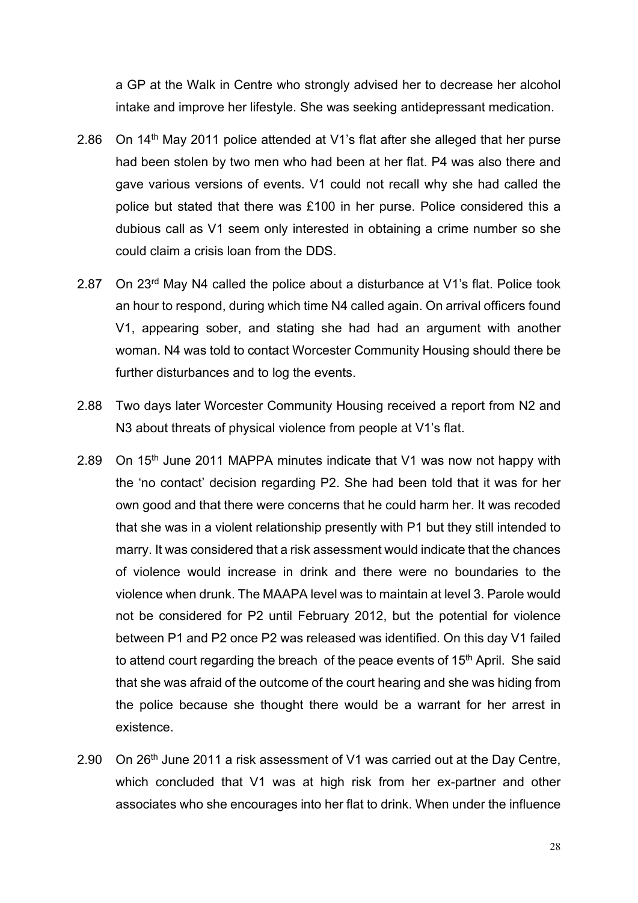a GP at the Walk in Centre who strongly advised her to decrease her alcohol intake and improve her lifestyle. She was seeking antidepressant medication.

2.86 On 14th May 2011 police attended at V1's flat after she alleged that her purse had been stolen by two men who had been at her flat. P4 was also there and gave various versions of events. V1 could not recall why she had called the police but stated that there was £100 in her purse. Police considered this a dubious call as V1 seem only interested in obtaining a crime number so she could claim a crisis loan from the DDS.

2.87 On 23rd May N4 called the police about a disturbance at V1's flat. Police took an hour to respond, during which time N4 called again. On arrival officers found V1, appearing sober, and stating she had had an argument with another woman. N4 was told to contact Worcester Community Housing should there be further disturbances and to log the events.

2.88 Two days later Worcester Community Housing received a report from N2 and N3 about threats of physical violence from people at V1's flat.

2.89 On 15th June 2011 MAPPA minutes indicate that V1 was now not happy with the 'no contact' decision regarding P2. She had been told that it was for her own good and that there were concerns that he could harm her. It was recoded that she was in a violent relationship presently with P1 but they still intended to marry. It was considered that a risk assessment would indicate that the chances of violence would increase in drink and there were no boundaries to the violence when drunk. The MAAPA level was to maintain at level 3. Parole would not be considered for P2 until February 2012, but the potential for violence between P1 and P2 once P2 was released was identified. On this day V1 failed to attend court regarding the breach of the peace events of 15th April. She said that she was afraid of the outcome of the court hearing and she was hiding from the police because she thought there would be a warrant for her arrest in existence.

2.90 On 26th June 2011 a risk assessment of V1 was carried out at the Day Centre, which concluded that V1 was at high risk from her ex-partner and other associates who she encourages into her flat to drink. When under the influence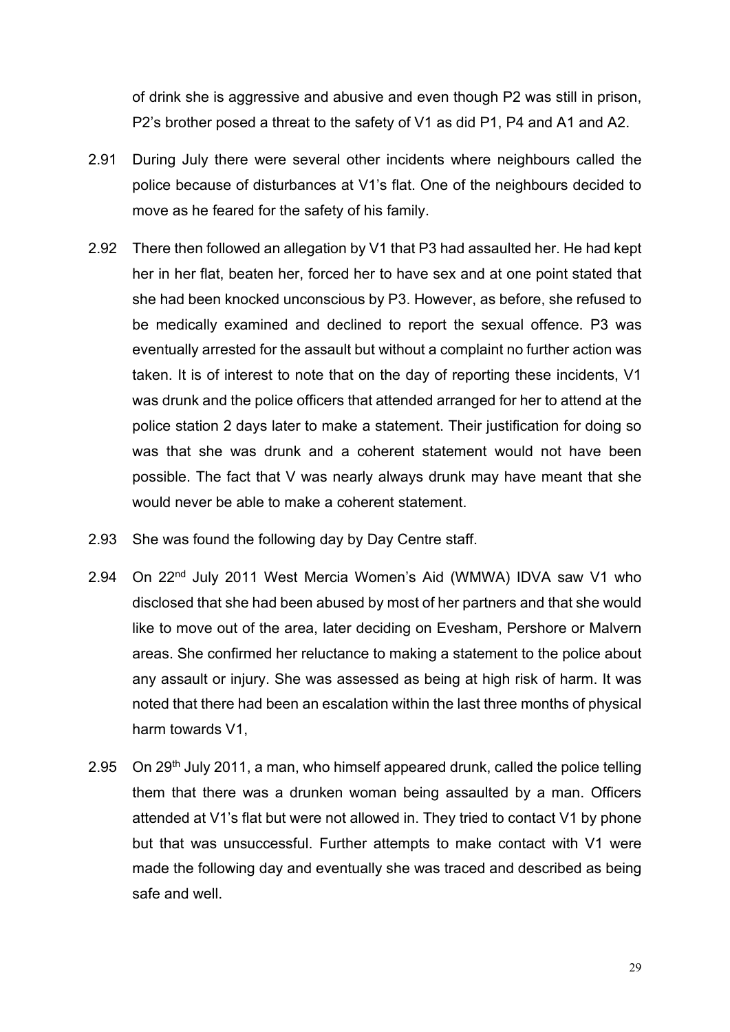of drink she is aggressive and abusive and even though P2 was still in prison, P2's brother posed a threat to the safety of V1 as did P1, P4 and A1 and A2.

2.91 During July there were several other incidents where neighbours called the police because of disturbances at V1's flat. One of the neighbours decided to move as he feared for the safety of his family.

2.92 There then followed an allegation by V1 that P3 had assaulted her. He had kept her in her flat, beaten her, forced her to have sex and at one point stated that she had been knocked unconscious by P3. However, as before, she refused to be medically examined and declined to report the sexual offence. P3 was eventually arrested for the assault but without a complaint no further action was taken. It is of interest to note that on the day of reporting these incidents, V1 was drunk and the police officers that attended arranged for her to attend at the police station 2 days later to make a statement. Their justification for doing so was that she was drunk and a coherent statement would not have been possible. The fact that V was nearly always drunk may have meant that she would never be able to make a coherent statement.

2.93 She was found the following day by Day Centre staff.

2.94 On 22nd July 2011 West Mercia Women's Aid (WMWA) IDVA saw V1 who disclosed that she had been abused by most of her partners and that she would like to move out of the area, later deciding on Evesham, Pershore or Malvern areas. She confirmed her reluctance to making a statement to the police about any assault or injury. She was assessed as being at high risk of harm. It was noted that there had been an escalation within the last three months of physical harm towards V1,

2.95 On 29th July 2011, a man, who himself appeared drunk, called the police telling them that there was a drunken woman being assaulted by a man. Officers attended at V1's flat but were not allowed in. They tried to contact V1 by phone but that was unsuccessful. Further attempts to make contact with V1 were made the following day and eventually she was traced and described as being safe and well.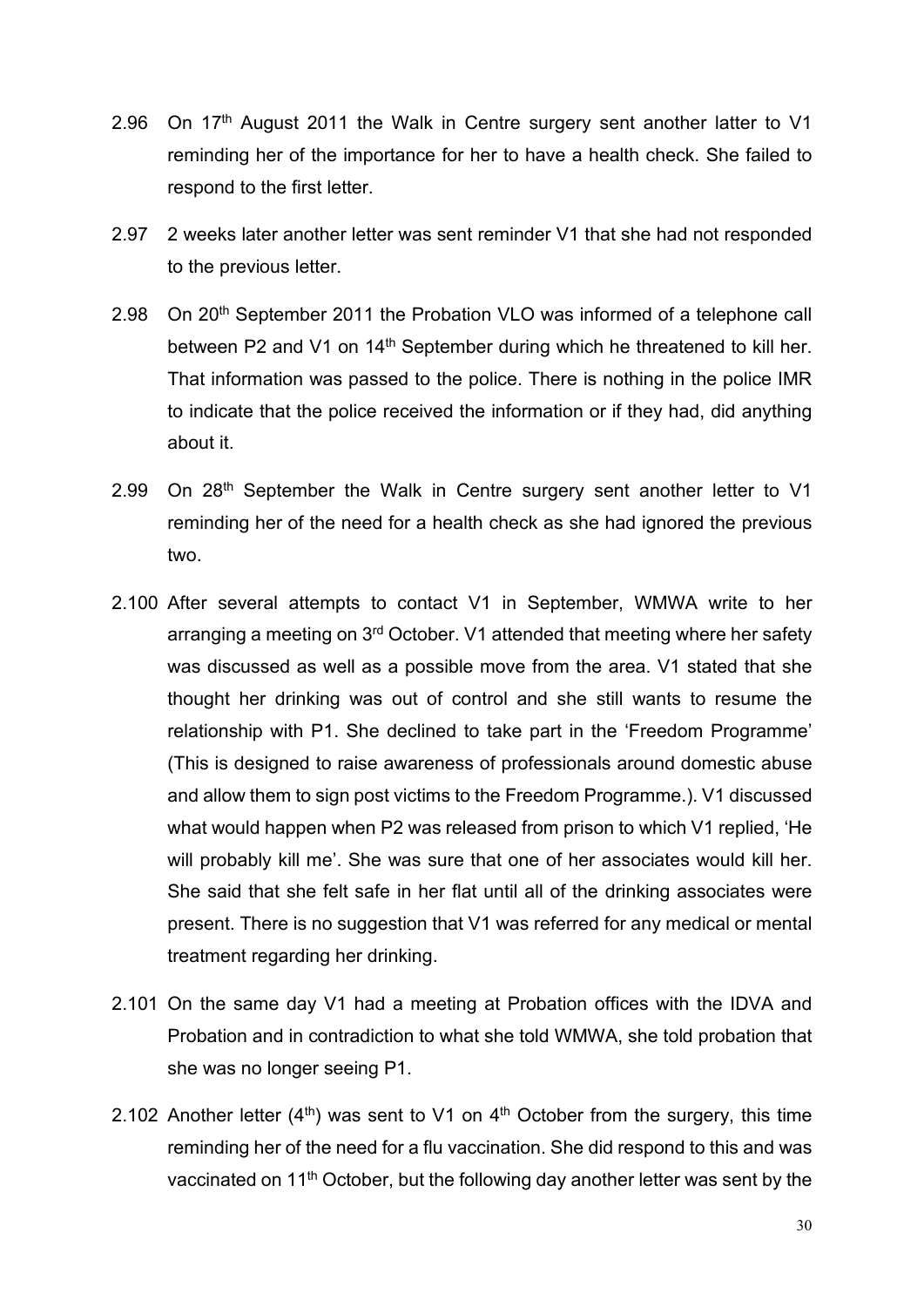2.96 On 17th August 2011 the Walk in Centre surgery sent another latter to V1 reminding her of the importance for her to have a health check. She failed to respond to the first letter.

2.97 2 weeks later another letter was sent reminder V1 that she had not responded to the previous letter.

2.98 On 20th September 2011 the Probation VLO was informed of a telephone call between P2 and V1 on 14th September during which he threatened to kill her. That information was passed to the police. There is nothing in the police IMR to indicate that the police received the information or if they had, did anything about it.

2.99 On 28th September the Walk in Centre surgery sent another letter to V1 reminding her of the need for a health check as she had ignored the previous two.

2.100 After several attempts to contact V1 in September, WMWA write to her arranging a meeting on 3rd October. V1 attended that meeting where her safety was discussed as well as a possible move from the area. V1 stated that she thought her drinking was out of control and she still wants to resume the relationship with P1. She declined to take part in the 'Freedom Programme' (This is designed to raise awareness of professionals around domestic abuse and allow them to sign post victims to the Freedom Programme.). V1 discussed what would happen when P2 was released from prison to which V1 replied, 'He will probably kill me'. She was sure that one of her associates would kill her. She said that she felt safe in her flat until all of the drinking associates were present. There is no suggestion that V1 was referred for any medical or mental treatment regarding her drinking.

2.101 On the same day V1 had a meeting at Probation offices with the IDVA and Probation and in contradiction to what she told WMWA, she told probation that she was no longer seeing P1.

2.102 Another letter (4th) was sent to V1 on 4th October from the surgery, this time reminding her of the need for a flu vaccination. She did respond to this and was vaccinated on 11th October, but the following day another letter was sent by the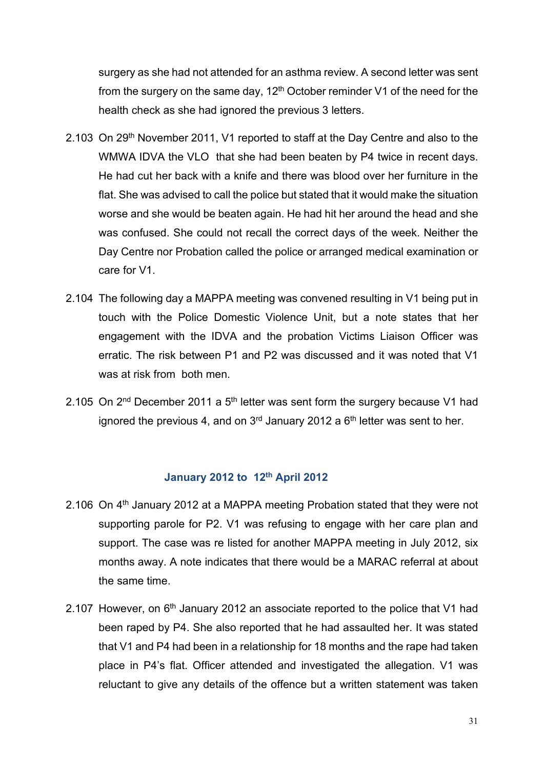surgery as she had not attended for an asthma review. A second letter was sent from the surgery on the same day, 12th October reminder V1 of the need for the health check as she had ignored the previous 3 letters.

2.103 On 29th November 2011, V1 reported to staff at the Day Centre and also to the WMWA IDVA the VLO that she had been beaten by P4 twice in recent days. He had cut her back with a knife and there was blood over her furniture in the flat. She was advised to call the police but stated that it would make the situation worse and she would be beaten again. He had hit her around the head and she was confused. She could not recall the correct days of the week. Neither the Day Centre nor Probation called the police or arranged medical examination or care for V1.

2.104 The following day a MAPPA meeting was convened resulting in V1 being put in touch with the Police Domestic Violence Unit, but a note states that her engagement with the IDVA and the probation Victims Liaison Officer was erratic. The risk between P1 and P2 was discussed and it was noted that V1 was at risk from both men.

2.105 On 2nd December 2011 a 5th letter was sent form the surgery because V1 had ignored the previous 4, and on 3rd January 2012 a 6th letter was sent to her.

### January 2012 to 12th April 2012

2.106 On 4th January 2012 at a MAPPA meeting Probation stated that they were not supporting parole for P2. V1 was refusing to engage with her care plan and support. The case was re listed for another MAPPA meeting in July 2012, six months away. A note indicates that there would be a MARAC referral at about the same time.

2.107 However, on 6th January 2012 an associate reported to the police that V1 had been raped by P4. She also reported that he had assaulted her. It was stated that V1 and P4 had been in a relationship for 18 months and the rape had taken place in P4's flat. Officer attended and investigated the allegation. V1 was reluctant to give any details of the offence but a written statement was taken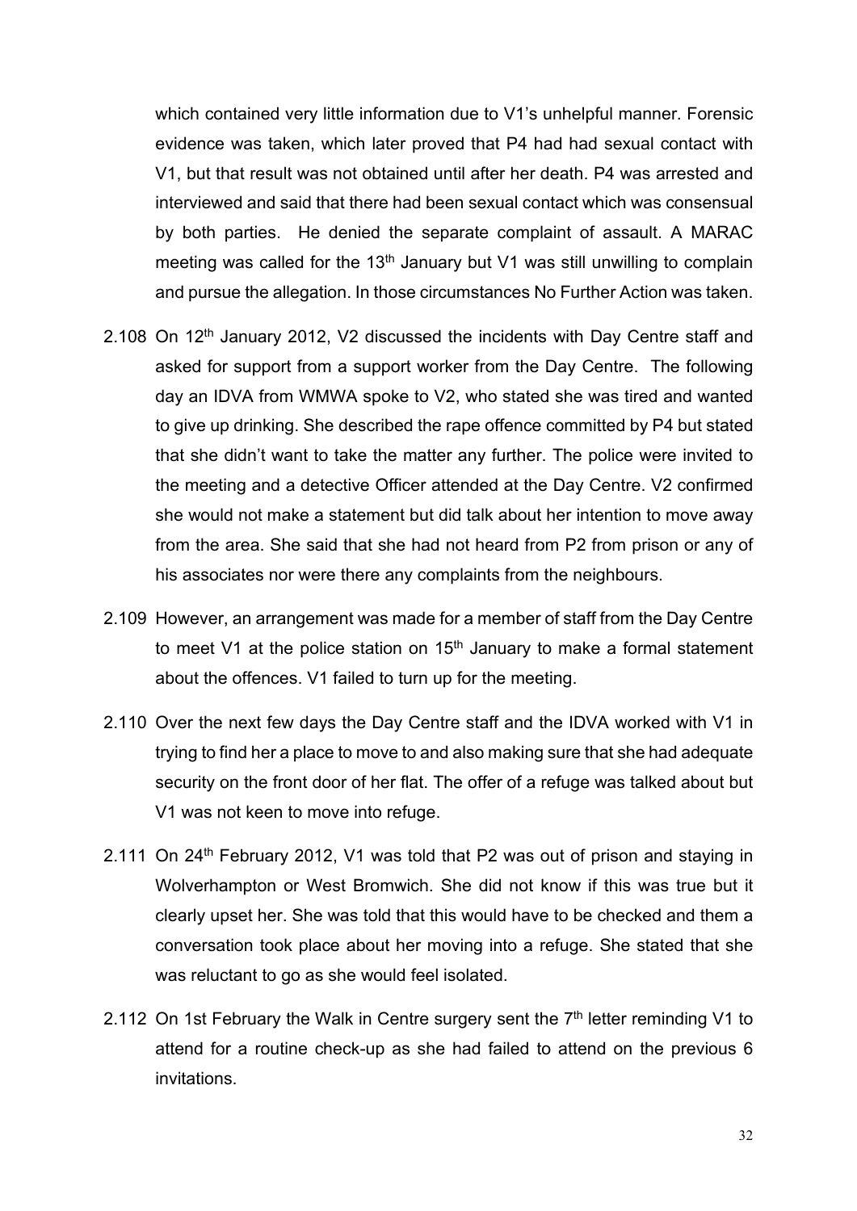which contained very little information due to V1's unhelpful manner. Forensic evidence was taken, which later proved that P4 had had sexual contact with V1, but that result was not obtained until after her death. P4 was arrested and interviewed and said that there had been sexual contact which was consensual by both parties. He denied the separate complaint of assault. A MARAC meeting was called for the 13th January but V1 was still unwilling to complain and pursue the allegation. In those circumstances No Further Action was taken.

2.108 On 12th January 2012, V2 discussed the incidents with Day Centre staff and asked for support from a support worker from the Day Centre. The following day an IDVA from WMWA spoke to V2, who stated she was tired and wanted to give up drinking. She described the rape offence committed by P4 but stated that she didn't want to take the matter any further. The police were invited to the meeting and a detective Officer attended at the Day Centre. V2 confirmed she would not make a statement but did talk about her intention to move away from the area. She said that she had not heard from P2 from prison or any of his associates nor were there any complaints from the neighbours.

2.109 However, an arrangement was made for a member of staff from the Day Centre to meet V1 at the police station on 15th January to make a formal statement about the offences. V1 failed to turn up for the meeting.

2.110 Over the next few days the Day Centre staff and the IDVA worked with V1 in trying to find her a place to move to and also making sure that she had adequate security on the front door of her flat. The offer of a refuge was talked about but V1 was not keen to move into refuge.

2.111 On 24th February 2012, V1 was told that P2 was out of prison and staying in Wolverhampton or West Bromwich. She did not know if this was true but it clearly upset her. She was told that this would have to be checked and them a conversation took place about her moving into a refuge. She stated that she was reluctant to go as she would feel isolated.

2.112 On 1st February the Walk in Centre surgery sent the 7th letter reminding V1 to attend for a routine check-up as she had failed to attend on the previous 6 invitations.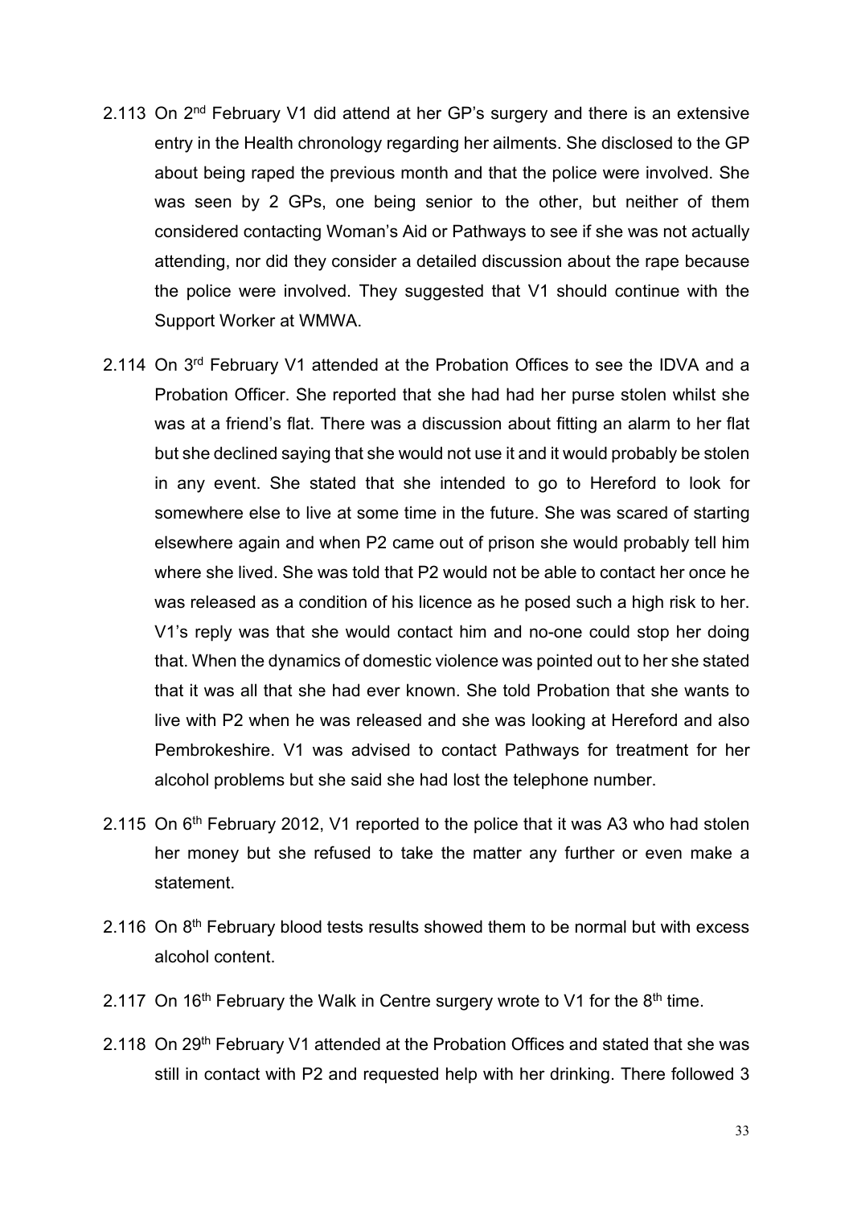2.113 On 2nd February V1 did attend at her GP's surgery and there is an extensive entry in the Health chronology regarding her ailments. She disclosed to the GP about being raped the previous month and that the police were involved. She was seen by 2 GPs, one being senior to the other, but neither of them considered contacting Woman's Aid or Pathways to see if she was not actually attending, nor did they consider a detailed discussion about the rape because the police were involved. They suggested that V1 should continue with the Support Worker at WMWA.

2.114 On 3rd February V1 attended at the Probation Offices to see the IDVA and a Probation Officer. She reported that she had had her purse stolen whilst she was at a friend's flat. There was a discussion about fitting an alarm to her flat but she declined saying that she would not use it and it would probably be stolen in any event. She stated that she intended to go to Hereford to look for somewhere else to live at some time in the future. She was scared of starting elsewhere again and when P2 came out of prison she would probably tell him where she lived. She was told that P2 would not be able to contact her once he was released as a condition of his licence as he posed such a high risk to her. V1's reply was that she would contact him and no-one could stop her doing that. When the dynamics of domestic violence was pointed out to her she stated that it was all that she had ever known. She told Probation that she wants to live with P2 when he was released and she was looking at Hereford and also Pembrokeshire. V1 was advised to contact Pathways for treatment for her alcohol problems but she said she had lost the telephone number.

2.115 On 6th February 2012, V1 reported to the police that it was A3 who had stolen her money but she refused to take the matter any further or even make a statement.

2.116 On 8th February blood tests results showed them to be normal but with excess alcohol content.

2.117 On 16th February the Walk in Centre surgery wrote to V1 for the 8th time.

2.118 On 29th February V1 attended at the Probation Offices and stated that she was still in contact with P2 and requested help with her drinking. There followed 3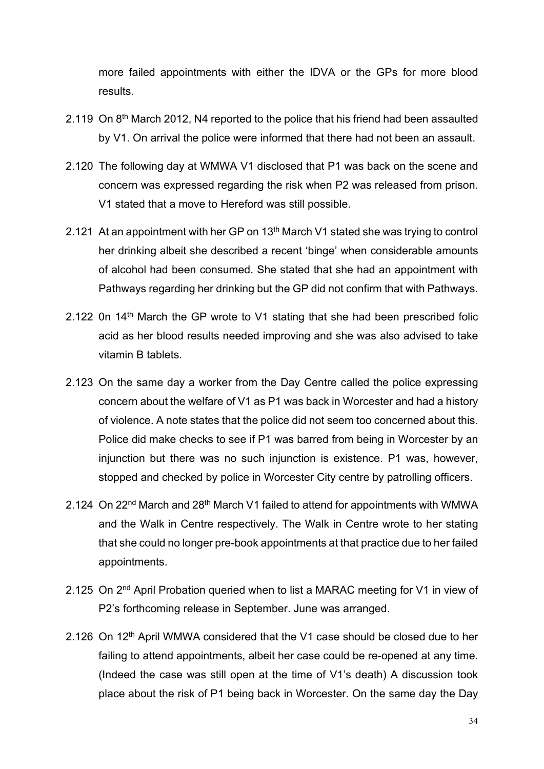more failed appointments with either the IDVA or the GPs for more blood results.

2.119 On 8th March 2012, N4 reported to the police that his friend had been assaulted by V1. On arrival the police were informed that there had not been an assault.

2.120 The following day at WMWA V1 disclosed that P1 was back on the scene and concern was expressed regarding the risk when P2 was released from prison. V1 stated that a move to Hereford was still possible.

2.121 At an appointment with her GP on 13th March V1 stated she was trying to control her drinking albeit she described a recent 'binge' when considerable amounts of alcohol had been consumed. She stated that she had an appointment with Pathways regarding her drinking but the GP did not confirm that with Pathways.

2.122 0n 14th March the GP wrote to V1 stating that she had been prescribed folic acid as her blood results needed improving and she was also advised to take vitamin B tablets.

2.123 On the same day a worker from the Day Centre called the police expressing concern about the welfare of V1 as P1 was back in Worcester and had a history of violence. A note states that the police did not seem too concerned about this. Police did make checks to see if P1 was barred from being in Worcester by an injunction but there was no such injunction is existence. P1 was, however, stopped and checked by police in Worcester City centre by patrolling officers.

2.124 On 22nd March and 28th March V1 failed to attend for appointments with WMWA and the Walk in Centre respectively. The Walk in Centre wrote to her stating that she could no longer pre-book appointments at that practice due to her failed appointments.

2.125 On 2nd April Probation queried when to list a MARAC meeting for V1 in view of P2's forthcoming release in September. June was arranged.

2.126 On 12th April WMWA considered that the V1 case should be closed due to her failing to attend appointments, albeit her case could be re-opened at any time. (Indeed the case was still open at the time of V1's death) A discussion took place about the risk of P1 being back in Worcester. On the same day the Day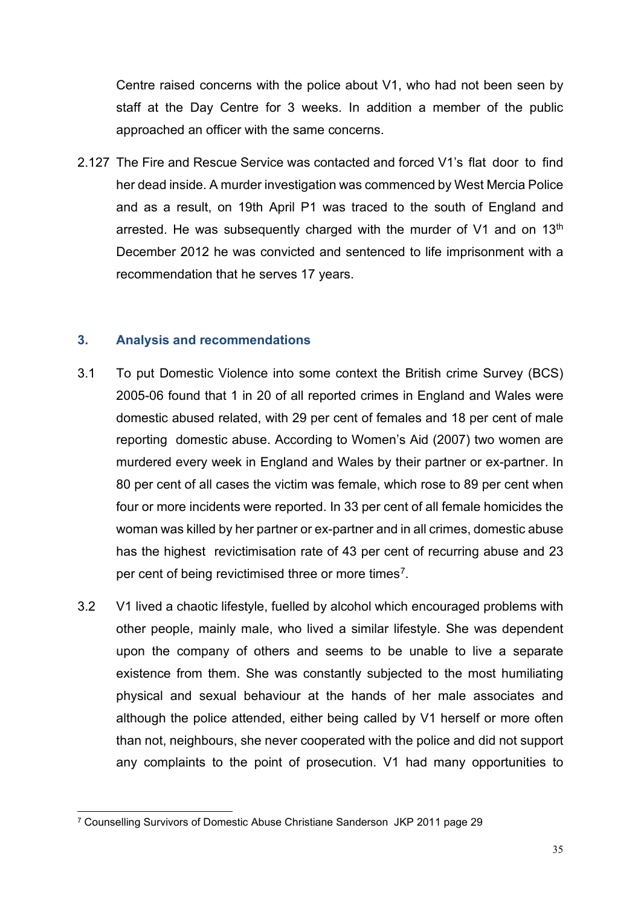Centre raised concerns with the police about V1, who had not been seen by staff at the Day Centre for 3 weeks. In addition a member of the public approached an officer with the same concerns.

2.127 The Fire and Rescue Service was contacted and forced V1's flat door to find her dead inside. A murder investigation was commenced by West Mercia Police and as a result, on 19th April P1 was traced to the south of England and arrested. He was subsequently charged with the murder of V1 and on 13th December 2012 he was convicted and sentenced to life imprisonment with a recommendation that he serves 17 years.

## 3. Analysis and recommendations

3.1 To put Domestic Violence into some context the British crime Survey (BCS) 2005-06 found that 1 in 20 of all reported crimes in England and Wales were domestic abused related, with 29 per cent of females and 18 per cent of male reporting domestic abuse. According to Women's Aid (2007) two women are murdered every week in England and Wales by their partner or ex-partner. In 80 per cent of all cases the victim was female, which rose to 89 per cent when four or more incidents were reported. In 33 per cent of all female homicides the woman was killed by her partner or ex-partner and in all crimes, domestic abuse has the highest revictimisation rate of 43 per cent of recurring abuse and 23 per cent of being revictimised three or more times[7].

3.2 V1 lived a chaotic lifestyle, fuelled by alcohol which encouraged problems with other people, mainly male, who lived a similar lifestyle. She was dependent upon the company of others and seems to be unable to live a separate existence from them. She was constantly subjected to the most humiliating physical and sexual behaviour at the hands of her male associates and although the police attended, either being called by V1 herself or more often than not, neighbours, she never cooperated with the police and did not support any complaints to the point of prosecution. V1 had many opportunities to

[7] Counselling Survivors of Domestic Abuse Christiane Sanderson JKP 2011 page 29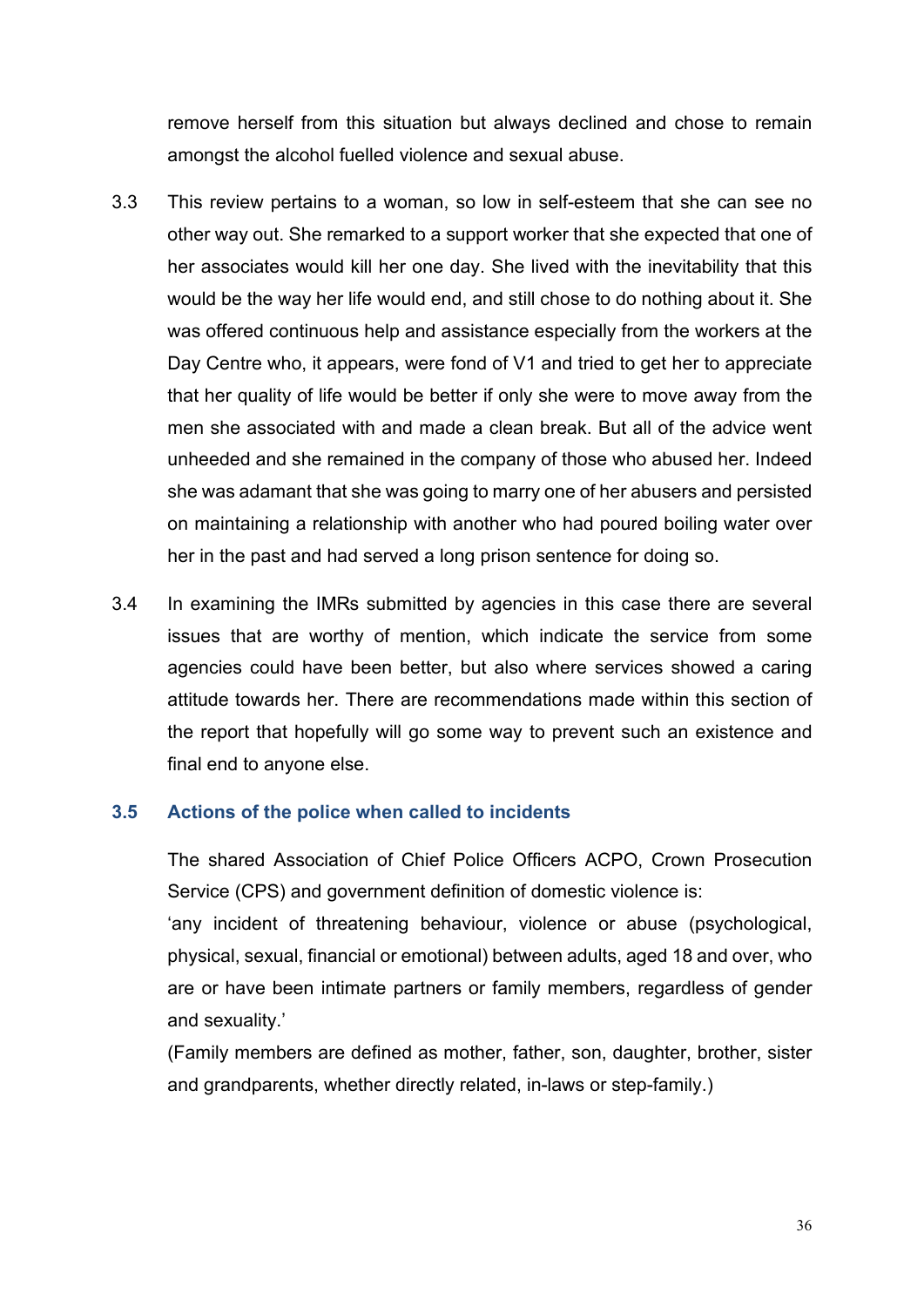remove herself from this situation but always declined and chose to remain amongst the alcohol fuelled violence and sexual abuse.

3.3 This review pertains to a woman, so low in self-esteem that she can see no other way out. She remarked to a support worker that she expected that one of her associates would kill her one day. She lived with the inevitability that this would be the way her life would end, and still chose to do nothing about it. She was offered continuous help and assistance especially from the workers at the Day Centre who, it appears, were fond of V1 and tried to get her to appreciate that her quality of life would be better if only she were to move away from the men she associated with and made a clean break. But all of the advice went unheeded and she remained in the company of those who abused her. Indeed she was adamant that she was going to marry one of her abusers and persisted on maintaining a relationship with another who had poured boiling water over her in the past and had served a long prison sentence for doing so.

3.4 In examining the IMRs submitted by agencies in this case there are several issues that are worthy of mention, which indicate the service from some agencies could have been better, but also where services showed a caring attitude towards her. There are recommendations made within this section of the report that hopefully will go some way to prevent such an existence and final end to anyone else.

### 3.5 Actions of the police when called to incidents

The shared Association of Chief Police Officers ACPO, Crown Prosecution Service (CPS) and government definition of domestic violence is:

'any incident of threatening behaviour, violence or abuse (psychological, physical, sexual, financial or emotional) between adults, aged 18 and over, who are or have been intimate partners or family members, regardless of gender and sexuality.'

(Family members are defined as mother, father, son, daughter, brother, sister and grandparents, whether directly related, in-laws or step-family.)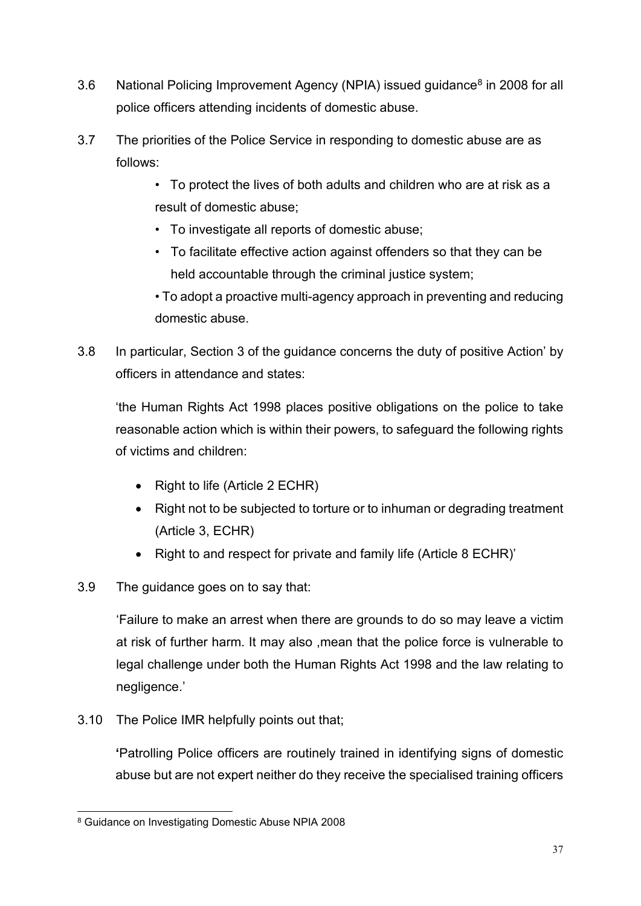3.6 National Policing Improvement Agency (NPIA) issued guidance[8] in 2008 for all police officers attending incidents of domestic abuse.

3.7 The priorities of the Police Service in responding to domestic abuse are as follows:

- To protect the lives of both adults and children who are at risk as a result of domestic abuse;
- To investigate all reports of domestic abuse;
- To facilitate effective action against offenders so that they can be held accountable through the criminal justice system;
- To adopt a proactive multi-agency approach in preventing and reducing domestic abuse.

3.8 In particular, Section 3 of the guidance concerns the duty of positive Action' by officers in attendance and states:

'the Human Rights Act 1998 places positive obligations on the police to take reasonable action which is within their powers, to safeguard the following rights of victims and children:

- Right to life (Article 2 ECHR)
- Right not to be subjected to torture or to inhuman or degrading treatment (Article 3, ECHR)
- Right to and respect for private and family life (Article 8 ECHR)'

3.9 The guidance goes on to say that:

'Failure to make an arrest when there are grounds to do so may leave a victim at risk of further harm. It may also ,mean that the police force is vulnerable to legal challenge under both the Human Rights Act 1998 and the law relating to negligence.'

3.10 The Police IMR helpfully points out that;

**'**Patrolling Police officers are routinely trained in identifying signs of domestic abuse but are not expert neither do they receive the specialised training officers

[8] Guidance on Investigating Domestic Abuse NPIA 2008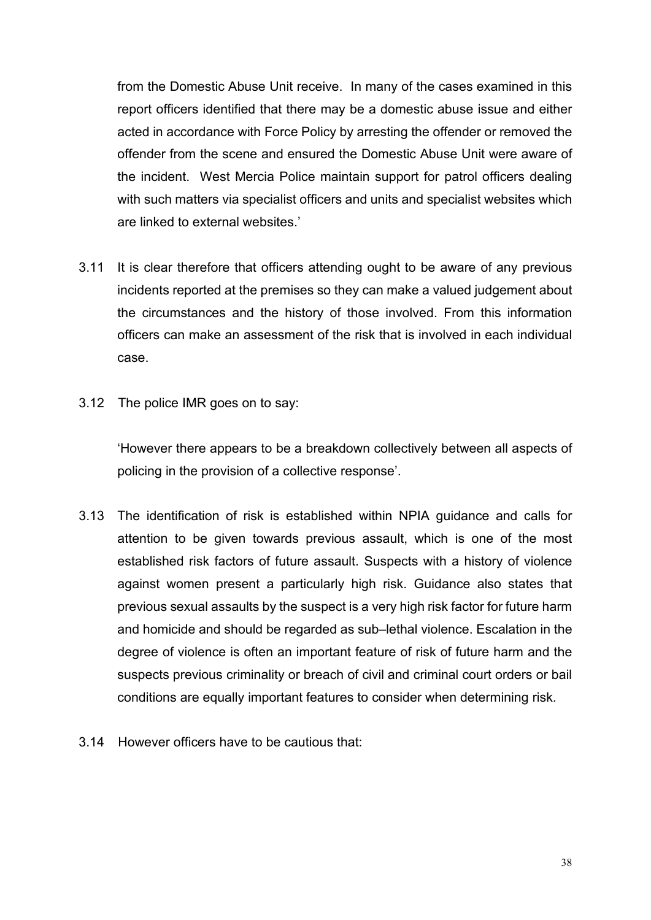from the Domestic Abuse Unit receive. In many of the cases examined in this report officers identified that there may be a domestic abuse issue and either acted in accordance with Force Policy by arresting the offender or removed the offender from the scene and ensured the Domestic Abuse Unit were aware of the incident. West Mercia Police maintain support for patrol officers dealing with such matters via specialist officers and units and specialist websites which are linked to external websites.'

3.11 It is clear therefore that officers attending ought to be aware of any previous incidents reported at the premises so they can make a valued judgement about the circumstances and the history of those involved. From this information officers can make an assessment of the risk that is involved in each individual case.

3.12 The police IMR goes on to say:

'However there appears to be a breakdown collectively between all aspects of policing in the provision of a collective response'.

3.13 The identification of risk is established within NPIA guidance and calls for attention to be given towards previous assault, which is one of the most established risk factors of future assault. Suspects with a history of violence against women present a particularly high risk. Guidance also states that previous sexual assaults by the suspect is a very high risk factor for future harm and homicide and should be regarded as sub–lethal violence. Escalation in the degree of violence is often an important feature of risk of future harm and the suspects previous criminality or breach of civil and criminal court orders or bail conditions are equally important features to consider when determining risk.

3.14 However officers have to be cautious that: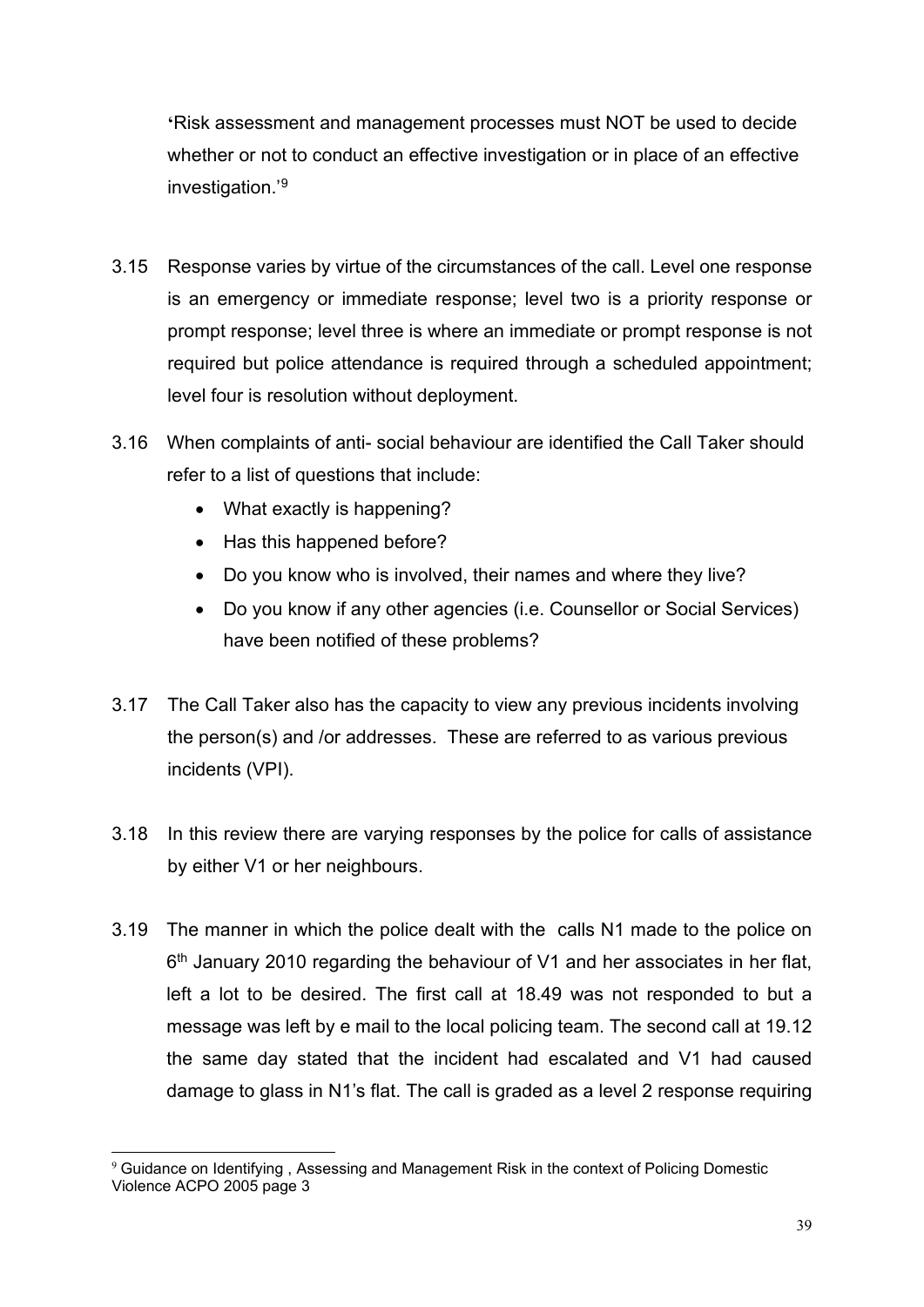'Risk assessment and management processes must NOT be used to decide whether or not to conduct an effective investigation or in place of an effective investigation.'[9]

3.15 Response varies by virtue of the circumstances of the call. Level one response is an emergency or immediate response; level two is a priority response or prompt response; level three is where an immediate or prompt response is not required but police attendance is required through a scheduled appointment; level four is resolution without deployment.

3.16 When complaints of anti- social behaviour are identified the Call Taker should refer to a list of questions that include:

- What exactly is happening?
- Has this happened before?
- Do you know who is involved, their names and where they live?
- Do you know if any other agencies (i.e. Counsellor or Social Services) have been notified of these problems?

3.17 The Call Taker also has the capacity to view any previous incidents involving the person(s) and /or addresses. These are referred to as various previous incidents (VPI).

3.18 In this review there are varying responses by the police for calls of assistance by either V1 or her neighbours.

3.19 The manner in which the police dealt with the calls N1 made to the police on 6th January 2010 regarding the behaviour of V1 and her associates in her flat, left a lot to be desired. The first call at 18.49 was not responded to but a message was left by e mail to the local policing team. The second call at 19.12 the same day stated that the incident had escalated and V1 had caused damage to glass in N1's flat. The call is graded as a level 2 response requiring

[9] Guidance on Identifying , Assessing and Management Risk in the context of Policing Domestic Violence ACPO 2005 page 3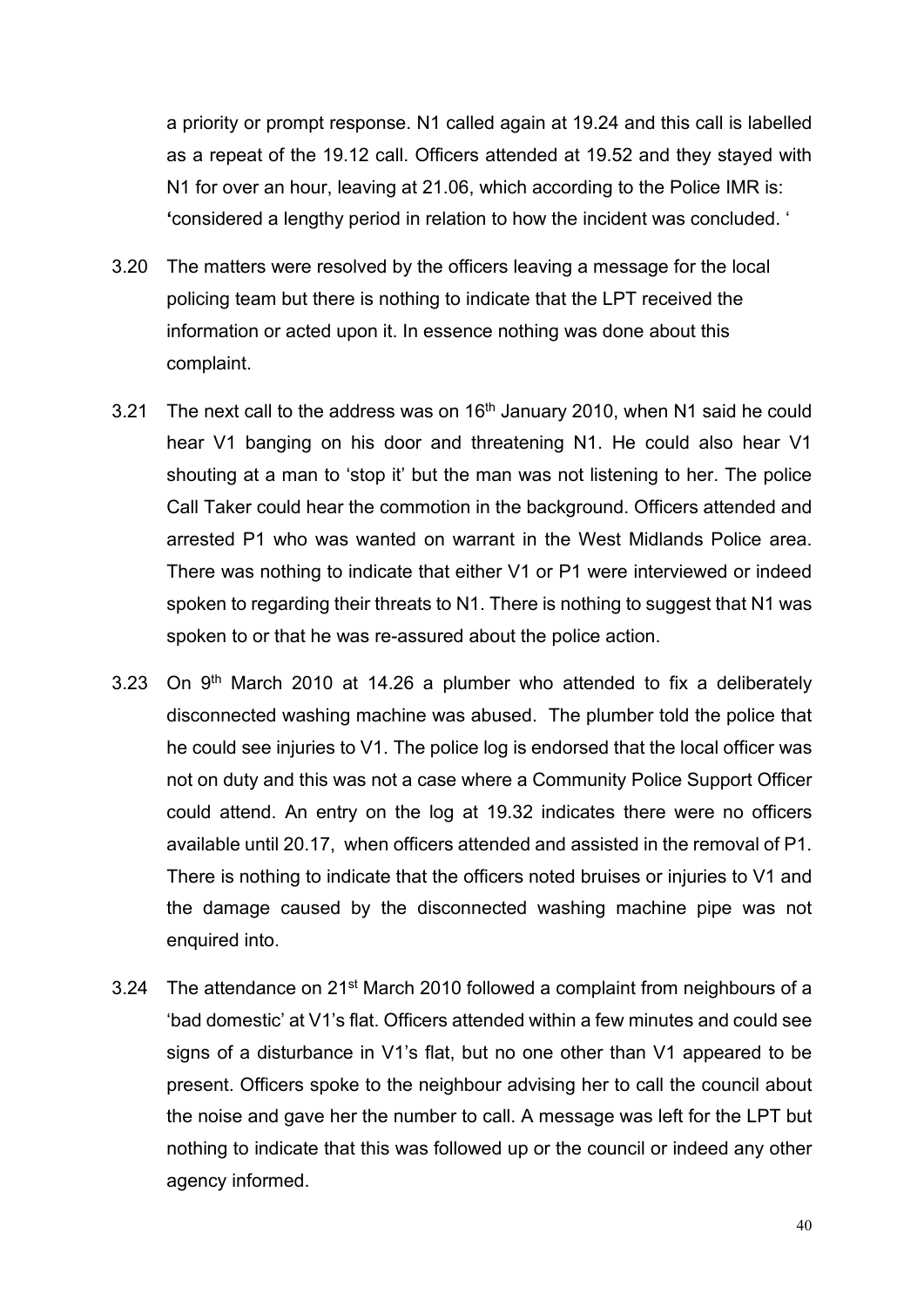a priority or prompt response. N1 called again at 19.24 and this call is labelled as a repeat of the 19.12 call. Officers attended at 19.52 and they stayed with N1 for over an hour, leaving at 21.06, which according to the Police IMR is: **'**considered a lengthy period in relation to how the incident was concluded. '

3.20 The matters were resolved by the officers leaving a message for the local policing team but there is nothing to indicate that the LPT received the information or acted upon it. In essence nothing was done about this complaint.

3.21 The next call to the address was on 16th January 2010, when N1 said he could hear V1 banging on his door and threatening N1. He could also hear V1 shouting at a man to 'stop it' but the man was not listening to her. The police Call Taker could hear the commotion in the background. Officers attended and arrested P1 who was wanted on warrant in the West Midlands Police area. There was nothing to indicate that either V1 or P1 were interviewed or indeed spoken to regarding their threats to N1. There is nothing to suggest that N1 was spoken to or that he was re-assured about the police action.

3.23 On 9th March 2010 at 14.26 a plumber who attended to fix a deliberately disconnected washing machine was abused. The plumber told the police that he could see injuries to V1. The police log is endorsed that the local officer was not on duty and this was not a case where a Community Police Support Officer could attend. An entry on the log at 19.32 indicates there were no officers available until 20.17, when officers attended and assisted in the removal of P1. There is nothing to indicate that the officers noted bruises or injuries to V1 and the damage caused by the disconnected washing machine pipe was not enquired into.

3.24 The attendance on 21st March 2010 followed a complaint from neighbours of a 'bad domestic' at V1's flat. Officers attended within a few minutes and could see signs of a disturbance in V1's flat, but no one other than V1 appeared to be present. Officers spoke to the neighbour advising her to call the council about the noise and gave her the number to call. A message was left for the LPT but nothing to indicate that this was followed up or the council or indeed any other agency informed.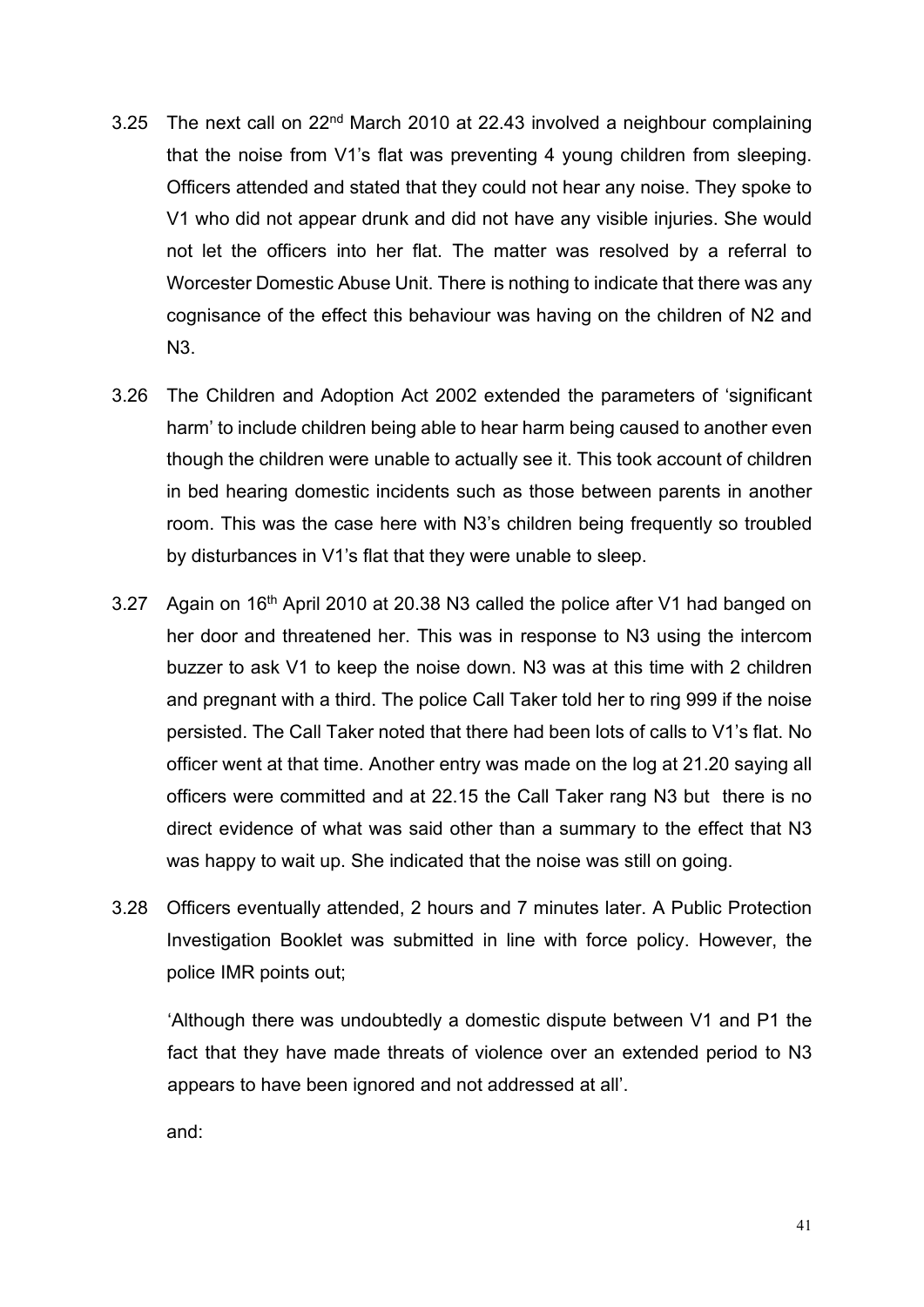3.25 The next call on 22nd March 2010 at 22.43 involved a neighbour complaining that the noise from V1's flat was preventing 4 young children from sleeping. Officers attended and stated that they could not hear any noise. They spoke to V1 who did not appear drunk and did not have any visible injuries. She would not let the officers into her flat. The matter was resolved by a referral to Worcester Domestic Abuse Unit. There is nothing to indicate that there was any cognisance of the effect this behaviour was having on the children of N2 and N3.

3.26 The Children and Adoption Act 2002 extended the parameters of 'significant harm' to include children being able to hear harm being caused to another even though the children were unable to actually see it. This took account of children in bed hearing domestic incidents such as those between parents in another room. This was the case here with N3's children being frequently so troubled by disturbances in V1's flat that they were unable to sleep.

3.27 Again on 16th April 2010 at 20.38 N3 called the police after V1 had banged on her door and threatened her. This was in response to N3 using the intercom buzzer to ask V1 to keep the noise down. N3 was at this time with 2 children and pregnant with a third. The police Call Taker told her to ring 999 if the noise persisted. The Call Taker noted that there had been lots of calls to V1's flat. No officer went at that time. Another entry was made on the log at 21.20 saying all officers were committed and at 22.15 the Call Taker rang N3 but there is no direct evidence of what was said other than a summary to the effect that N3 was happy to wait up. She indicated that the noise was still on going.

3.28 Officers eventually attended, 2 hours and 7 minutes later. A Public Protection Investigation Booklet was submitted in line with force policy. However, the police IMR points out;

'Although there was undoubtedly a domestic dispute between V1 and P1 the fact that they have made threats of violence over an extended period to N3 appears to have been ignored and not addressed at all'.

and: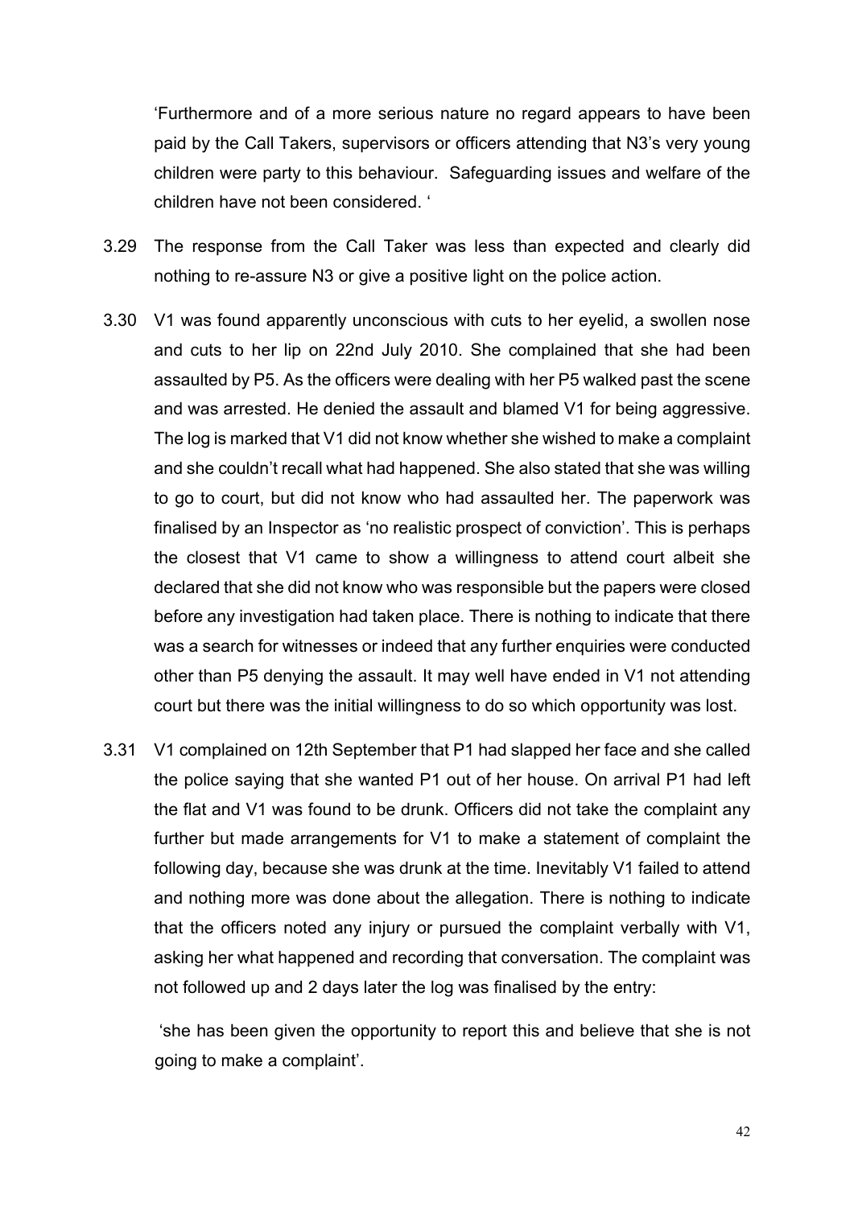'Furthermore and of a more serious nature no regard appears to have been paid by the Call Takers, supervisors or officers attending that N3's very young children were party to this behaviour. Safeguarding issues and welfare of the children have not been considered. '

3.29 The response from the Call Taker was less than expected and clearly did nothing to re-assure N3 or give a positive light on the police action.

3.30 V1 was found apparently unconscious with cuts to her eyelid, a swollen nose and cuts to her lip on 22nd July 2010. She complained that she had been assaulted by P5. As the officers were dealing with her P5 walked past the scene and was arrested. He denied the assault and blamed V1 for being aggressive. The log is marked that V1 did not know whether she wished to make a complaint and she couldn't recall what had happened. She also stated that she was willing to go to court, but did not know who had assaulted her. The paperwork was finalised by an Inspector as 'no realistic prospect of conviction'. This is perhaps the closest that V1 came to show a willingness to attend court albeit she declared that she did not know who was responsible but the papers were closed before any investigation had taken place. There is nothing to indicate that there was a search for witnesses or indeed that any further enquiries were conducted other than P5 denying the assault. It may well have ended in V1 not attending court but there was the initial willingness to do so which opportunity was lost.

3.31 V1 complained on 12th September that P1 had slapped her face and she called the police saying that she wanted P1 out of her house. On arrival P1 had left the flat and V1 was found to be drunk. Officers did not take the complaint any further but made arrangements for V1 to make a statement of complaint the following day, because she was drunk at the time. Inevitably V1 failed to attend and nothing more was done about the allegation. There is nothing to indicate that the officers noted any injury or pursued the complaint verbally with V1, asking her what happened and recording that conversation. The complaint was not followed up and 2 days later the log was finalised by the entry:

'she has been given the opportunity to report this and believe that she is not going to make a complaint'.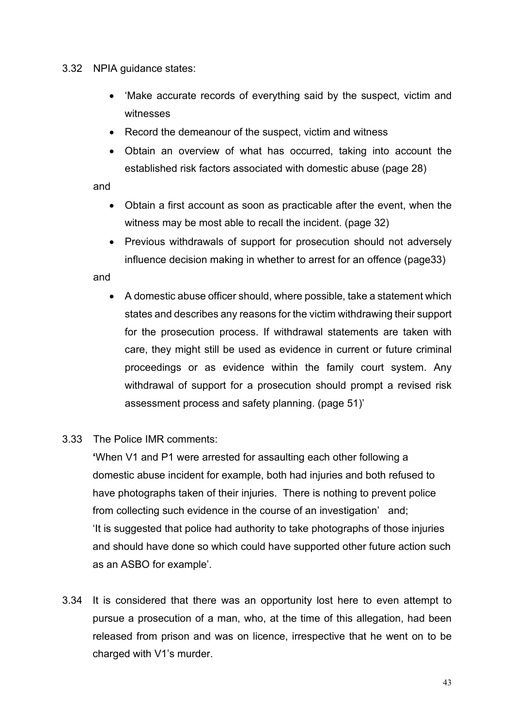3.32 NPIA guidance states:

- 'Make accurate records of everything said by the suspect, victim and witnesses
- Record the demeanour of the suspect, victim and witness
- Obtain an overview of what has occurred, taking into account the established risk factors associated with domestic abuse (page 28)

and

- Obtain a first account as soon as practicable after the event, when the witness may be most able to recall the incident. (page 32)
- Previous withdrawals of support for prosecution should not adversely influence decision making in whether to arrest for an offence (page33)

and

- A domestic abuse officer should, where possible, take a statement which states and describes any reasons for the victim withdrawing their support for the prosecution process. If withdrawal statements are taken with care, they might still be used as evidence in current or future criminal proceedings or as evidence within the family court system. Any withdrawal of support for a prosecution should prompt a revised risk assessment process and safety planning. (page 51)'

3.33 The Police IMR comments:

'When V1 and P1 were arrested for assaulting each other following a domestic abuse incident for example, both had injuries and both refused to have photographs taken of their injuries. There is nothing to prevent police from collecting such evidence in the course of an investigation' and; 'It is suggested that police had authority to take photographs of those injuries and should have done so which could have supported other future action such as an ASBO for example'.

3.34 It is considered that there was an opportunity lost here to even attempt to pursue a prosecution of a man, who, at the time of this allegation, had been released from prison and was on licence, irrespective that he went on to be charged with V1's murder.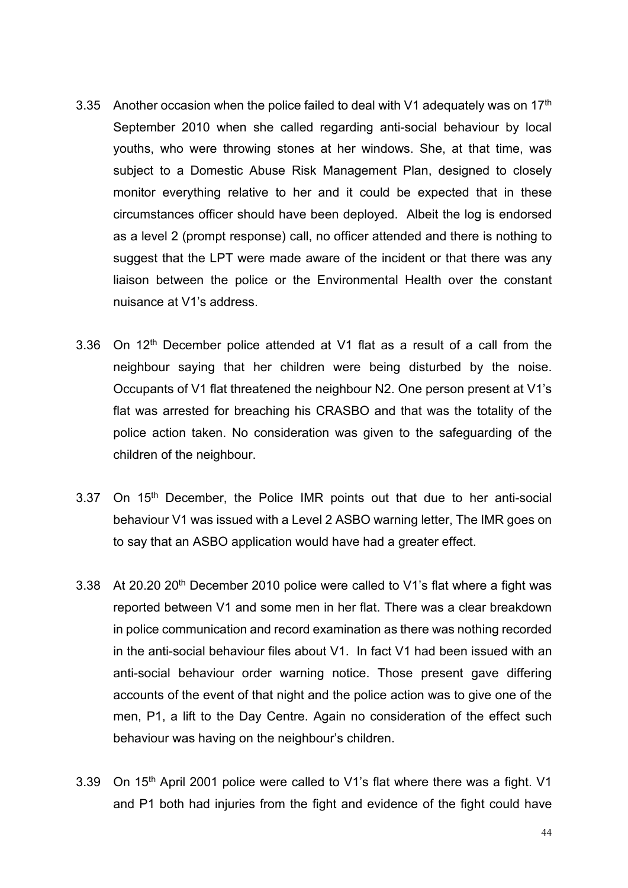3.35 Another occasion when the police failed to deal with V1 adequately was on 17th September 2010 when she called regarding anti-social behaviour by local youths, who were throwing stones at her windows. She, at that time, was subject to a Domestic Abuse Risk Management Plan, designed to closely monitor everything relative to her and it could be expected that in these circumstances officer should have been deployed. Albeit the log is endorsed as a level 2 (prompt response) call, no officer attended and there is nothing to suggest that the LPT were made aware of the incident or that there was any liaison between the police or the Environmental Health over the constant nuisance at V1's address.

3.36 On 12th December police attended at V1 flat as a result of a call from the neighbour saying that her children were being disturbed by the noise. Occupants of V1 flat threatened the neighbour N2. One person present at V1's flat was arrested for breaching his CRASBO and that was the totality of the police action taken. No consideration was given to the safeguarding of the children of the neighbour.

3.37 On 15th December, the Police IMR points out that due to her anti-social behaviour V1 was issued with a Level 2 ASBO warning letter, The IMR goes on to say that an ASBO application would have had a greater effect.

3.38 At 20.20 20th December 2010 police were called to V1's flat where a fight was reported between V1 and some men in her flat. There was a clear breakdown in police communication and record examination as there was nothing recorded in the anti-social behaviour files about V1. In fact V1 had been issued with an anti-social behaviour order warning notice. Those present gave differing accounts of the event of that night and the police action was to give one of the men, P1, a lift to the Day Centre. Again no consideration of the effect such behaviour was having on the neighbour's children.

3.39 On 15th April 2001 police were called to V1's flat where there was a fight. V1 and P1 both had injuries from the fight and evidence of the fight could have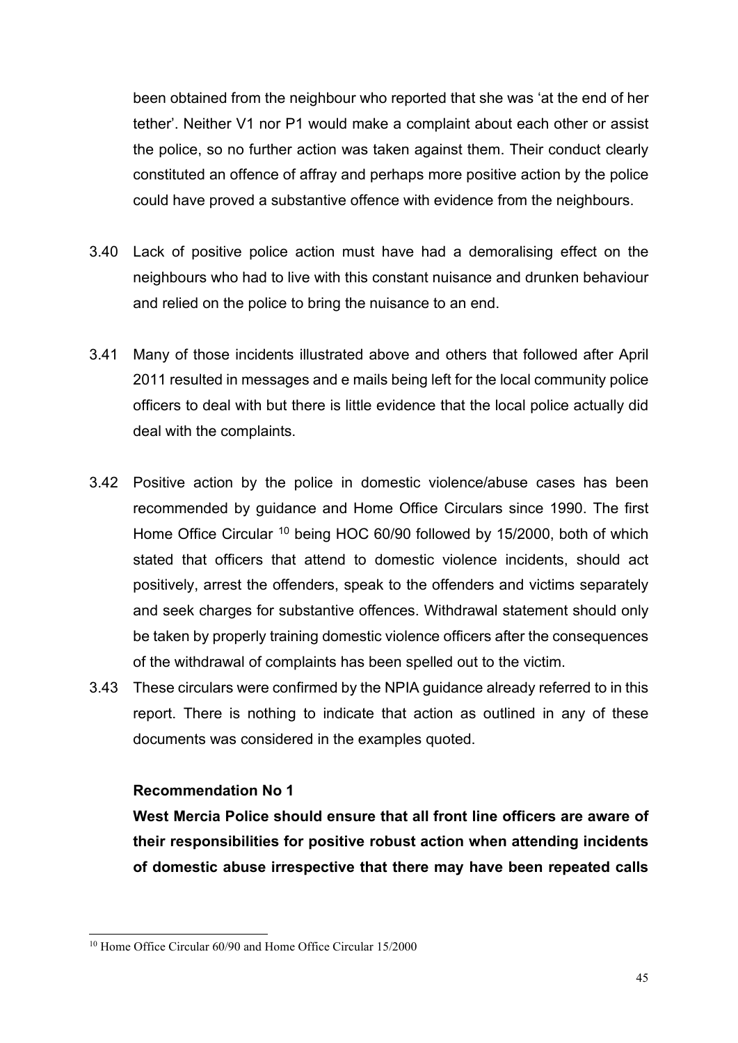been obtained from the neighbour who reported that she was 'at the end of her tether'. Neither V1 nor P1 would make a complaint about each other or assist the police, so no further action was taken against them. Their conduct clearly constituted an offence of affray and perhaps more positive action by the police could have proved a substantive offence with evidence from the neighbours.

3.40 Lack of positive police action must have had a demoralising effect on the neighbours who had to live with this constant nuisance and drunken behaviour and relied on the police to bring the nuisance to an end.

3.41 Many of those incidents illustrated above and others that followed after April 2011 resulted in messages and e mails being left for the local community police officers to deal with but there is little evidence that the local police actually did deal with the complaints.

3.42 Positive action by the police in domestic violence/abuse cases has been recommended by guidance and Home Office Circulars since 1990. The first Home Office Circular [10] being HOC 60/90 followed by 15/2000, both of which stated that officers that attend to domestic violence incidents, should act positively, arrest the offenders, speak to the offenders and victims separately and seek charges for substantive offences. Withdrawal statement should only be taken by properly training domestic violence officers after the consequences of the withdrawal of complaints has been spelled out to the victim.

3.43 These circulars were confirmed by the NPIA guidance already referred to in this report. There is nothing to indicate that action as outlined in any of these documents was considered in the examples quoted.

**Recommendation No 1**

**West Mercia Police should ensure that all front line officers are aware of their responsibilities for positive robust action when attending incidents of domestic abuse irrespective that there may have been repeated calls**

[10] Home Office Circular 60/90 and Home Office Circular 15/2000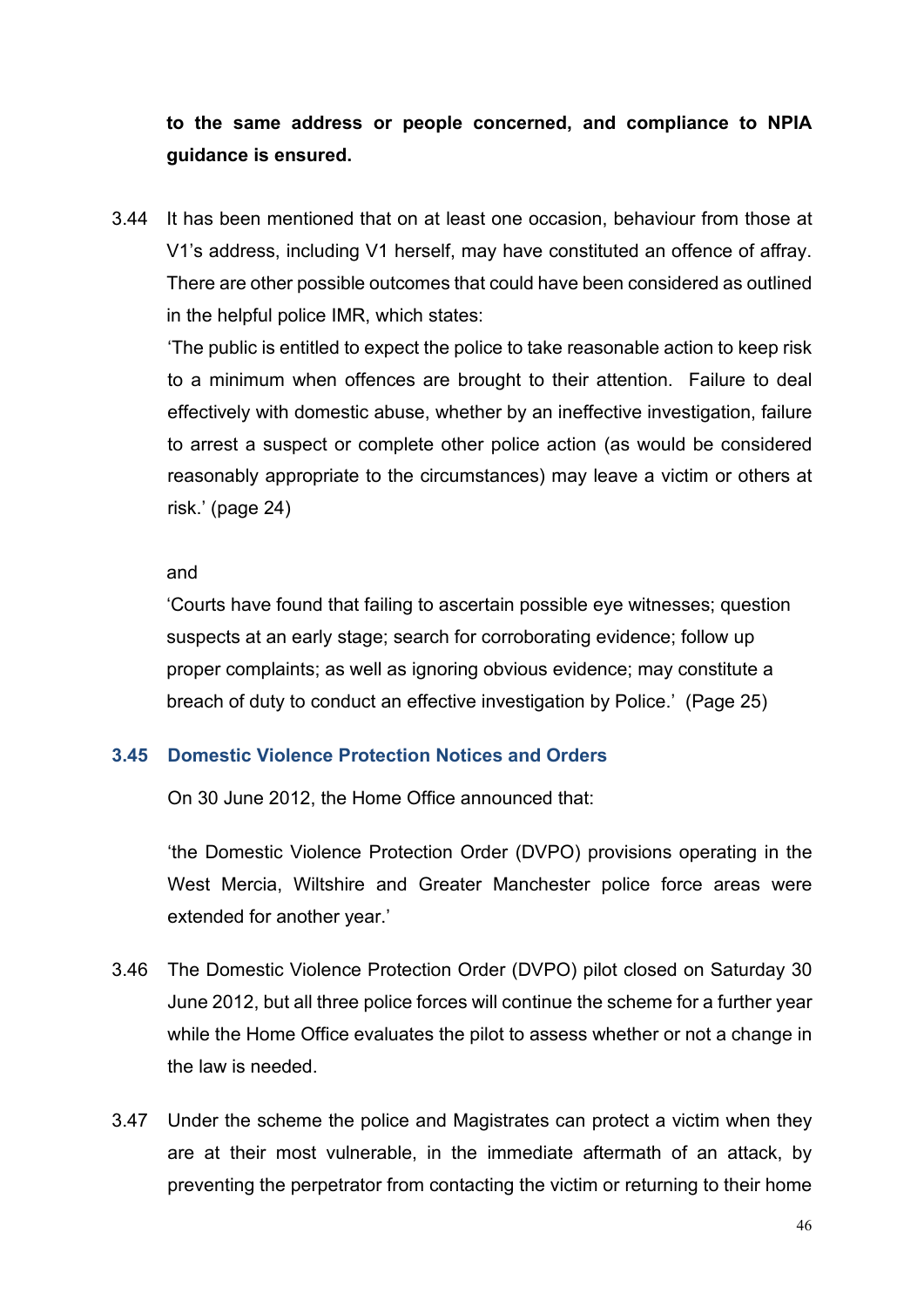**to the same address or people concerned, and compliance to NPIA guidance is ensured.**

3.44 It has been mentioned that on at least one occasion, behaviour from those at V1's address, including V1 herself, may have constituted an offence of affray. There are other possible outcomes that could have been considered as outlined in the helpful police IMR, which states:

'The public is entitled to expect the police to take reasonable action to keep risk to a minimum when offences are brought to their attention. Failure to deal effectively with domestic abuse, whether by an ineffective investigation, failure to arrest a suspect or complete other police action (as would be considered reasonably appropriate to the circumstances) may leave a victim or others at risk.' (page 24)

and

'Courts have found that failing to ascertain possible eye witnesses; question suspects at an early stage; search for corroborating evidence; follow up proper complaints; as well as ignoring obvious evidence; may constitute a breach of duty to conduct an effective investigation by Police.' (Page 25)

### 3.45 Domestic Violence Protection Notices and Orders

On 30 June 2012, the Home Office announced that:

'the Domestic Violence Protection Order (DVPO) provisions operating in the West Mercia, Wiltshire and Greater Manchester police force areas were extended for another year.'

3.46 The Domestic Violence Protection Order (DVPO) pilot closed on Saturday 30 June 2012, but all three police forces will continue the scheme for a further year while the Home Office evaluates the pilot to assess whether or not a change in the law is needed.

3.47 Under the scheme the police and Magistrates can protect a victim when they are at their most vulnerable, in the immediate aftermath of an attack, by preventing the perpetrator from contacting the victim or returning to their home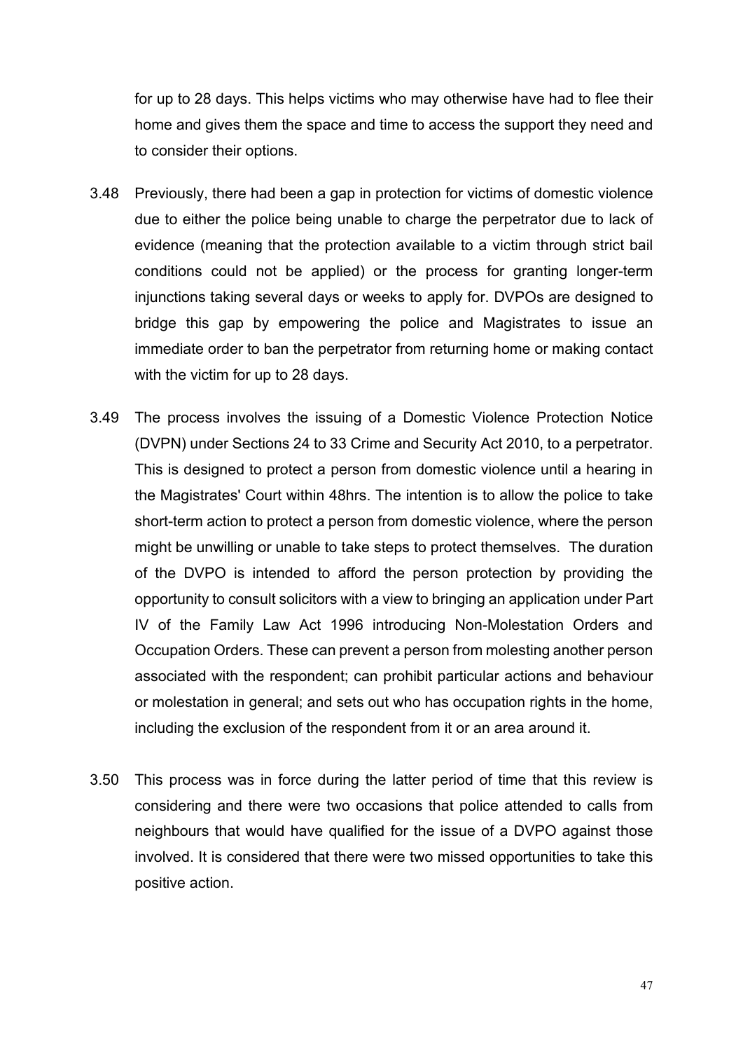for up to 28 days. This helps victims who may otherwise have had to flee their home and gives them the space and time to access the support they need and to consider their options.

3.48 Previously, there had been a gap in protection for victims of domestic violence due to either the police being unable to charge the perpetrator due to lack of evidence (meaning that the protection available to a victim through strict bail conditions could not be applied) or the process for granting longer-term injunctions taking several days or weeks to apply for. DVPOs are designed to bridge this gap by empowering the police and Magistrates to issue an immediate order to ban the perpetrator from returning home or making contact with the victim for up to 28 days.

3.49 The process involves the issuing of a Domestic Violence Protection Notice (DVPN) under Sections 24 to 33 Crime and Security Act 2010, to a perpetrator. This is designed to protect a person from domestic violence until a hearing in the Magistrates' Court within 48hrs. The intention is to allow the police to take short-term action to protect a person from domestic violence, where the person might be unwilling or unable to take steps to protect themselves. The duration of the DVPO is intended to afford the person protection by providing the opportunity to consult solicitors with a view to bringing an application under Part IV of the Family Law Act 1996 introducing Non-Molestation Orders and Occupation Orders. These can prevent a person from molesting another person associated with the respondent; can prohibit particular actions and behaviour or molestation in general; and sets out who has occupation rights in the home, including the exclusion of the respondent from it or an area around it.

3.50 This process was in force during the latter period of time that this review is considering and there were two occasions that police attended to calls from neighbours that would have qualified for the issue of a DVPO against those involved. It is considered that there were two missed opportunities to take this positive action.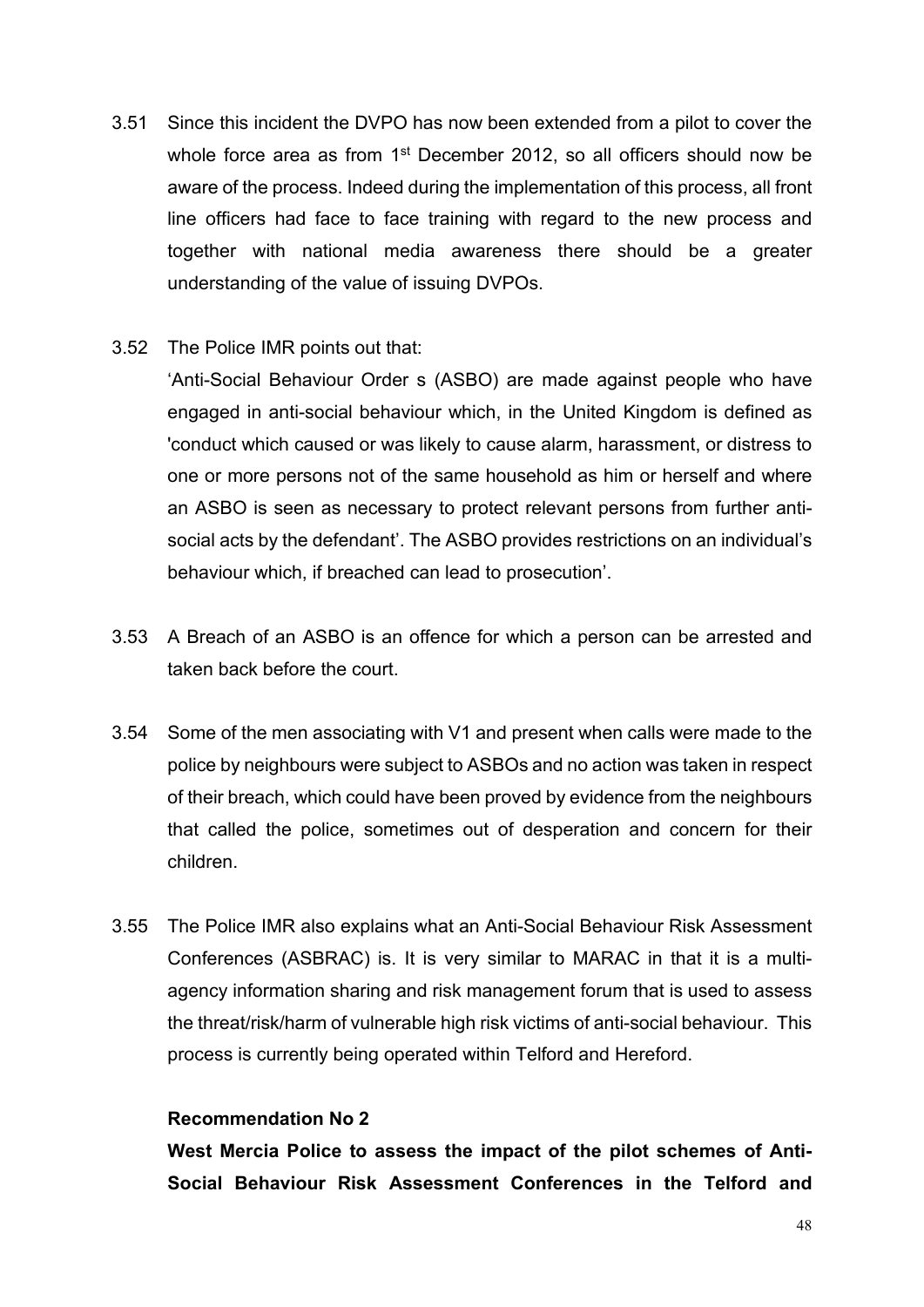3.51 Since this incident the DVPO has now been extended from a pilot to cover the whole force area as from 1st December 2012, so all officers should now be aware of the process. Indeed during the implementation of this process, all front line officers had face to face training with regard to the new process and together with national media awareness there should be a greater understanding of the value of issuing DVPOs.

3.52 The Police IMR points out that:

'Anti-Social Behaviour Order s (ASBO) are made against people who have engaged in anti-social behaviour which, in the United Kingdom is defined as 'conduct which caused or was likely to cause alarm, harassment, or distress to one or more persons not of the same household as him or herself and where an ASBO is seen as necessary to protect relevant persons from further anti-social acts by the defendant'. The ASBO provides restrictions on an individual's behaviour which, if breached can lead to prosecution'.

3.53 A Breach of an ASBO is an offence for which a person can be arrested and taken back before the court.

3.54 Some of the men associating with V1 and present when calls were made to the police by neighbours were subject to ASBOs and no action was taken in respect of their breach, which could have been proved by evidence from the neighbours that called the police, sometimes out of desperation and concern for their children.

3.55 The Police IMR also explains what an Anti-Social Behaviour Risk Assessment Conferences (ASBRAC) is. It is very similar to MARAC in that it is a multi-agency information sharing and risk management forum that is used to assess the threat/risk/harm of vulnerable high risk victims of anti-social behaviour. This process is currently being operated within Telford and Hereford.

**Recommendation No 2**

**West Mercia Police to assess the impact of the pilot schemes of Anti-Social Behaviour Risk Assessment Conferences in the Telford and**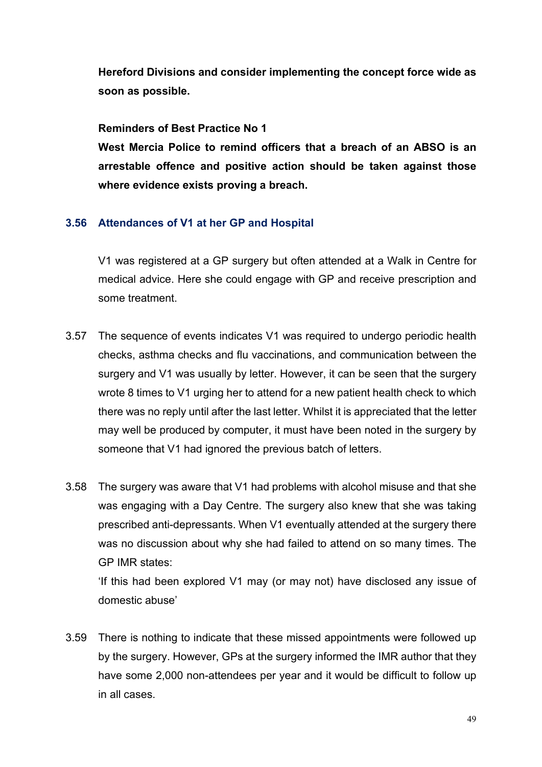**Hereford Divisions and consider implementing the concept force wide as soon as possible.**

**Reminders of Best Practice No 1**
**West Mercia Police to remind officers that a breach of an ABSO is an arrestable offence and positive action should be taken against those where evidence exists proving a breach.**

### 3.56 Attendances of V1 at her GP and Hospital

V1 was registered at a GP surgery but often attended at a Walk in Centre for medical advice. Here she could engage with GP and receive prescription and some treatment.

3.57 The sequence of events indicates V1 was required to undergo periodic health checks, asthma checks and flu vaccinations, and communication between the surgery and V1 was usually by letter. However, it can be seen that the surgery wrote 8 times to V1 urging her to attend for a new patient health check to which there was no reply until after the last letter. Whilst it is appreciated that the letter may well be produced by computer, it must have been noted in the surgery by someone that V1 had ignored the previous batch of letters.

3.58 The surgery was aware that V1 had problems with alcohol misuse and that she was engaging with a Day Centre. The surgery also knew that she was taking prescribed anti-depressants. When V1 eventually attended at the surgery there was no discussion about why she had failed to attend on so many times. The GP IMR states:
'If this had been explored V1 may (or may not) have disclosed any issue of domestic abuse'

3.59 There is nothing to indicate that these missed appointments were followed up by the surgery. However, GPs at the surgery informed the IMR author that they have some 2,000 non-attendees per year and it would be difficult to follow up in all cases.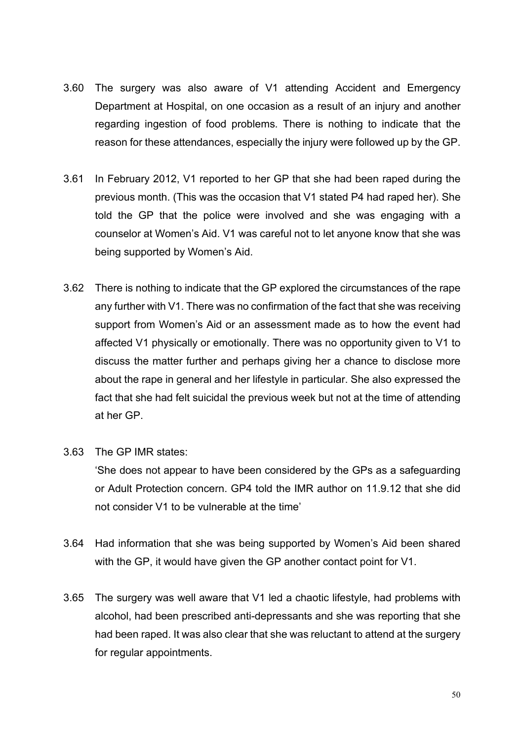3.60 The surgery was also aware of V1 attending Accident and Emergency Department at Hospital, on one occasion as a result of an injury and another regarding ingestion of food problems. There is nothing to indicate that the reason for these attendances, especially the injury were followed up by the GP.

3.61 In February 2012, V1 reported to her GP that she had been raped during the previous month. (This was the occasion that V1 stated P4 had raped her). She told the GP that the police were involved and she was engaging with a counselor at Women's Aid. V1 was careful not to let anyone know that she was being supported by Women's Aid.

3.62 There is nothing to indicate that the GP explored the circumstances of the rape any further with V1. There was no confirmation of the fact that she was receiving support from Women's Aid or an assessment made as to how the event had affected V1 physically or emotionally. There was no opportunity given to V1 to discuss the matter further and perhaps giving her a chance to disclose more about the rape in general and her lifestyle in particular. She also expressed the fact that she had felt suicidal the previous week but not at the time of attending at her GP.

3.63 The GP IMR states:
'She does not appear to have been considered by the GPs as a safeguarding or Adult Protection concern. GP4 told the IMR author on 11.9.12 that she did not consider V1 to be vulnerable at the time'

3.64 Had information that she was being supported by Women's Aid been shared with the GP, it would have given the GP another contact point for V1.

3.65 The surgery was well aware that V1 led a chaotic lifestyle, had problems with alcohol, had been prescribed anti-depressants and she was reporting that she had been raped. It was also clear that she was reluctant to attend at the surgery for regular appointments.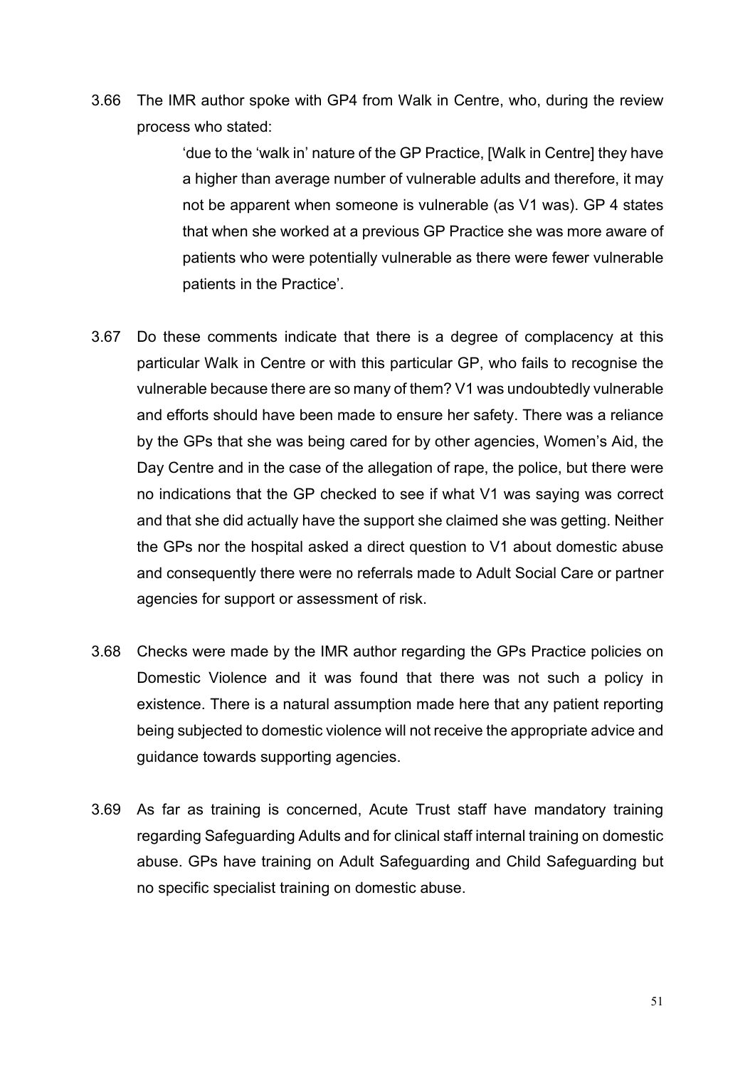3.66 The IMR author spoke with GP4 from Walk in Centre, who, during the review process who stated:

> 'due to the 'walk in' nature of the GP Practice, [Walk in Centre] they have a higher than average number of vulnerable adults and therefore, it may not be apparent when someone is vulnerable (as V1 was). GP 4 states that when she worked at a previous GP Practice she was more aware of patients who were potentially vulnerable as there were fewer vulnerable patients in the Practice'.

3.67 Do these comments indicate that there is a degree of complacency at this particular Walk in Centre or with this particular GP, who fails to recognise the vulnerable because there are so many of them? V1 was undoubtedly vulnerable and efforts should have been made to ensure her safety. There was a reliance by the GPs that she was being cared for by other agencies, Women's Aid, the Day Centre and in the case of the allegation of rape, the police, but there were no indications that the GP checked to see if what V1 was saying was correct and that she did actually have the support she claimed she was getting. Neither the GPs nor the hospital asked a direct question to V1 about domestic abuse and consequently there were no referrals made to Adult Social Care or partner agencies for support or assessment of risk.

3.68 Checks were made by the IMR author regarding the GPs Practice policies on Domestic Violence and it was found that there was not such a policy in existence. There is a natural assumption made here that any patient reporting being subjected to domestic violence will not receive the appropriate advice and guidance towards supporting agencies.

3.69 As far as training is concerned, Acute Trust staff have mandatory training regarding Safeguarding Adults and for clinical staff internal training on domestic abuse. GPs have training on Adult Safeguarding and Child Safeguarding but no specific specialist training on domestic abuse.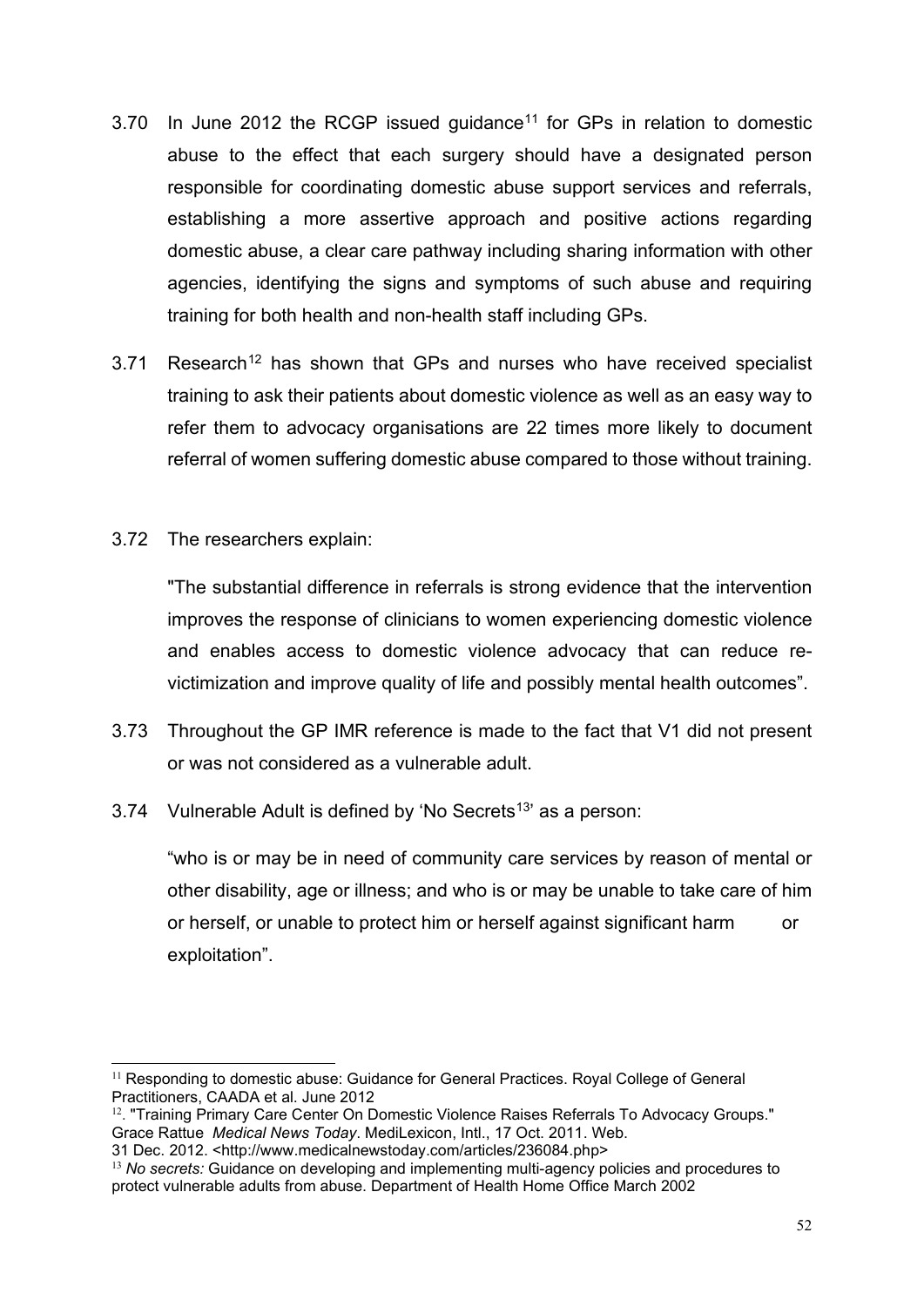3.70 In June 2012 the RCGP issued guidance[11] for GPs in relation to domestic abuse to the effect that each surgery should have a designated person responsible for coordinating domestic abuse support services and referrals, establishing a more assertive approach and positive actions regarding domestic abuse, a clear care pathway including sharing information with other agencies, identifying the signs and symptoms of such abuse and requiring training for both health and non-health staff including GPs.

3.71 Research[12] has shown that GPs and nurses who have received specialist training to ask their patients about domestic violence as well as an easy way to refer them to advocacy organisations are 22 times more likely to document referral of women suffering domestic abuse compared to those without training.

3.72 The researchers explain:

"The substantial difference in referrals is strong evidence that the intervention improves the response of clinicians to women experiencing domestic violence and enables access to domestic violence advocacy that can reduce re-victimization and improve quality of life and possibly mental health outcomes".

3.73 Throughout the GP IMR reference is made to the fact that V1 did not present or was not considered as a vulnerable adult.

3.74 Vulnerable Adult is defined by 'No Secrets[13]' as a person:

"who is or may be in need of community care services by reason of mental or other disability, age or illness; and who is or may be unable to take care of him or herself, or unable to protect him or herself against significant harm or exploitation".

---

[11] Responding to domestic abuse: Guidance for General Practices. Royal College of General Practitioners, CAADA et al. June 2012

[12]. "Training Primary Care Center On Domestic Violence Raises Referrals To Advocacy Groups." Grace Rattue *Medical News Today*. MediLexicon, Intl., 17 Oct. 2011. Web. 31 Dec. 2012. <http://www.medicalnewstoday.com/articles/236084.php>

[13] *No secrets:* Guidance on developing and implementing multi-agency policies and procedures to protect vulnerable adults from abuse. Department of Health Home Office March 2002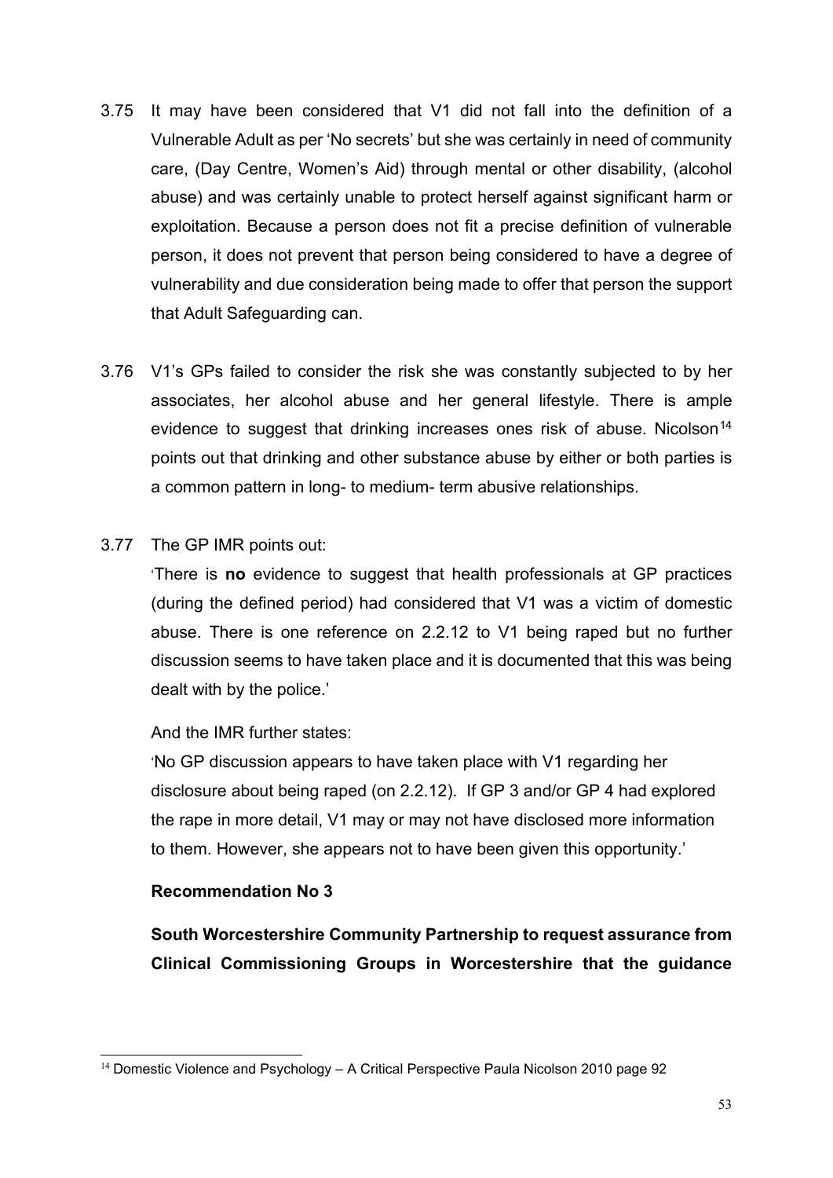3.75 It may have been considered that V1 did not fall into the definition of a Vulnerable Adult as per 'No secrets' but she was certainly in need of community care, (Day Centre, Women's Aid) through mental or other disability, (alcohol abuse) and was certainly unable to protect herself against significant harm or exploitation. Because a person does not fit a precise definition of vulnerable person, it does not prevent that person being considered to have a degree of vulnerability and due consideration being made to offer that person the support that Adult Safeguarding can.

3.76 V1's GPs failed to consider the risk she was constantly subjected to by her associates, her alcohol abuse and her general lifestyle. There is ample evidence to suggest that drinking increases ones risk of abuse. Nicolson[14] points out that drinking and other substance abuse by either or both parties is a common pattern in long- to medium- term abusive relationships.

3.77 The GP IMR points out:

'There is **no** evidence to suggest that health professionals at GP practices (during the defined period) had considered that V1 was a victim of domestic abuse. There is one reference on 2.2.12 to V1 being raped but no further discussion seems to have taken place and it is documented that this was being dealt with by the police.'

And the IMR further states:

'No GP discussion appears to have taken place with V1 regarding her disclosure about being raped (on 2.2.12). If GP 3 and/or GP 4 had explored the rape in more detail, V1 may or may not have disclosed more information to them. However, she appears not to have been given this opportunity.'

**Recommendation No 3**

**South Worcestershire Community Partnership to request assurance from Clinical Commissioning Groups in Worcestershire that the guidance**

[14] Domestic Violence and Psychology – A Critical Perspective Paula Nicolson 2010 page 92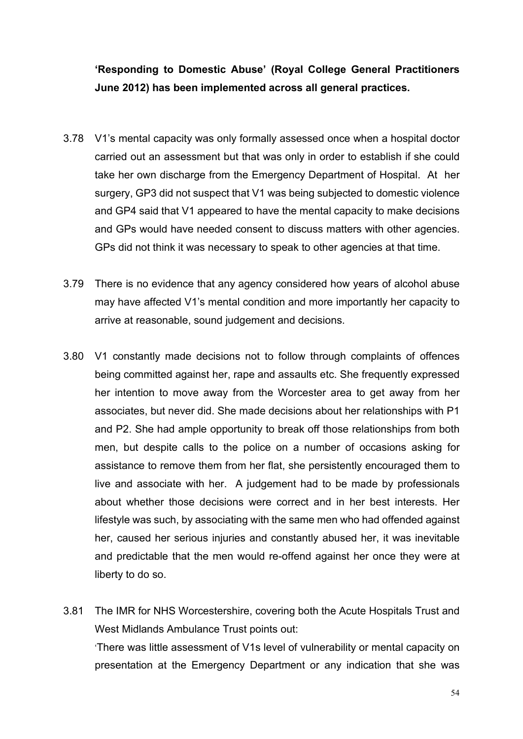**'Responding to Domestic Abuse' (Royal College General Practitioners June 2012) has been implemented across all general practices.**

3.78 V1's mental capacity was only formally assessed once when a hospital doctor carried out an assessment but that was only in order to establish if she could take her own discharge from the Emergency Department of Hospital. At her surgery, GP3 did not suspect that V1 was being subjected to domestic violence and GP4 said that V1 appeared to have the mental capacity to make decisions and GPs would have needed consent to discuss matters with other agencies. GPs did not think it was necessary to speak to other agencies at that time.

3.79 There is no evidence that any agency considered how years of alcohol abuse may have affected V1's mental condition and more importantly her capacity to arrive at reasonable, sound judgement and decisions.

3.80 V1 constantly made decisions not to follow through complaints of offences being committed against her, rape and assaults etc. She frequently expressed her intention to move away from the Worcester area to get away from her associates, but never did. She made decisions about her relationships with P1 and P2. She had ample opportunity to break off those relationships from both men, but despite calls to the police on a number of occasions asking for assistance to remove them from her flat, she persistently encouraged them to live and associate with her. A judgement had to be made by professionals about whether those decisions were correct and in her best interests. Her lifestyle was such, by associating with the same men who had offended against her, caused her serious injuries and constantly abused her, it was inevitable and predictable that the men would re-offend against her once they were at liberty to do so.

3.81 The IMR for NHS Worcestershire, covering both the Acute Hospitals Trust and West Midlands Ambulance Trust points out:

'There was little assessment of V1s level of vulnerability or mental capacity on presentation at the Emergency Department or any indication that she was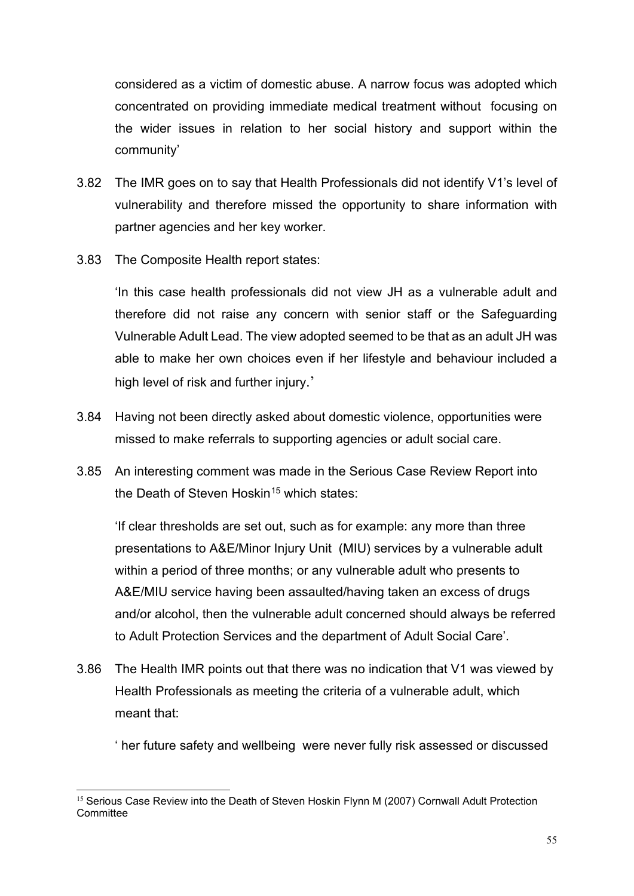considered as a victim of domestic abuse. A narrow focus was adopted which concentrated on providing immediate medical treatment without focusing on the wider issues in relation to her social history and support within the community'

3.82 The IMR goes on to say that Health Professionals did not identify V1's level of vulnerability and therefore missed the opportunity to share information with partner agencies and her key worker.

3.83 The Composite Health report states:

'In this case health professionals did not view JH as a vulnerable adult and therefore did not raise any concern with senior staff or the Safeguarding Vulnerable Adult Lead. The view adopted seemed to be that as an adult JH was able to make her own choices even if her lifestyle and behaviour included a high level of risk and further injury.'

3.84 Having not been directly asked about domestic violence, opportunities were missed to make referrals to supporting agencies or adult social care.

3.85 An interesting comment was made in the Serious Case Review Report into the Death of Steven Hoskin[15] which states:

'If clear thresholds are set out, such as for example: any more than three presentations to A&E/Minor Injury Unit (MIU) services by a vulnerable adult within a period of three months; or any vulnerable adult who presents to A&E/MIU service having been assaulted/having taken an excess of drugs and/or alcohol, then the vulnerable adult concerned should always be referred to Adult Protection Services and the department of Adult Social Care'.

3.86 The Health IMR points out that there was no indication that V1 was viewed by Health Professionals as meeting the criteria of a vulnerable adult, which meant that:

' her future safety and wellbeing were never fully risk assessed or discussed

---

[15] Serious Case Review into the Death of Steven Hoskin Flynn M (2007) Cornwall Adult Protection Committee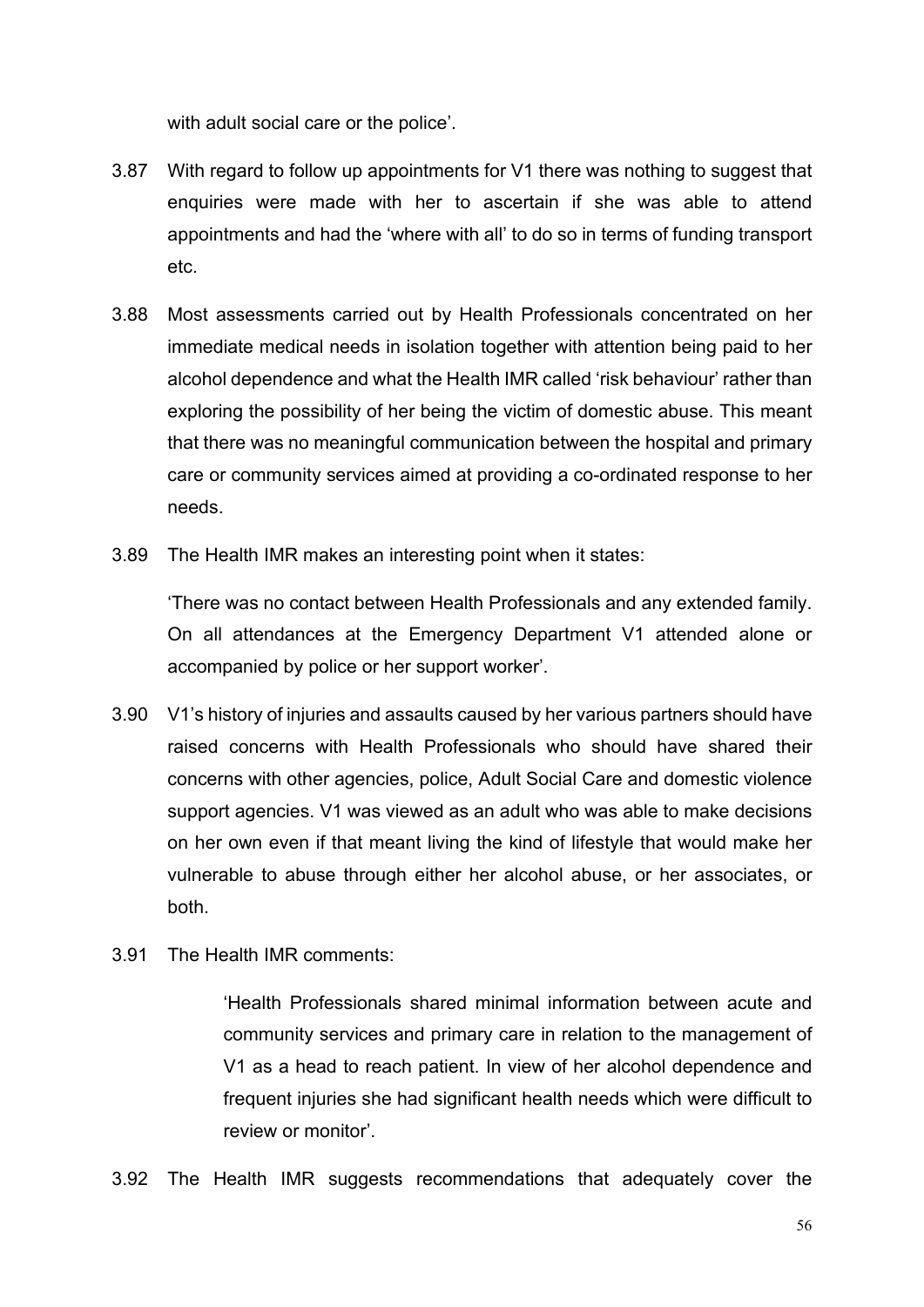with adult social care or the police'.

3.87 With regard to follow up appointments for V1 there was nothing to suggest that enquiries were made with her to ascertain if she was able to attend appointments and had the 'where with all' to do so in terms of funding transport etc.

3.88 Most assessments carried out by Health Professionals concentrated on her immediate medical needs in isolation together with attention being paid to her alcohol dependence and what the Health IMR called 'risk behaviour' rather than exploring the possibility of her being the victim of domestic abuse. This meant that there was no meaningful communication between the hospital and primary care or community services aimed at providing a co-ordinated response to her needs.

3.89 The Health IMR makes an interesting point when it states:

'There was no contact between Health Professionals and any extended family. On all attendances at the Emergency Department V1 attended alone or accompanied by police or her support worker'.

3.90 V1's history of injuries and assaults caused by her various partners should have raised concerns with Health Professionals who should have shared their concerns with other agencies, police, Adult Social Care and domestic violence support agencies. V1 was viewed as an adult who was able to make decisions on her own even if that meant living the kind of lifestyle that would make her vulnerable to abuse through either her alcohol abuse, or her associates, or both.

3.91 The Health IMR comments:

> 'Health Professionals shared minimal information between acute and community services and primary care in relation to the management of V1 as a head to reach patient. In view of her alcohol dependence and frequent injuries she had significant health needs which were difficult to review or monitor'.

3.92 The Health IMR suggests recommendations that adequately cover the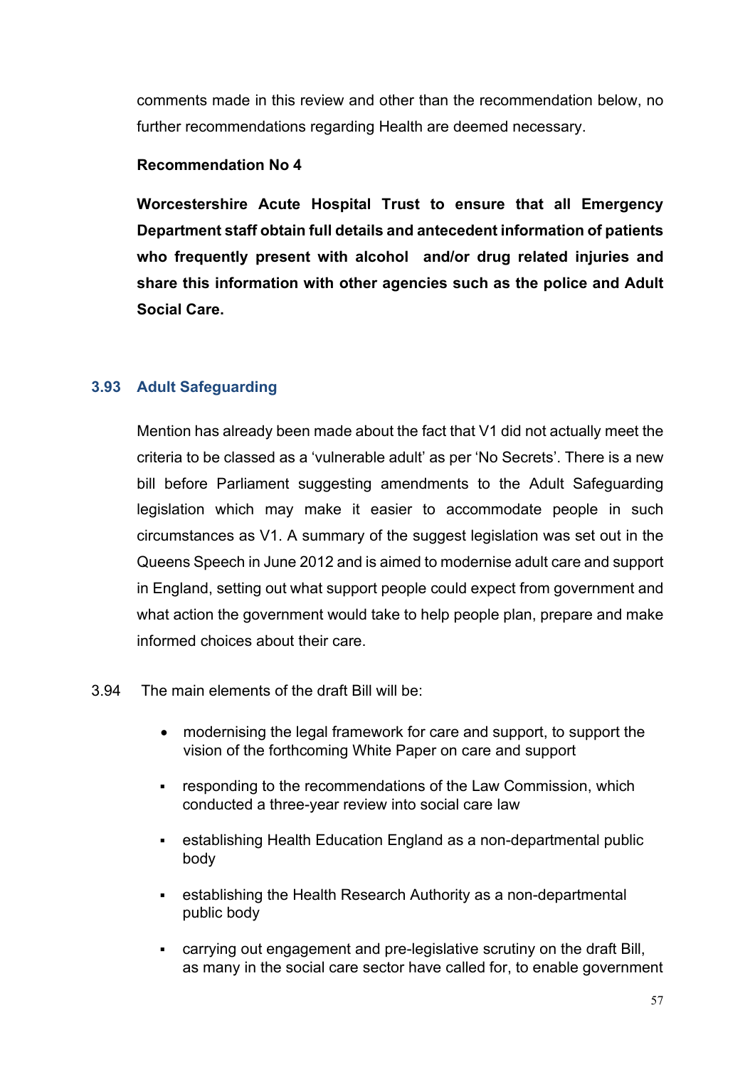comments made in this review and other than the recommendation below, no further recommendations regarding Health are deemed necessary.

**Recommendation No 4**

**Worcestershire Acute Hospital Trust to ensure that all Emergency Department staff obtain full details and antecedent information of patients who frequently present with alcohol and/or drug related injuries and share this information with other agencies such as the police and Adult Social Care.**

### 3.93 Adult Safeguarding

Mention has already been made about the fact that V1 did not actually meet the criteria to be classed as a 'vulnerable adult' as per 'No Secrets'. There is a new bill before Parliament suggesting amendments to the Adult Safeguarding legislation which may make it easier to accommodate people in such circumstances as V1. A summary of the suggest legislation was set out in the Queens Speech in June 2012 and is aimed to modernise adult care and support in England, setting out what support people could expect from government and what action the government would take to help people plan, prepare and make informed choices about their care.

3.94 The main elements of the draft Bill will be:

- modernising the legal framework for care and support, to support the vision of the forthcoming White Paper on care and support
- responding to the recommendations of the Law Commission, which conducted a three-year review into social care law
- establishing Health Education England as a non-departmental public body
- establishing the Health Research Authority as a non-departmental public body
- carrying out engagement and pre-legislative scrutiny on the draft Bill, as many in the social care sector have called for, to enable government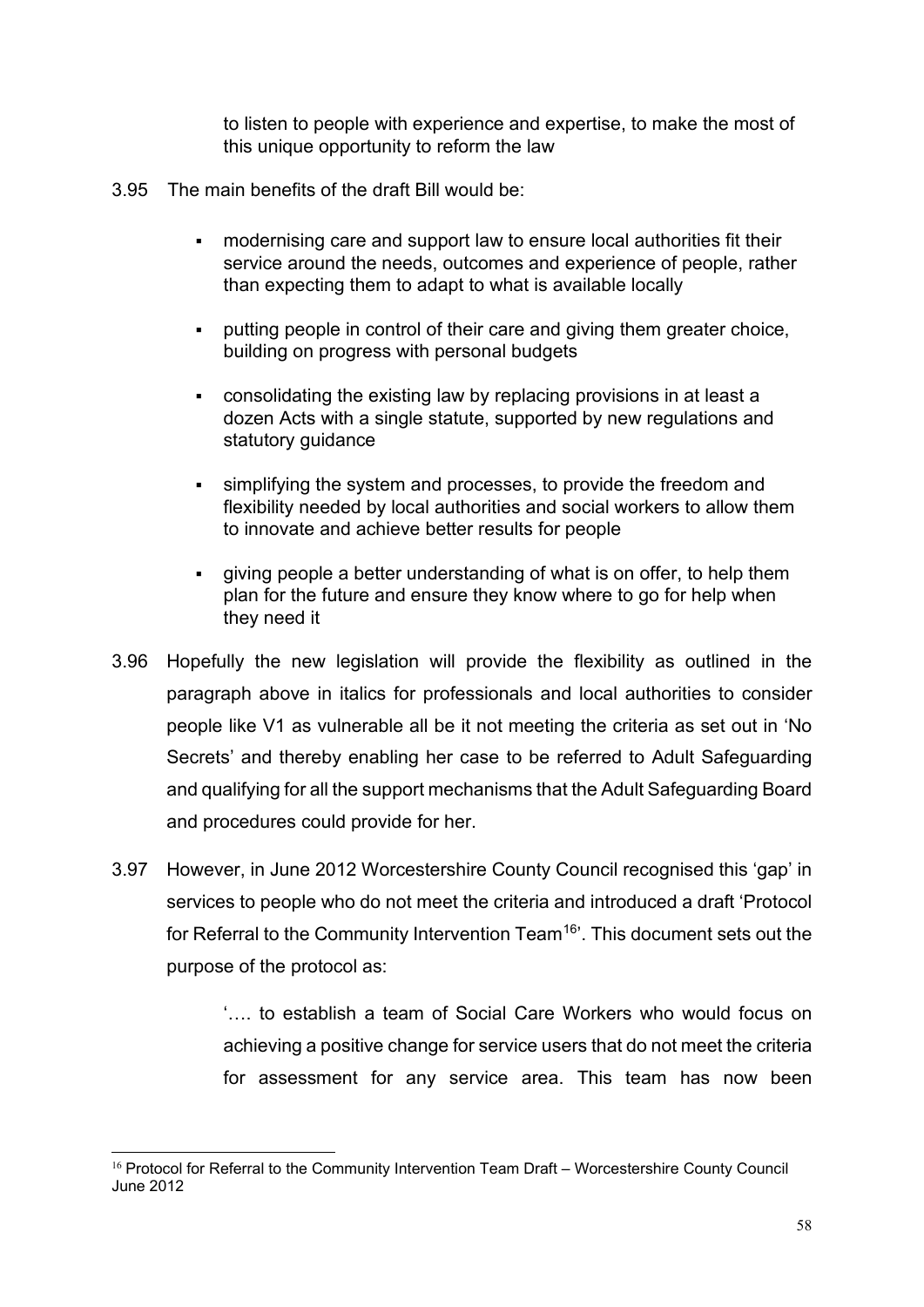to listen to people with experience and expertise, to make the most of this unique opportunity to reform the law

3.95 The main benefits of the draft Bill would be:

- modernising care and support law to ensure local authorities fit their service around the needs, outcomes and experience of people, rather than expecting them to adapt to what is available locally
- putting people in control of their care and giving them greater choice, building on progress with personal budgets
- consolidating the existing law by replacing provisions in at least a dozen Acts with a single statute, supported by new regulations and statutory guidance
- simplifying the system and processes, to provide the freedom and flexibility needed by local authorities and social workers to allow them to innovate and achieve better results for people
- giving people a better understanding of what is on offer, to help them plan for the future and ensure they know where to go for help when they need it

3.96 Hopefully the new legislation will provide the flexibility as outlined in the paragraph above in italics for professionals and local authorities to consider people like V1 as vulnerable all be it not meeting the criteria as set out in 'No Secrets' and thereby enabling her case to be referred to Adult Safeguarding and qualifying for all the support mechanisms that the Adult Safeguarding Board and procedures could provide for her.

3.97 However, in June 2012 Worcestershire County Council recognised this 'gap' in services to people who do not meet the criteria and introduced a draft 'Protocol for Referral to the Community Intervention Team[16]'. This document sets out the purpose of the protocol as:

> '…. to establish a team of Social Care Workers who would focus on achieving a positive change for service users that do not meet the criteria for assessment for any service area. This team has now been

[16] Protocol for Referral to the Community Intervention Team Draft – Worcestershire County Council June 2012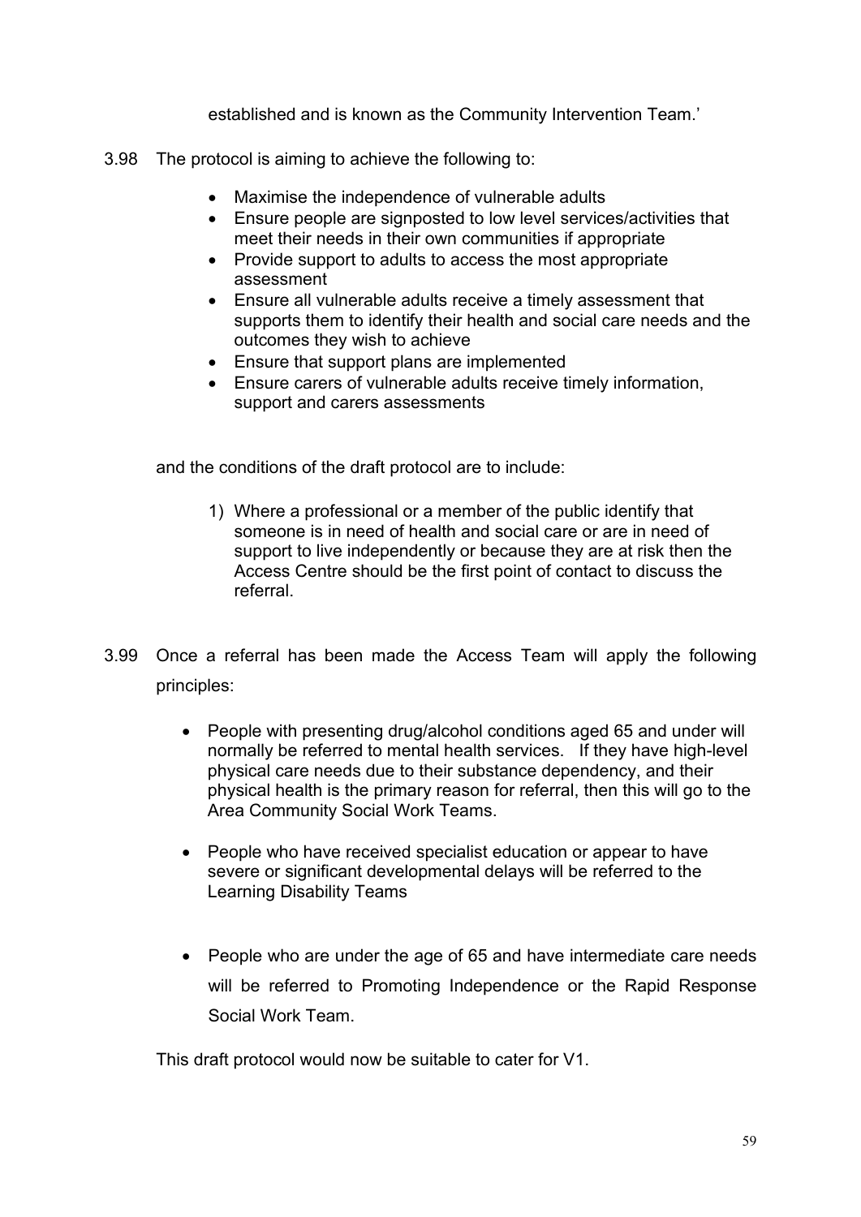established and is known as the Community Intervention Team.'

3.98 The protocol is aiming to achieve the following to:

- Maximise the independence of vulnerable adults
- Ensure people are signposted to low level services/activities that meet their needs in their own communities if appropriate
- Provide support to adults to access the most appropriate assessment
- Ensure all vulnerable adults receive a timely assessment that supports them to identify their health and social care needs and the outcomes they wish to achieve
- Ensure that support plans are implemented
- Ensure carers of vulnerable adults receive timely information, support and carers assessments

and the conditions of the draft protocol are to include:

1) Where a professional or a member of the public identify that someone is in need of health and social care or are in need of support to live independently or because they are at risk then the Access Centre should be the first point of contact to discuss the referral.

3.99 Once a referral has been made the Access Team will apply the following principles:

- People with presenting drug/alcohol conditions aged 65 and under will normally be referred to mental health services. If they have high-level physical care needs due to their substance dependency, and their physical health is the primary reason for referral, then this will go to the Area Community Social Work Teams.

- People who have received specialist education or appear to have severe or significant developmental delays will be referred to the Learning Disability Teams

- People who are under the age of 65 and have intermediate care needs will be referred to Promoting Independence or the Rapid Response Social Work Team.

This draft protocol would now be suitable to cater for V1.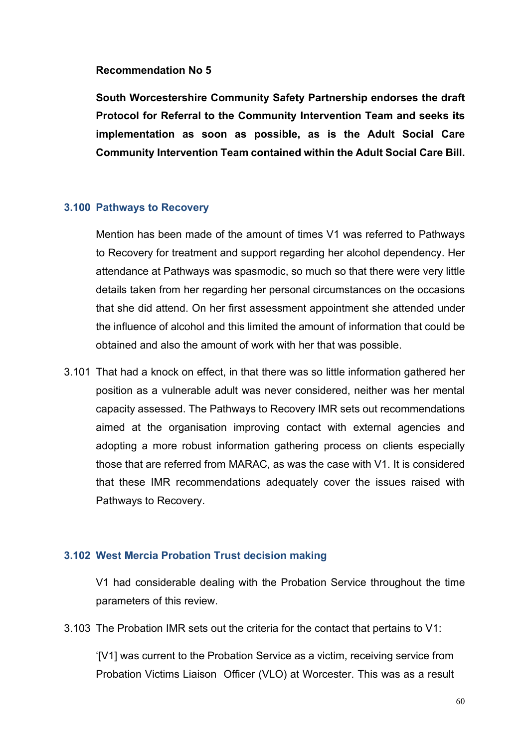**Recommendation No 5**

**South Worcestershire Community Safety Partnership endorses the draft Protocol for Referral to the Community Intervention Team and seeks its implementation as soon as possible, as is the Adult Social Care Community Intervention Team contained within the Adult Social Care Bill.**

### 3.100 Pathways to Recovery

Mention has been made of the amount of times V1 was referred to Pathways to Recovery for treatment and support regarding her alcohol dependency. Her attendance at Pathways was spasmodic, so much so that there were very little details taken from her regarding her personal circumstances on the occasions that she did attend. On her first assessment appointment she attended under the influence of alcohol and this limited the amount of information that could be obtained and also the amount of work with her that was possible.

3.101 That had a knock on effect, in that there was so little information gathered her position as a vulnerable adult was never considered, neither was her mental capacity assessed. The Pathways to Recovery IMR sets out recommendations aimed at the organisation improving contact with external agencies and adopting a more robust information gathering process on clients especially those that are referred from MARAC, as was the case with V1. It is considered that these IMR recommendations adequately cover the issues raised with Pathways to Recovery.

### 3.102 West Mercia Probation Trust decision making

V1 had considerable dealing with the Probation Service throughout the time parameters of this review.

3.103 The Probation IMR sets out the criteria for the contact that pertains to V1:

'[V1] was current to the Probation Service as a victim, receiving service from Probation Victims Liaison Officer (VLO) at Worcester. This was as a result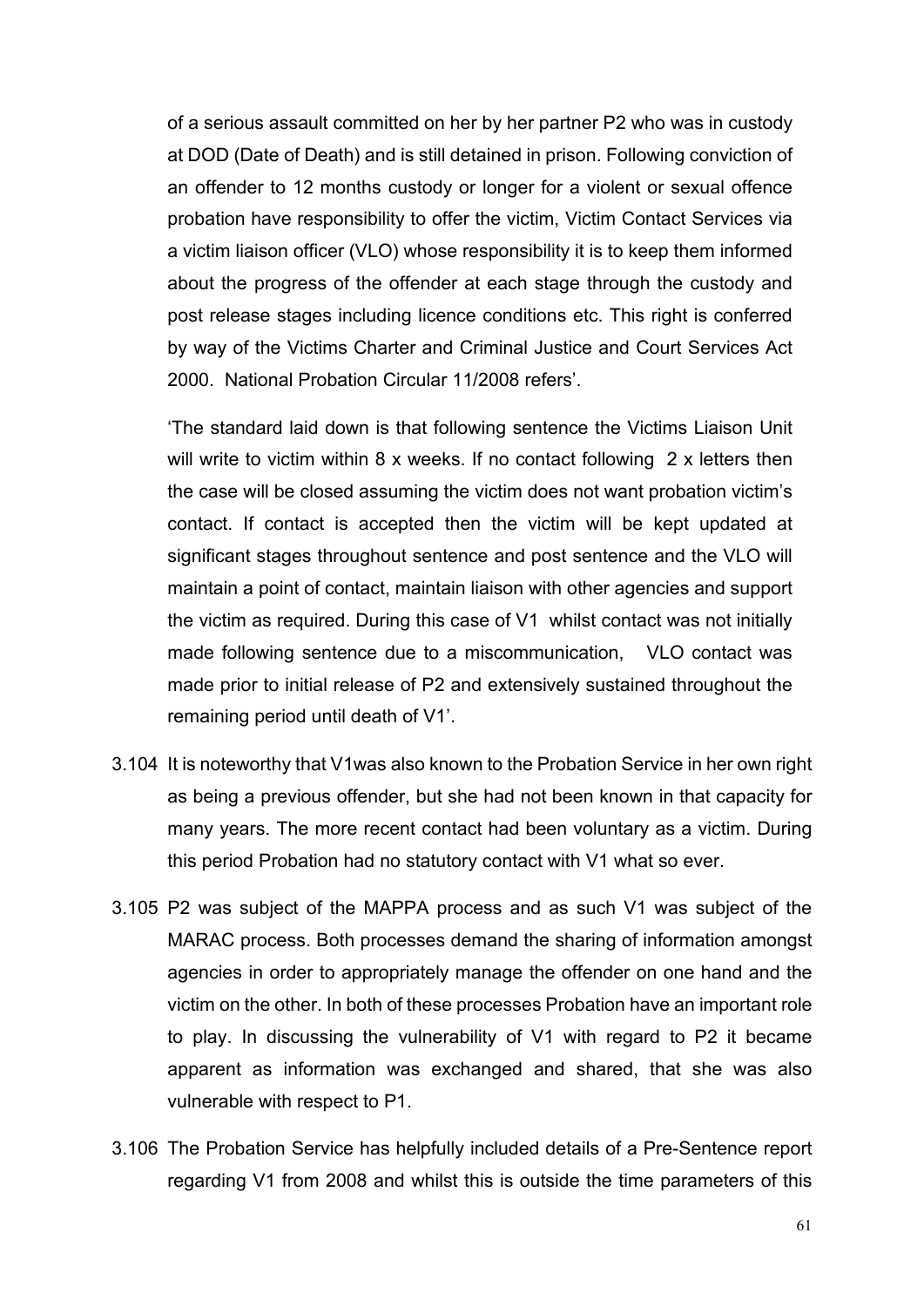of a serious assault committed on her by her partner P2 who was in custody at DOD (Date of Death) and is still detained in prison. Following conviction of an offender to 12 months custody or longer for a violent or sexual offence probation have responsibility to offer the victim, Victim Contact Services via a victim liaison officer (VLO) whose responsibility it is to keep them informed about the progress of the offender at each stage through the custody and post release stages including licence conditions etc. This right is conferred by way of the Victims Charter and Criminal Justice and Court Services Act 2000. National Probation Circular 11/2008 refers'.

'The standard laid down is that following sentence the Victims Liaison Unit will write to victim within 8 x weeks. If no contact following 2 x letters then the case will be closed assuming the victim does not want probation victim's contact. If contact is accepted then the victim will be kept updated at significant stages throughout sentence and post sentence and the VLO will maintain a point of contact, maintain liaison with other agencies and support the victim as required. During this case of V1 whilst contact was not initially made following sentence due to a miscommunication, VLO contact was made prior to initial release of P2 and extensively sustained throughout the remaining period until death of V1'.

3.104 It is noteworthy that V1was also known to the Probation Service in her own right as being a previous offender, but she had not been known in that capacity for many years. The more recent contact had been voluntary as a victim. During this period Probation had no statutory contact with V1 what so ever.

3.105 P2 was subject of the MAPPA process and as such V1 was subject of the MARAC process. Both processes demand the sharing of information amongst agencies in order to appropriately manage the offender on one hand and the victim on the other. In both of these processes Probation have an important role to play. In discussing the vulnerability of V1 with regard to P2 it became apparent as information was exchanged and shared, that she was also vulnerable with respect to P1.

3.106 The Probation Service has helpfully included details of a Pre-Sentence report regarding V1 from 2008 and whilst this is outside the time parameters of this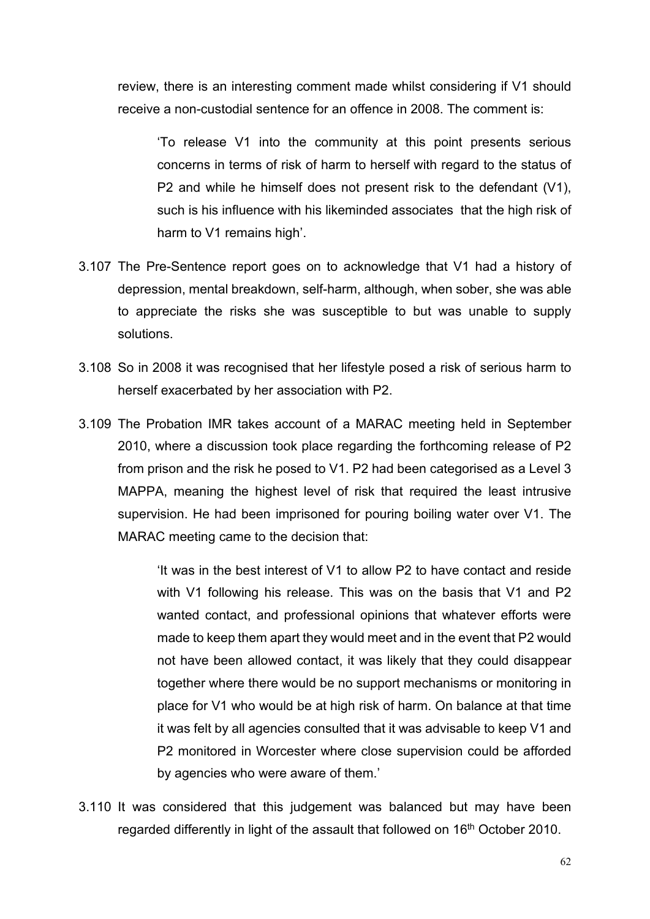review, there is an interesting comment made whilst considering if V1 should receive a non-custodial sentence for an offence in 2008. The comment is:

> 'To release V1 into the community at this point presents serious concerns in terms of risk of harm to herself with regard to the status of P2 and while he himself does not present risk to the defendant (V1), such is his influence with his likeminded associates that the high risk of harm to V1 remains high'.

3.107 The Pre-Sentence report goes on to acknowledge that V1 had a history of depression, mental breakdown, self-harm, although, when sober, she was able to appreciate the risks she was susceptible to but was unable to supply solutions.

3.108 So in 2008 it was recognised that her lifestyle posed a risk of serious harm to herself exacerbated by her association with P2.

3.109 The Probation IMR takes account of a MARAC meeting held in September 2010, where a discussion took place regarding the forthcoming release of P2 from prison and the risk he posed to V1. P2 had been categorised as a Level 3 MAPPA, meaning the highest level of risk that required the least intrusive supervision. He had been imprisoned for pouring boiling water over V1. The MARAC meeting came to the decision that:

> 'It was in the best interest of V1 to allow P2 to have contact and reside with V1 following his release. This was on the basis that V1 and P2 wanted contact, and professional opinions that whatever efforts were made to keep them apart they would meet and in the event that P2 would not have been allowed contact, it was likely that they could disappear together where there would be no support mechanisms or monitoring in place for V1 who would be at high risk of harm. On balance at that time it was felt by all agencies consulted that it was advisable to keep V1 and P2 monitored in Worcester where close supervision could be afforded by agencies who were aware of them.'

3.110 It was considered that this judgement was balanced but may have been regarded differently in light of the assault that followed on 16th October 2010.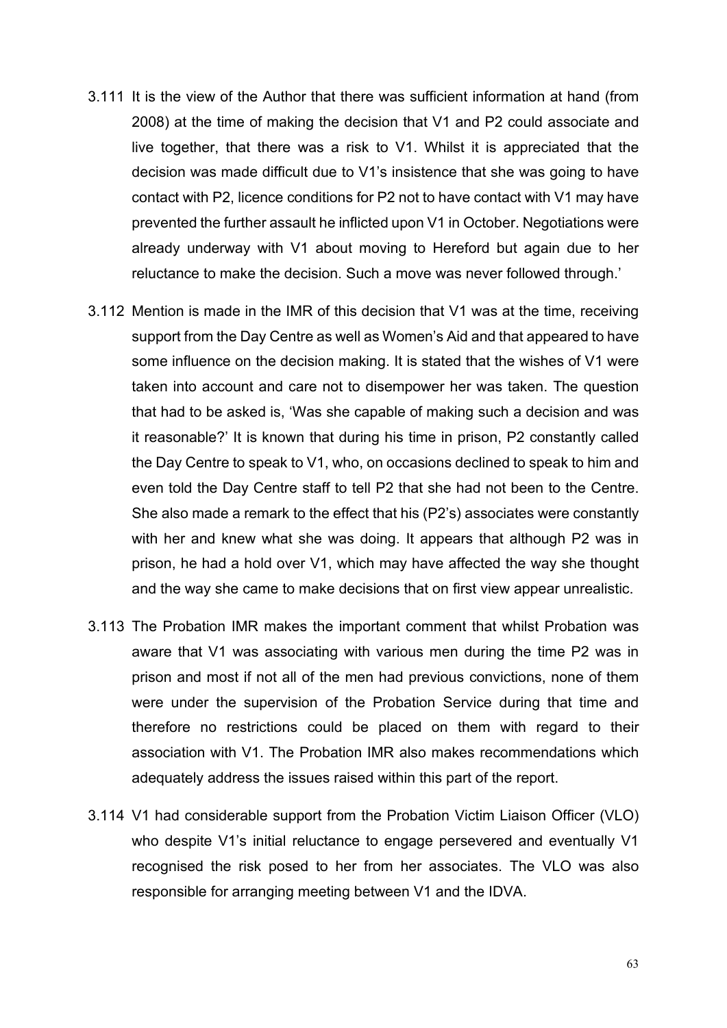3.111 It is the view of the Author that there was sufficient information at hand (from 2008) at the time of making the decision that V1 and P2 could associate and live together, that there was a risk to V1. Whilst it is appreciated that the decision was made difficult due to V1's insistence that she was going to have contact with P2, licence conditions for P2 not to have contact with V1 may have prevented the further assault he inflicted upon V1 in October. Negotiations were already underway with V1 about moving to Hereford but again due to her reluctance to make the decision. Such a move was never followed through.'

3.112 Mention is made in the IMR of this decision that V1 was at the time, receiving support from the Day Centre as well as Women's Aid and that appeared to have some influence on the decision making. It is stated that the wishes of V1 were taken into account and care not to disempower her was taken. The question that had to be asked is, 'Was she capable of making such a decision and was it reasonable?' It is known that during his time in prison, P2 constantly called the Day Centre to speak to V1, who, on occasions declined to speak to him and even told the Day Centre staff to tell P2 that she had not been to the Centre. She also made a remark to the effect that his (P2's) associates were constantly with her and knew what she was doing. It appears that although P2 was in prison, he had a hold over V1, which may have affected the way she thought and the way she came to make decisions that on first view appear unrealistic.

3.113 The Probation IMR makes the important comment that whilst Probation was aware that V1 was associating with various men during the time P2 was in prison and most if not all of the men had previous convictions, none of them were under the supervision of the Probation Service during that time and therefore no restrictions could be placed on them with regard to their association with V1. The Probation IMR also makes recommendations which adequately address the issues raised within this part of the report.

3.114 V1 had considerable support from the Probation Victim Liaison Officer (VLO) who despite V1's initial reluctance to engage persevered and eventually V1 recognised the risk posed to her from her associates. The VLO was also responsible for arranging meeting between V1 and the IDVA.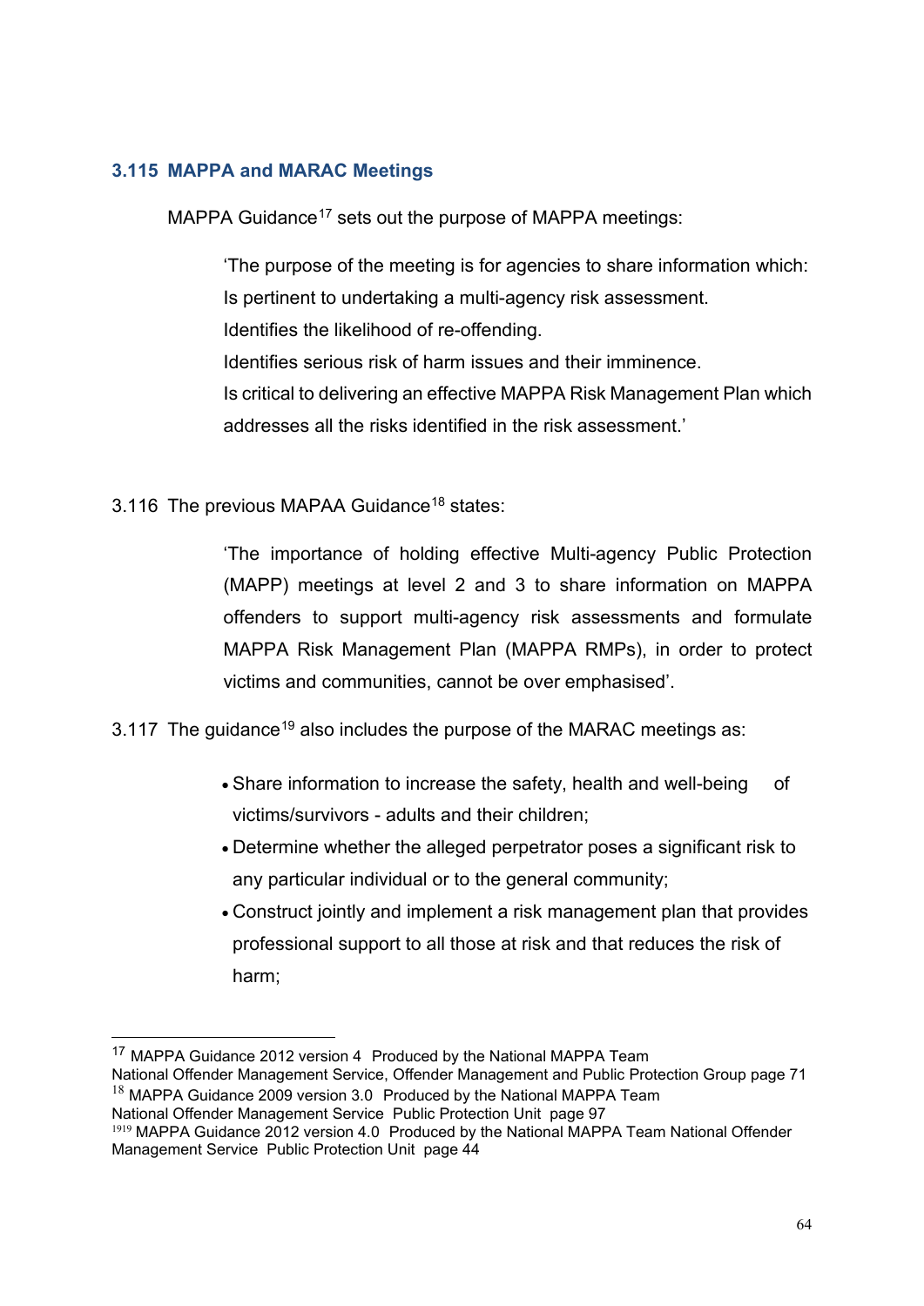### 3.115 MAPPA and MARAC Meetings

MAPPA Guidance[17] sets out the purpose of MAPPA meetings:

> 'The purpose of the meeting is for agencies to share information which:
> Is pertinent to undertaking a multi-agency risk assessment.
> Identifies the likelihood of re-offending.
> Identifies serious risk of harm issues and their imminence.
> Is critical to delivering an effective MAPPA Risk Management Plan which addresses all the risks identified in the risk assessment.'

3.116 The previous MAPAA Guidance[18] states:

> 'The importance of holding effective Multi-agency Public Protection (MAPP) meetings at level 2 and 3 to share information on MAPPA offenders to support multi-agency risk assessments and formulate MAPPA Risk Management Plan (MAPPA RMPs), in order to protect victims and communities, cannot be over emphasised'.

3.117 The guidance[19] also includes the purpose of the MARAC meetings as:

- Share information to increase the safety, health and well-being of victims/survivors - adults and their children;
- Determine whether the alleged perpetrator poses a significant risk to any particular individual or to the general community;
- Construct jointly and implement a risk management plan that provides professional support to all those at risk and that reduces the risk of harm;

---

[17] MAPPA Guidance 2012 version 4 Produced by the National MAPPA Team National Offender Management Service, Offender Management and Public Protection Group page 71

[18] MAPPA Guidance 2009 version 3.0 Produced by the National MAPPA Team National Offender Management Service Public Protection Unit page 97

[1919] MAPPA Guidance 2012 version 4.0 Produced by the National MAPPA Team National Offender Management Service Public Protection Unit page 44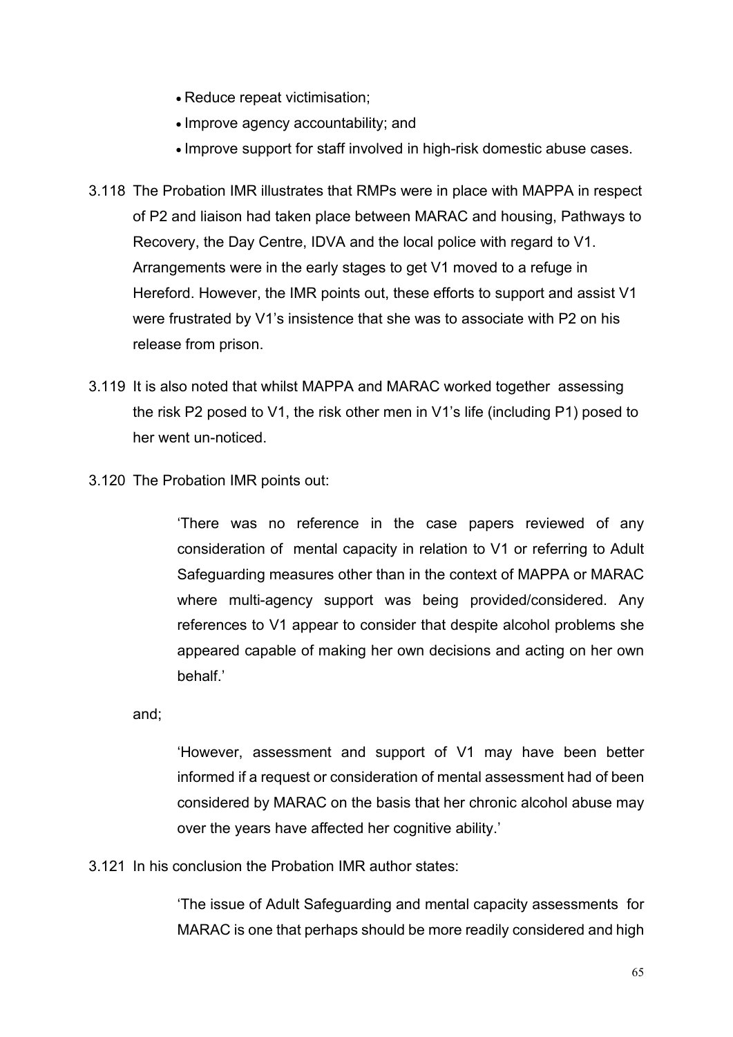- Reduce repeat victimisation;
- Improve agency accountability; and
- Improve support for staff involved in high-risk domestic abuse cases.

3.118 The Probation IMR illustrates that RMPs were in place with MAPPA in respect of P2 and liaison had taken place between MARAC and housing, Pathways to Recovery, the Day Centre, IDVA and the local police with regard to V1. Arrangements were in the early stages to get V1 moved to a refuge in Hereford. However, the IMR points out, these efforts to support and assist V1 were frustrated by V1's insistence that she was to associate with P2 on his release from prison.

3.119 It is also noted that whilst MAPPA and MARAC worked together assessing the risk P2 posed to V1, the risk other men in V1's life (including P1) posed to her went un-noticed.

3.120 The Probation IMR points out:

> 'There was no reference in the case papers reviewed of any consideration of mental capacity in relation to V1 or referring to Adult Safeguarding measures other than in the context of MAPPA or MARAC where multi-agency support was being provided/considered. Any references to V1 appear to consider that despite alcohol problems she appeared capable of making her own decisions and acting on her own behalf.'

and;

> 'However, assessment and support of V1 may have been better informed if a request or consideration of mental assessment had of been considered by MARAC on the basis that her chronic alcohol abuse may over the years have affected her cognitive ability.'

3.121 In his conclusion the Probation IMR author states:

> 'The issue of Adult Safeguarding and mental capacity assessments for MARAC is one that perhaps should be more readily considered and high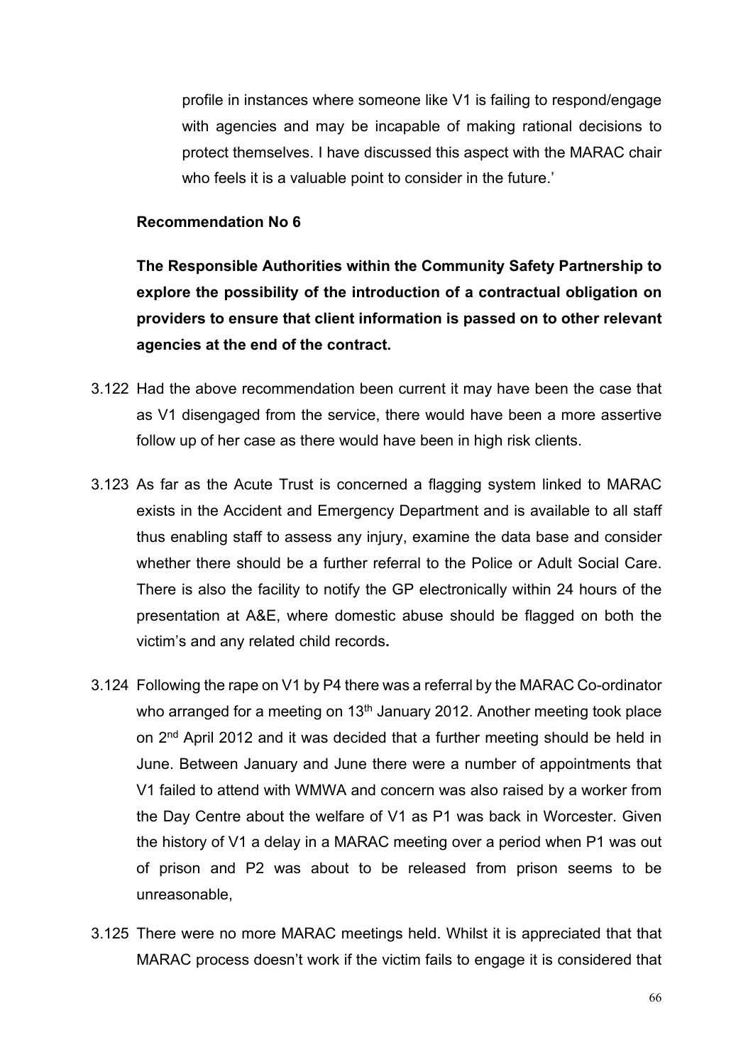profile in instances where someone like V1 is failing to respond/engage with agencies and may be incapable of making rational decisions to protect themselves. I have discussed this aspect with the MARAC chair who feels it is a valuable point to consider in the future.'

**Recommendation No 6**

**The Responsible Authorities within the Community Safety Partnership to explore the possibility of the introduction of a contractual obligation on providers to ensure that client information is passed on to other relevant agencies at the end of the contract.**

3.122 Had the above recommendation been current it may have been the case that as V1 disengaged from the service, there would have been a more assertive follow up of her case as there would have been in high risk clients.

3.123 As far as the Acute Trust is concerned a flagging system linked to MARAC exists in the Accident and Emergency Department and is available to all staff thus enabling staff to assess any injury, examine the data base and consider whether there should be a further referral to the Police or Adult Social Care. There is also the facility to notify the GP electronically within 24 hours of the presentation at A&E, where domestic abuse should be flagged on both the victim's and any related child records**.**

3.124 Following the rape on V1 by P4 there was a referral by the MARAC Co-ordinator who arranged for a meeting on 13th January 2012. Another meeting took place on 2nd April 2012 and it was decided that a further meeting should be held in June. Between January and June there were a number of appointments that V1 failed to attend with WMWA and concern was also raised by a worker from the Day Centre about the welfare of V1 as P1 was back in Worcester. Given the history of V1 a delay in a MARAC meeting over a period when P1 was out of prison and P2 was about to be released from prison seems to be unreasonable,

3.125 There were no more MARAC meetings held. Whilst it is appreciated that that MARAC process doesn't work if the victim fails to engage it is considered that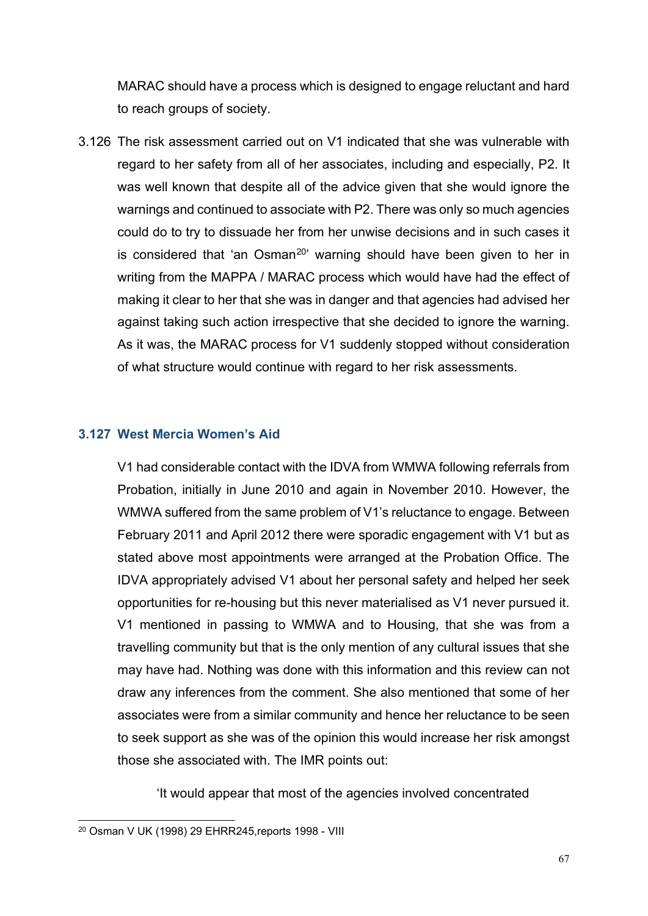MARAC should have a process which is designed to engage reluctant and hard to reach groups of society.

3.126 The risk assessment carried out on V1 indicated that she was vulnerable with regard to her safety from all of her associates, including and especially, P2. It was well known that despite all of the advice given that she would ignore the warnings and continued to associate with P2. There was only so much agencies could do to try to dissuade her from her unwise decisions and in such cases it is considered that 'an Osman[20]' warning should have been given to her in writing from the MAPPA / MARAC process which would have had the effect of making it clear to her that she was in danger and that agencies had advised her against taking such action irrespective that she decided to ignore the warning. As it was, the MARAC process for V1 suddenly stopped without consideration of what structure would continue with regard to her risk assessments.

### 3.127 West Mercia Women's Aid

V1 had considerable contact with the IDVA from WMWA following referrals from Probation, initially in June 2010 and again in November 2010. However, the WMWA suffered from the same problem of V1's reluctance to engage. Between February 2011 and April 2012 there were sporadic engagement with V1 but as stated above most appointments were arranged at the Probation Office. The IDVA appropriately advised V1 about her personal safety and helped her seek opportunities for re-housing but this never materialised as V1 never pursued it. V1 mentioned in passing to WMWA and to Housing, that she was from a travelling community but that is the only mention of any cultural issues that she may have had. Nothing was done with this information and this review can not draw any inferences from the comment. She also mentioned that some of her associates were from a similar community and hence her reluctance to be seen to seek support as she was of the opinion this would increase her risk amongst those she associated with. The IMR points out:

'It would appear that most of the agencies involved concentrated

[20] Osman V UK (1998) 29 EHRR245,reports 1998 - VIII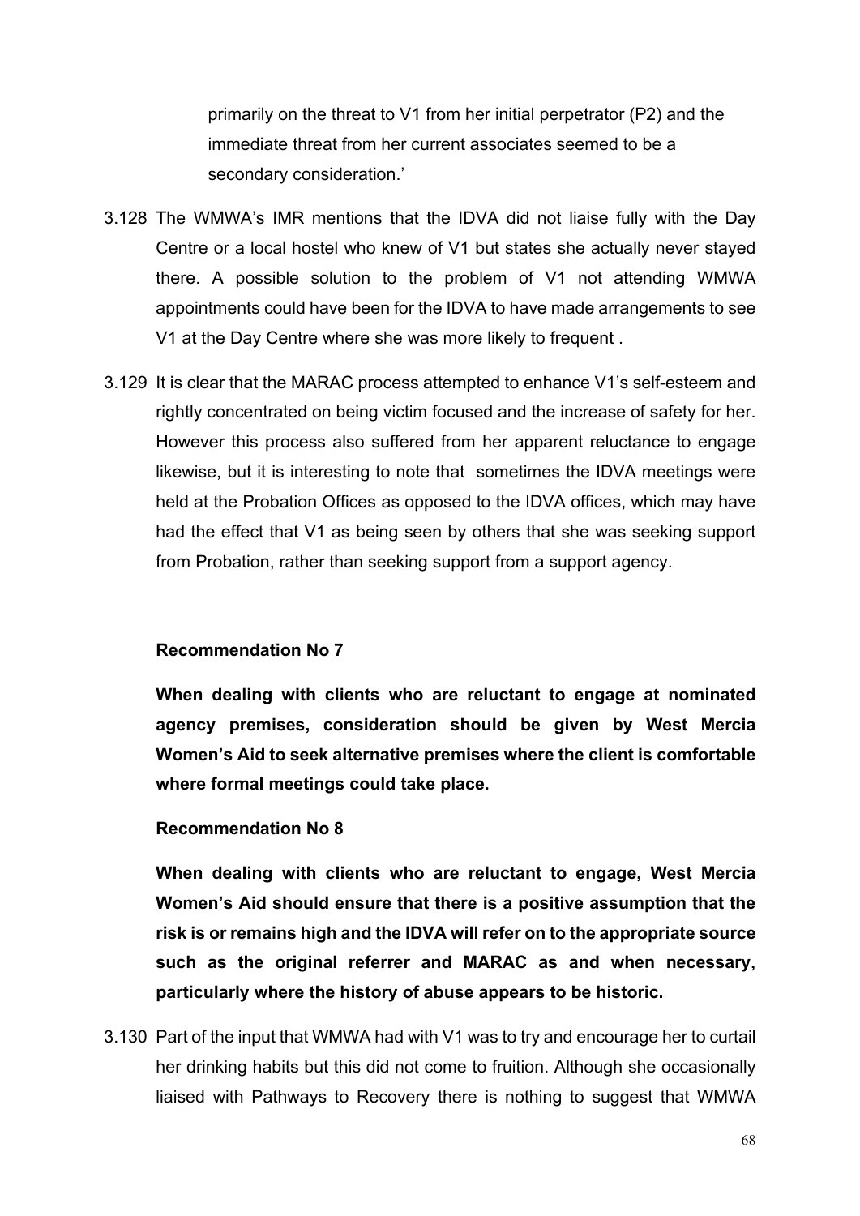primarily on the threat to V1 from her initial perpetrator (P2) and the immediate threat from her current associates seemed to be a secondary consideration.'

3.128 The WMWA's IMR mentions that the IDVA did not liaise fully with the Day Centre or a local hostel who knew of V1 but states she actually never stayed there. A possible solution to the problem of V1 not attending WMWA appointments could have been for the IDVA to have made arrangements to see V1 at the Day Centre where she was more likely to frequent .

3.129 It is clear that the MARAC process attempted to enhance V1's self-esteem and rightly concentrated on being victim focused and the increase of safety for her. However this process also suffered from her apparent reluctance to engage likewise, but it is interesting to note that sometimes the IDVA meetings were held at the Probation Offices as opposed to the IDVA offices, which may have had the effect that V1 as being seen by others that she was seeking support from Probation, rather than seeking support from a support agency.

**Recommendation No 7**

**When dealing with clients who are reluctant to engage at nominated agency premises, consideration should be given by West Mercia Women's Aid to seek alternative premises where the client is comfortable where formal meetings could take place.**

**Recommendation No 8**

**When dealing with clients who are reluctant to engage, West Mercia Women's Aid should ensure that there is a positive assumption that the risk is or remains high and the IDVA will refer on to the appropriate source such as the original referrer and MARAC as and when necessary, particularly where the history of abuse appears to be historic.**

3.130 Part of the input that WMWA had with V1 was to try and encourage her to curtail her drinking habits but this did not come to fruition. Although she occasionally liaised with Pathways to Recovery there is nothing to suggest that WMWA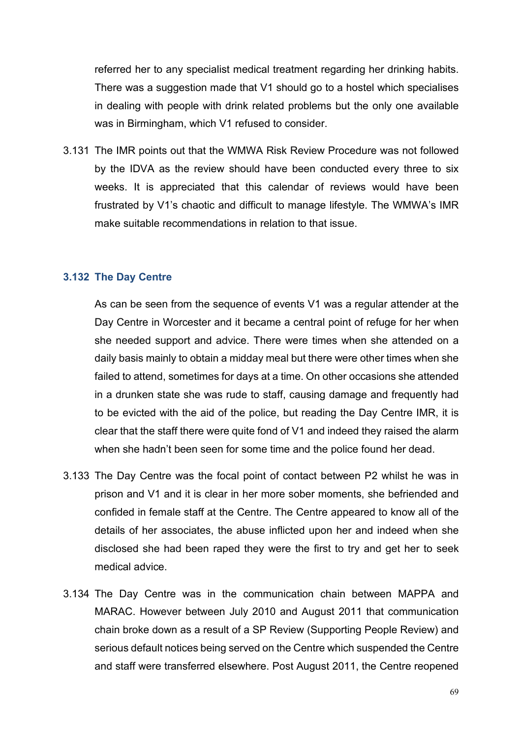referred her to any specialist medical treatment regarding her drinking habits. There was a suggestion made that V1 should go to a hostel which specialises in dealing with people with drink related problems but the only one available was in Birmingham, which V1 refused to consider.

3.131 The IMR points out that the WMWA Risk Review Procedure was not followed by the IDVA as the review should have been conducted every three to six weeks. It is appreciated that this calendar of reviews would have been frustrated by V1's chaotic and difficult to manage lifestyle. The WMWA's IMR make suitable recommendations in relation to that issue.

### 3.132 The Day Centre

As can be seen from the sequence of events V1 was a regular attender at the Day Centre in Worcester and it became a central point of refuge for her when she needed support and advice. There were times when she attended on a daily basis mainly to obtain a midday meal but there were other times when she failed to attend, sometimes for days at a time. On other occasions she attended in a drunken state she was rude to staff, causing damage and frequently had to be evicted with the aid of the police, but reading the Day Centre IMR, it is clear that the staff there were quite fond of V1 and indeed they raised the alarm when she hadn't been seen for some time and the police found her dead.

3.133 The Day Centre was the focal point of contact between P2 whilst he was in prison and V1 and it is clear in her more sober moments, she befriended and confided in female staff at the Centre. The Centre appeared to know all of the details of her associates, the abuse inflicted upon her and indeed when she disclosed she had been raped they were the first to try and get her to seek medical advice.

3.134 The Day Centre was in the communication chain between MAPPA and MARAC. However between July 2010 and August 2011 that communication chain broke down as a result of a SP Review (Supporting People Review) and serious default notices being served on the Centre which suspended the Centre and staff were transferred elsewhere. Post August 2011, the Centre reopened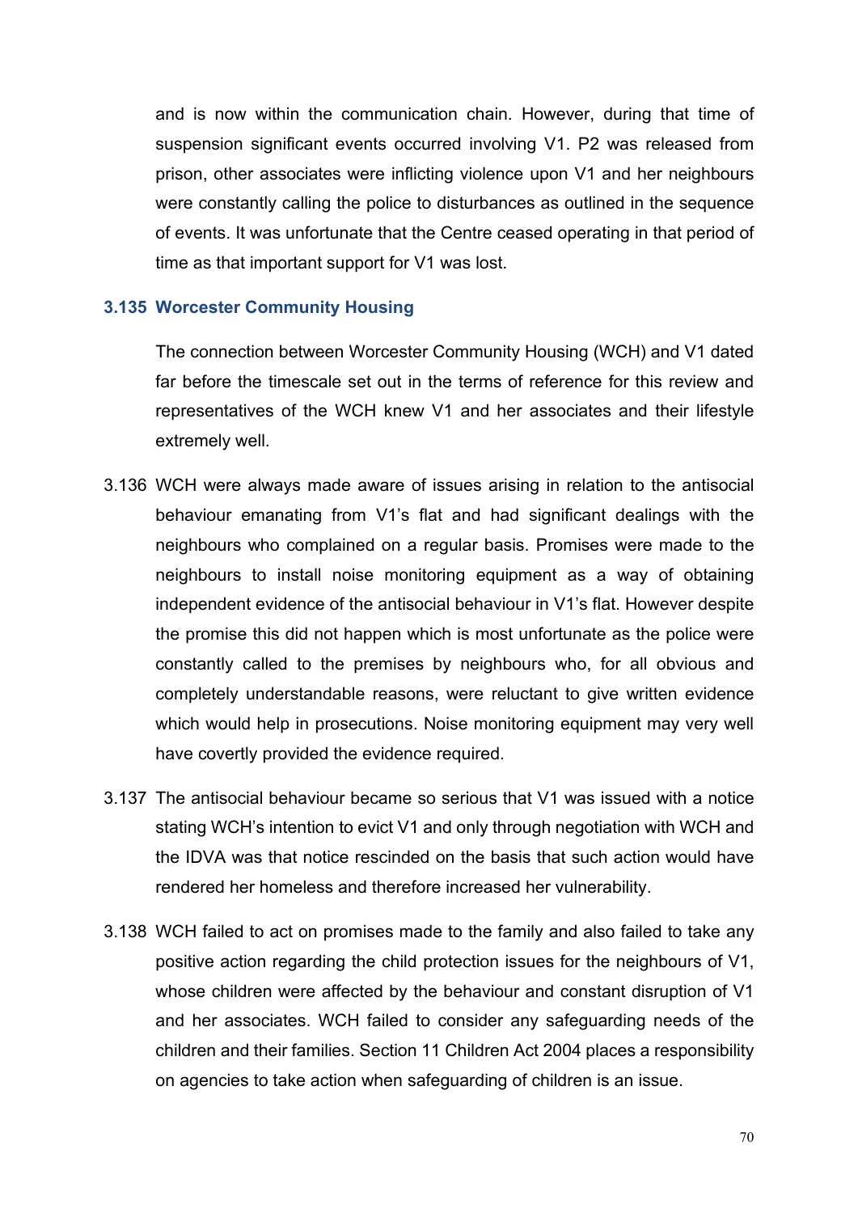and is now within the communication chain. However, during that time of suspension significant events occurred involving V1. P2 was released from prison, other associates were inflicting violence upon V1 and her neighbours were constantly calling the police to disturbances as outlined in the sequence of events. It was unfortunate that the Centre ceased operating in that period of time as that important support for V1 was lost.

### 3.135 Worcester Community Housing

The connection between Worcester Community Housing (WCH) and V1 dated far before the timescale set out in the terms of reference for this review and representatives of the WCH knew V1 and her associates and their lifestyle extremely well.

3.136 WCH were always made aware of issues arising in relation to the antisocial behaviour emanating from V1's flat and had significant dealings with the neighbours who complained on a regular basis. Promises were made to the neighbours to install noise monitoring equipment as a way of obtaining independent evidence of the antisocial behaviour in V1's flat. However despite the promise this did not happen which is most unfortunate as the police were constantly called to the premises by neighbours who, for all obvious and completely understandable reasons, were reluctant to give written evidence which would help in prosecutions. Noise monitoring equipment may very well have covertly provided the evidence required.

3.137 The antisocial behaviour became so serious that V1 was issued with a notice stating WCH's intention to evict V1 and only through negotiation with WCH and the IDVA was that notice rescinded on the basis that such action would have rendered her homeless and therefore increased her vulnerability.

3.138 WCH failed to act on promises made to the family and also failed to take any positive action regarding the child protection issues for the neighbours of V1, whose children were affected by the behaviour and constant disruption of V1 and her associates. WCH failed to consider any safeguarding needs of the children and their families. Section 11 Children Act 2004 places a responsibility on agencies to take action when safeguarding of children is an issue.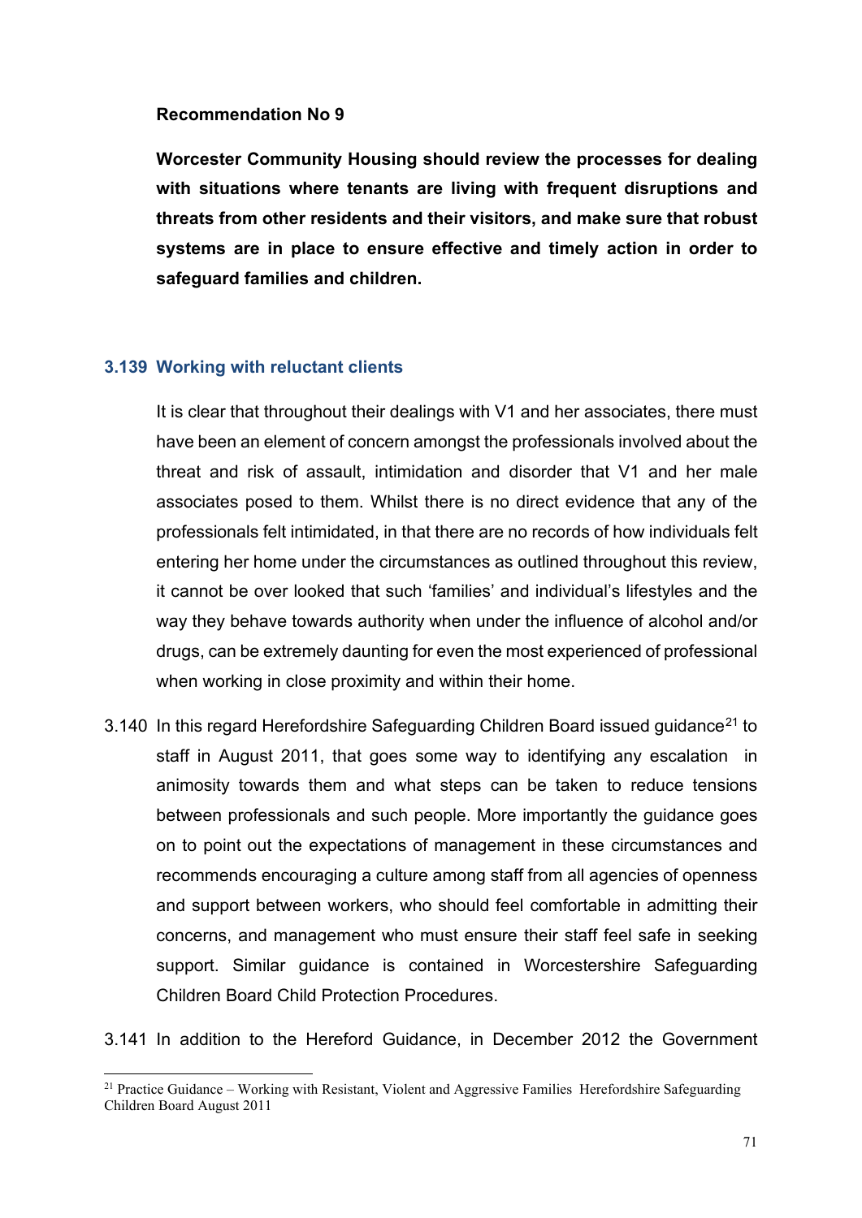**Recommendation No 9**

**Worcester Community Housing should review the processes for dealing with situations where tenants are living with frequent disruptions and threats from other residents and their visitors, and make sure that robust systems are in place to ensure effective and timely action in order to safeguard families and children.**

### 3.139 Working with reluctant clients

It is clear that throughout their dealings with V1 and her associates, there must have been an element of concern amongst the professionals involved about the threat and risk of assault, intimidation and disorder that V1 and her male associates posed to them. Whilst there is no direct evidence that any of the professionals felt intimidated, in that there are no records of how individuals felt entering her home under the circumstances as outlined throughout this review, it cannot be over looked that such 'families' and individual's lifestyles and the way they behave towards authority when under the influence of alcohol and/or drugs, can be extremely daunting for even the most experienced of professional when working in close proximity and within their home.

3.140 In this regard Herefordshire Safeguarding Children Board issued guidance[21] to staff in August 2011, that goes some way to identifying any escalation in animosity towards them and what steps can be taken to reduce tensions between professionals and such people. More importantly the guidance goes on to point out the expectations of management in these circumstances and recommends encouraging a culture among staff from all agencies of openness and support between workers, who should feel comfortable in admitting their concerns, and management who must ensure their staff feel safe in seeking support. Similar guidance is contained in Worcestershire Safeguarding Children Board Child Protection Procedures.

3.141 In addition to the Hereford Guidance, in December 2012 the Government

[21] Practice Guidance – Working with Resistant, Violent and Aggressive Families Herefordshire Safeguarding Children Board August 2011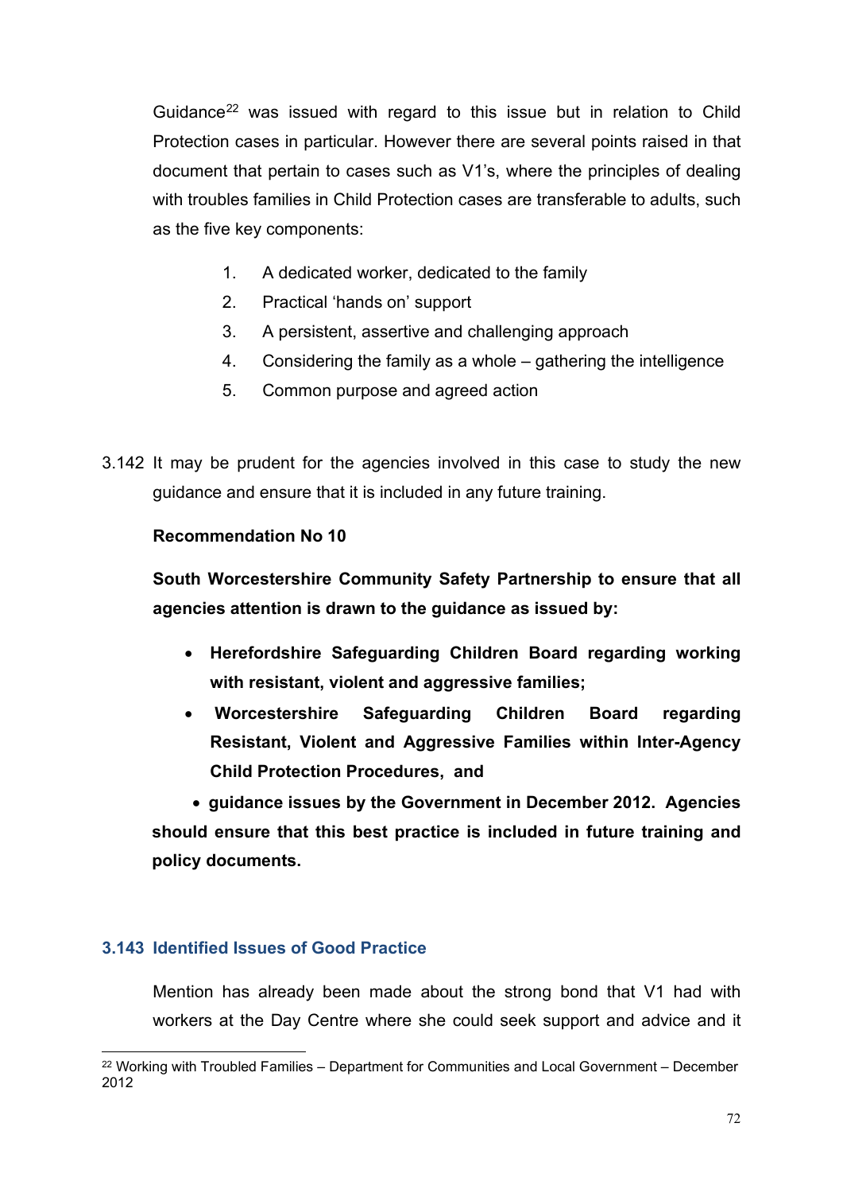Guidance[22] was issued with regard to this issue but in relation to Child Protection cases in particular. However there are several points raised in that document that pertain to cases such as V1's, where the principles of dealing with troubles families in Child Protection cases are transferable to adults, such as the five key components:

1. A dedicated worker, dedicated to the family
2. Practical 'hands on' support
3. A persistent, assertive and challenging approach
4. Considering the family as a whole – gathering the intelligence
5. Common purpose and agreed action

3.142 It may be prudent for the agencies involved in this case to study the new guidance and ensure that it is included in any future training.

**Recommendation No 10**

**South Worcestershire Community Safety Partnership to ensure that all agencies attention is drawn to the guidance as issued by:**

- **Herefordshire Safeguarding Children Board regarding working with resistant, violent and aggressive families;**
- **Worcestershire Safeguarding Children Board regarding Resistant, Violent and Aggressive Families within Inter-Agency Child Protection Procedures, and**
- **guidance issues by the Government in December 2012. Agencies should ensure that this best practice is included in future training and policy documents.**

### 3.143 Identified Issues of Good Practice

Mention has already been made about the strong bond that V1 had with workers at the Day Centre where she could seek support and advice and it

[22] Working with Troubled Families – Department for Communities and Local Government – December 2012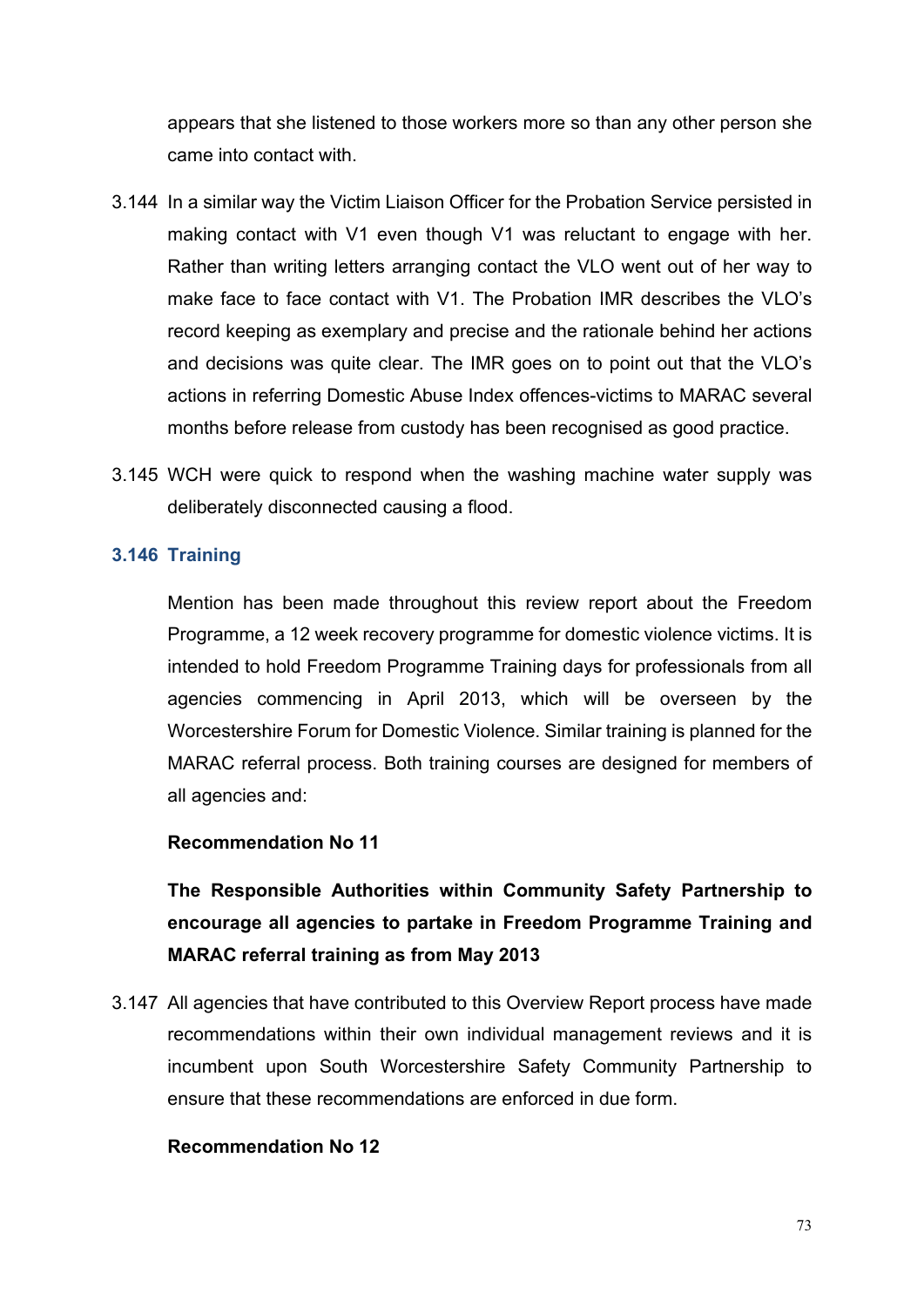appears that she listened to those workers more so than any other person she came into contact with.

3.144 In a similar way the Victim Liaison Officer for the Probation Service persisted in making contact with V1 even though V1 was reluctant to engage with her. Rather than writing letters arranging contact the VLO went out of her way to make face to face contact with V1. The Probation IMR describes the VLO's record keeping as exemplary and precise and the rationale behind her actions and decisions was quite clear. The IMR goes on to point out that the VLO's actions in referring Domestic Abuse Index offences-victims to MARAC several months before release from custody has been recognised as good practice.

3.145 WCH were quick to respond when the washing machine water supply was deliberately disconnected causing a flood.

### 3.146 Training

Mention has been made throughout this review report about the Freedom Programme, a 12 week recovery programme for domestic violence victims. It is intended to hold Freedom Programme Training days for professionals from all agencies commencing in April 2013, which will be overseen by the Worcestershire Forum for Domestic Violence. Similar training is planned for the MARAC referral process. Both training courses are designed for members of all agencies and:

**Recommendation No 11**

**The Responsible Authorities within Community Safety Partnership to encourage all agencies to partake in Freedom Programme Training and MARAC referral training as from May 2013**

3.147 All agencies that have contributed to this Overview Report process have made recommendations within their own individual management reviews and it is incumbent upon South Worcestershire Safety Community Partnership to ensure that these recommendations are enforced in due form.

**Recommendation No 12**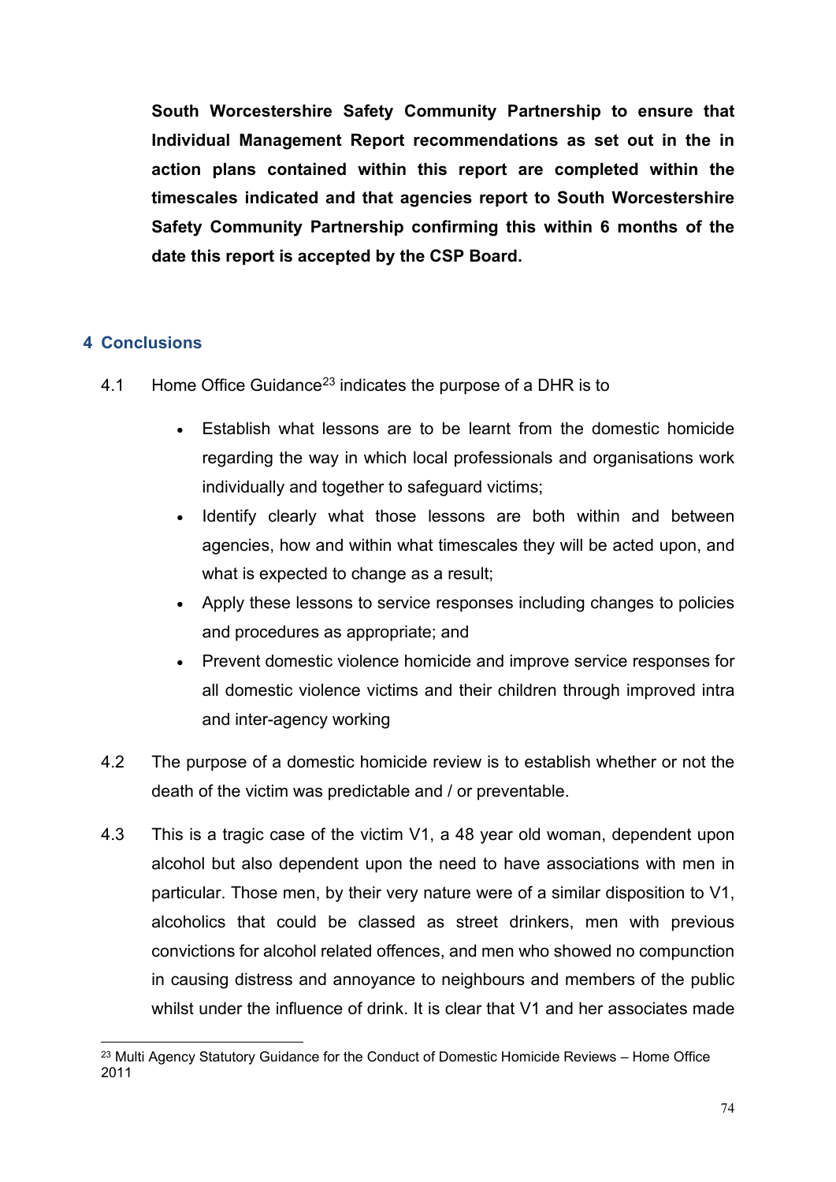**South Worcestershire Safety Community Partnership to ensure that Individual Management Report recommendations as set out in the in action plans contained within this report are completed within the timescales indicated and that agencies report to South Worcestershire Safety Community Partnership confirming this within 6 months of the date this report is accepted by the CSP Board.**

## 4 Conclusions

4.1 Home Office Guidance[23] indicates the purpose of a DHR is to

- Establish what lessons are to be learnt from the domestic homicide regarding the way in which local professionals and organisations work individually and together to safeguard victims;
- Identify clearly what those lessons are both within and between agencies, how and within what timescales they will be acted upon, and what is expected to change as a result;
- Apply these lessons to service responses including changes to policies and procedures as appropriate; and
- Prevent domestic violence homicide and improve service responses for all domestic violence victims and their children through improved intra and inter-agency working

4.2 The purpose of a domestic homicide review is to establish whether or not the death of the victim was predictable and / or preventable.

4.3 This is a tragic case of the victim V1, a 48 year old woman, dependent upon alcohol but also dependent upon the need to have associations with men in particular. Those men, by their very nature were of a similar disposition to V1, alcoholics that could be classed as street drinkers, men with previous convictions for alcohol related offences, and men who showed no compunction in causing distress and annoyance to neighbours and members of the public whilst under the influence of drink. It is clear that V1 and her associates made

[23] Multi Agency Statutory Guidance for the Conduct of Domestic Homicide Reviews – Home Office 2011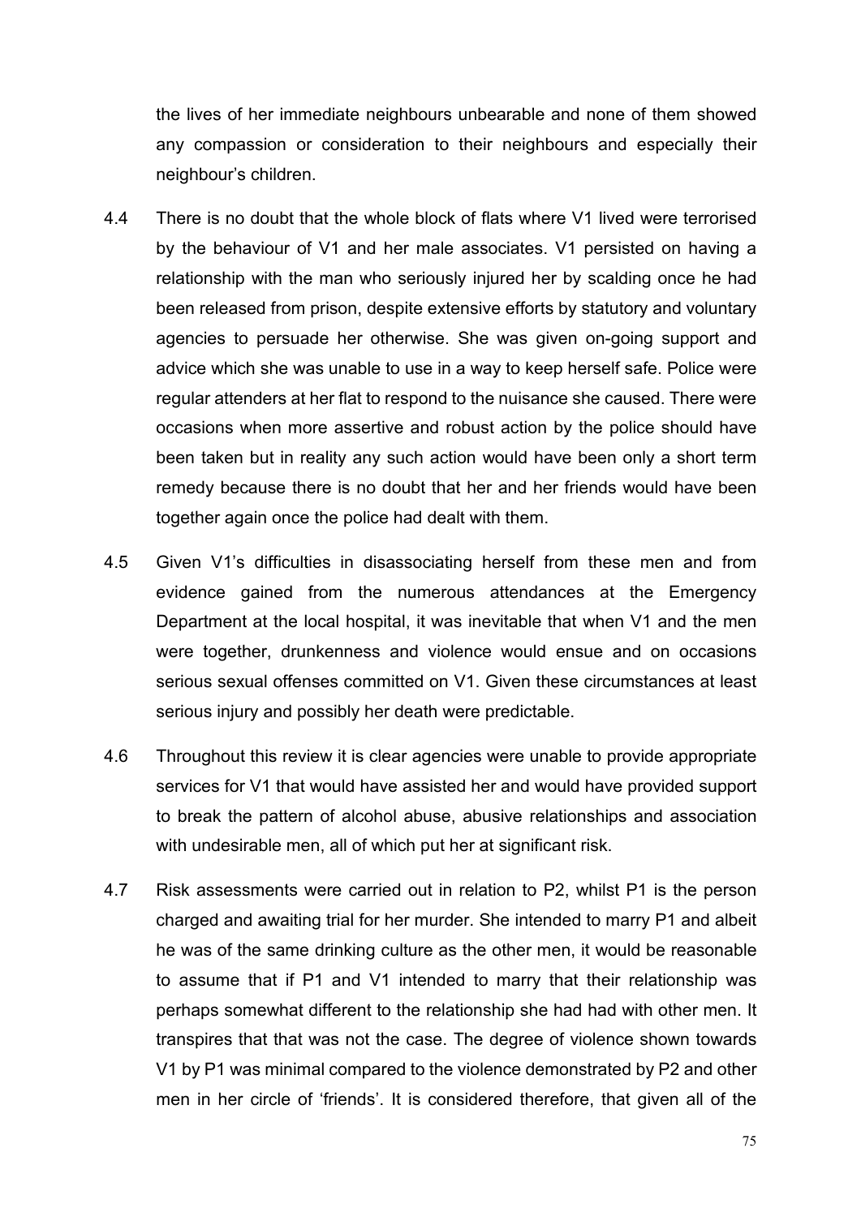the lives of her immediate neighbours unbearable and none of them showed any compassion or consideration to their neighbours and especially their neighbour's children.

4.4 There is no doubt that the whole block of flats where V1 lived were terrorised by the behaviour of V1 and her male associates. V1 persisted on having a relationship with the man who seriously injured her by scalding once he had been released from prison, despite extensive efforts by statutory and voluntary agencies to persuade her otherwise. She was given on-going support and advice which she was unable to use in a way to keep herself safe. Police were regular attenders at her flat to respond to the nuisance she caused. There were occasions when more assertive and robust action by the police should have been taken but in reality any such action would have been only a short term remedy because there is no doubt that her and her friends would have been together again once the police had dealt with them.

4.5 Given V1's difficulties in disassociating herself from these men and from evidence gained from the numerous attendances at the Emergency Department at the local hospital, it was inevitable that when V1 and the men were together, drunkenness and violence would ensue and on occasions serious sexual offenses committed on V1. Given these circumstances at least serious injury and possibly her death were predictable.

4.6 Throughout this review it is clear agencies were unable to provide appropriate services for V1 that would have assisted her and would have provided support to break the pattern of alcohol abuse, abusive relationships and association with undesirable men, all of which put her at significant risk.

4.7 Risk assessments were carried out in relation to P2, whilst P1 is the person charged and awaiting trial for her murder. She intended to marry P1 and albeit he was of the same drinking culture as the other men, it would be reasonable to assume that if P1 and V1 intended to marry that their relationship was perhaps somewhat different to the relationship she had had with other men. It transpires that that was not the case. The degree of violence shown towards V1 by P1 was minimal compared to the violence demonstrated by P2 and other men in her circle of 'friends'. It is considered therefore, that given all of the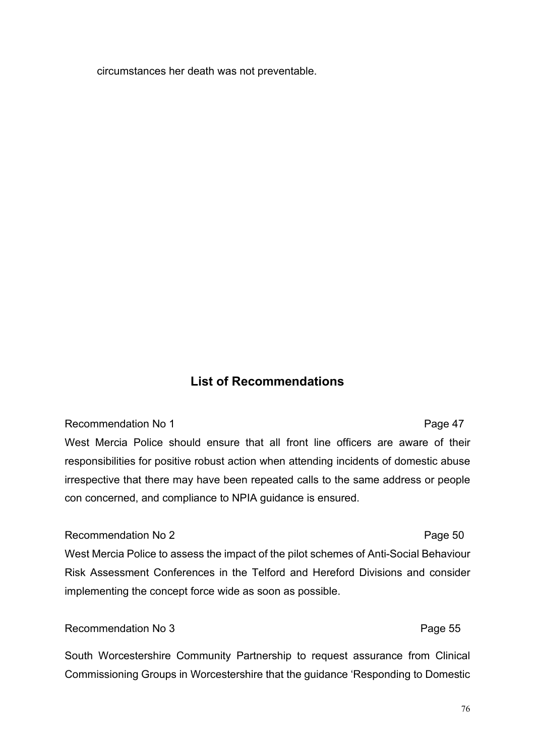circumstances her death was not preventable.

## List of Recommendations

Recommendation No 1 Page 47

West Mercia Police should ensure that all front line officers are aware of their responsibilities for positive robust action when attending incidents of domestic abuse irrespective that there may have been repeated calls to the same address or people con concerned, and compliance to NPIA guidance is ensured.

Recommendation No 2 Page 50

West Mercia Police to assess the impact of the pilot schemes of Anti-Social Behaviour Risk Assessment Conferences in the Telford and Hereford Divisions and consider implementing the concept force wide as soon as possible.

Recommendation No 3 Page 55

South Worcestershire Community Partnership to request assurance from Clinical Commissioning Groups in Worcestershire that the guidance 'Responding to Domestic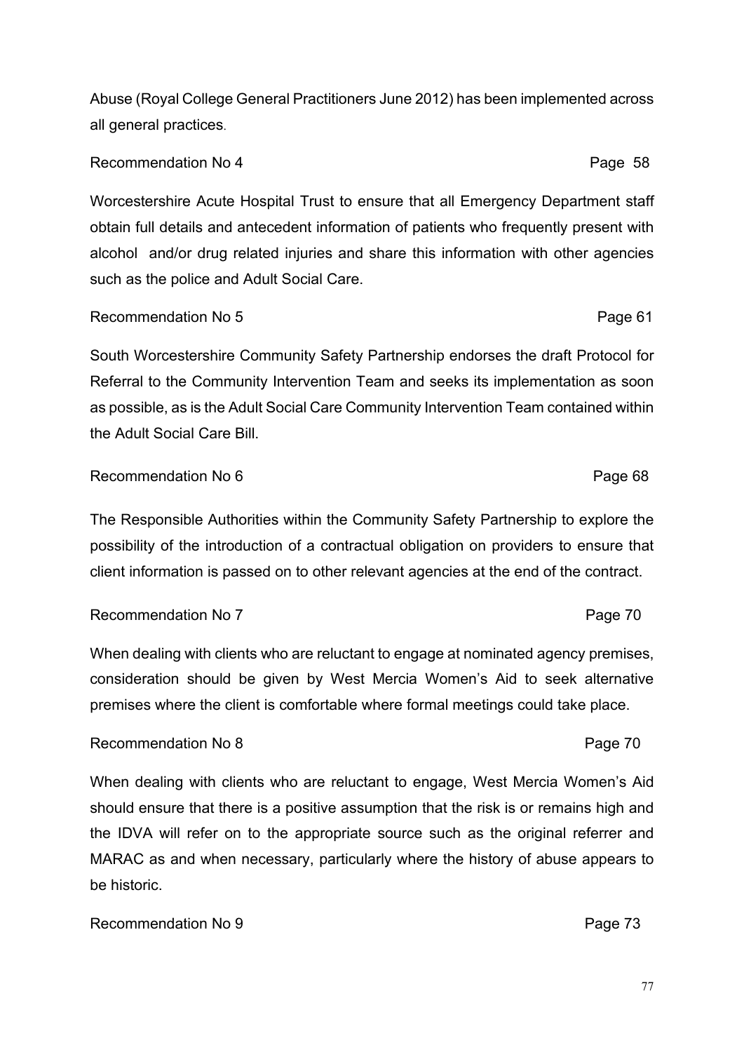Abuse (Royal College General Practitioners June 2012) has been implemented across all general practices.

Recommendation No 4 Page 58

Worcestershire Acute Hospital Trust to ensure that all Emergency Department staff obtain full details and antecedent information of patients who frequently present with alcohol and/or drug related injuries and share this information with other agencies such as the police and Adult Social Care.

Recommendation No 5 Page 61

South Worcestershire Community Safety Partnership endorses the draft Protocol for Referral to the Community Intervention Team and seeks its implementation as soon as possible, as is the Adult Social Care Community Intervention Team contained within the Adult Social Care Bill.

Recommendation No 6 Page 68

The Responsible Authorities within the Community Safety Partnership to explore the possibility of the introduction of a contractual obligation on providers to ensure that client information is passed on to other relevant agencies at the end of the contract.

Recommendation No 7 Page 70

When dealing with clients who are reluctant to engage at nominated agency premises, consideration should be given by West Mercia Women's Aid to seek alternative premises where the client is comfortable where formal meetings could take place.

Recommendation No 8 Page 70

When dealing with clients who are reluctant to engage, West Mercia Women's Aid should ensure that there is a positive assumption that the risk is or remains high and the IDVA will refer on to the appropriate source such as the original referrer and MARAC as and when necessary, particularly where the history of abuse appears to be historic.

Recommendation No 9 Page 73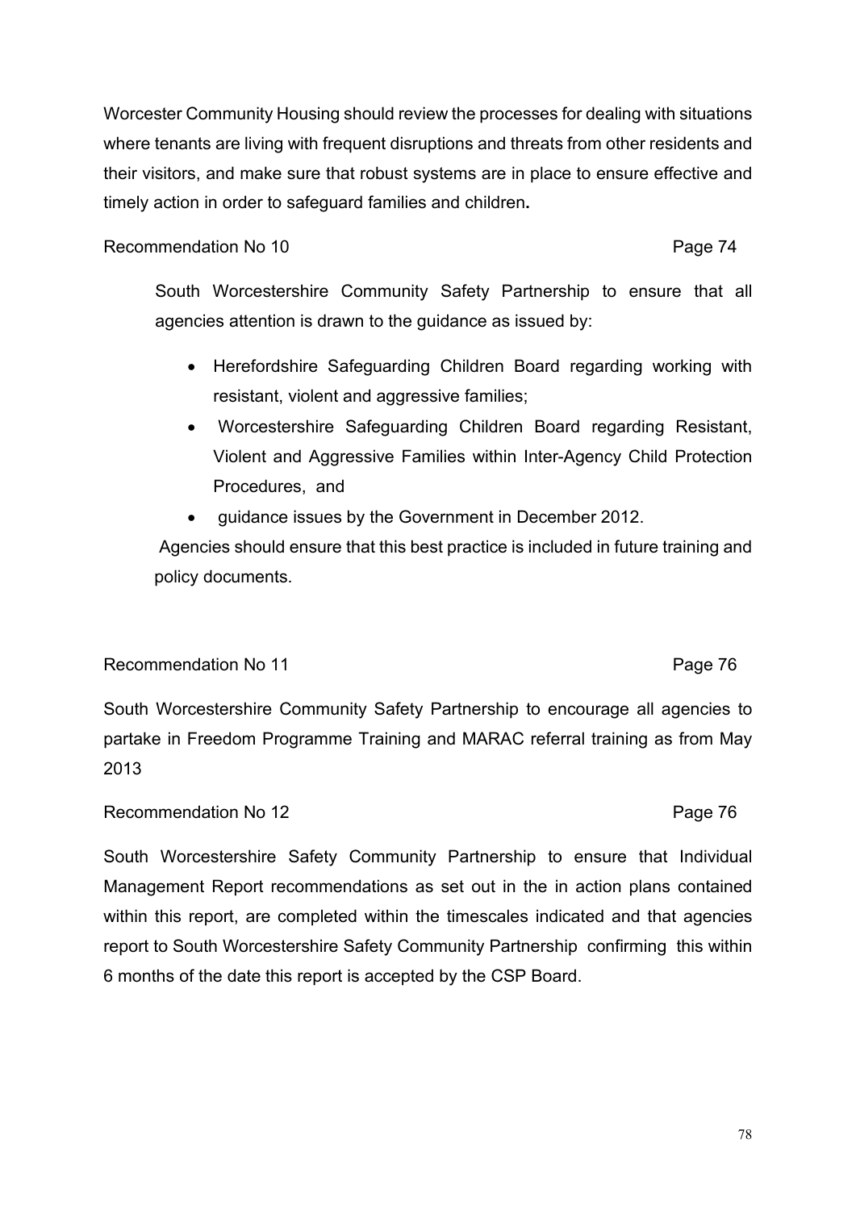Worcester Community Housing should review the processes for dealing with situations where tenants are living with frequent disruptions and threats from other residents and their visitors, and make sure that robust systems are in place to ensure effective and timely action in order to safeguard families and children**.**

Recommendation No 10 Page 74

South Worcestershire Community Safety Partnership to ensure that all agencies attention is drawn to the guidance as issued by:

- Herefordshire Safeguarding Children Board regarding working with resistant, violent and aggressive families;
- Worcestershire Safeguarding Children Board regarding Resistant, Violent and Aggressive Families within Inter-Agency Child Protection Procedures, and
- guidance issues by the Government in December 2012.

Agencies should ensure that this best practice is included in future training and policy documents.

Recommendation No 11 Page 76

South Worcestershire Community Safety Partnership to encourage all agencies to partake in Freedom Programme Training and MARAC referral training as from May 2013

Recommendation No 12 Page 76

South Worcestershire Safety Community Partnership to ensure that Individual Management Report recommendations as set out in the in action plans contained within this report, are completed within the timescales indicated and that agencies report to South Worcestershire Safety Community Partnership confirming this within 6 months of the date this report is accepted by the CSP Board.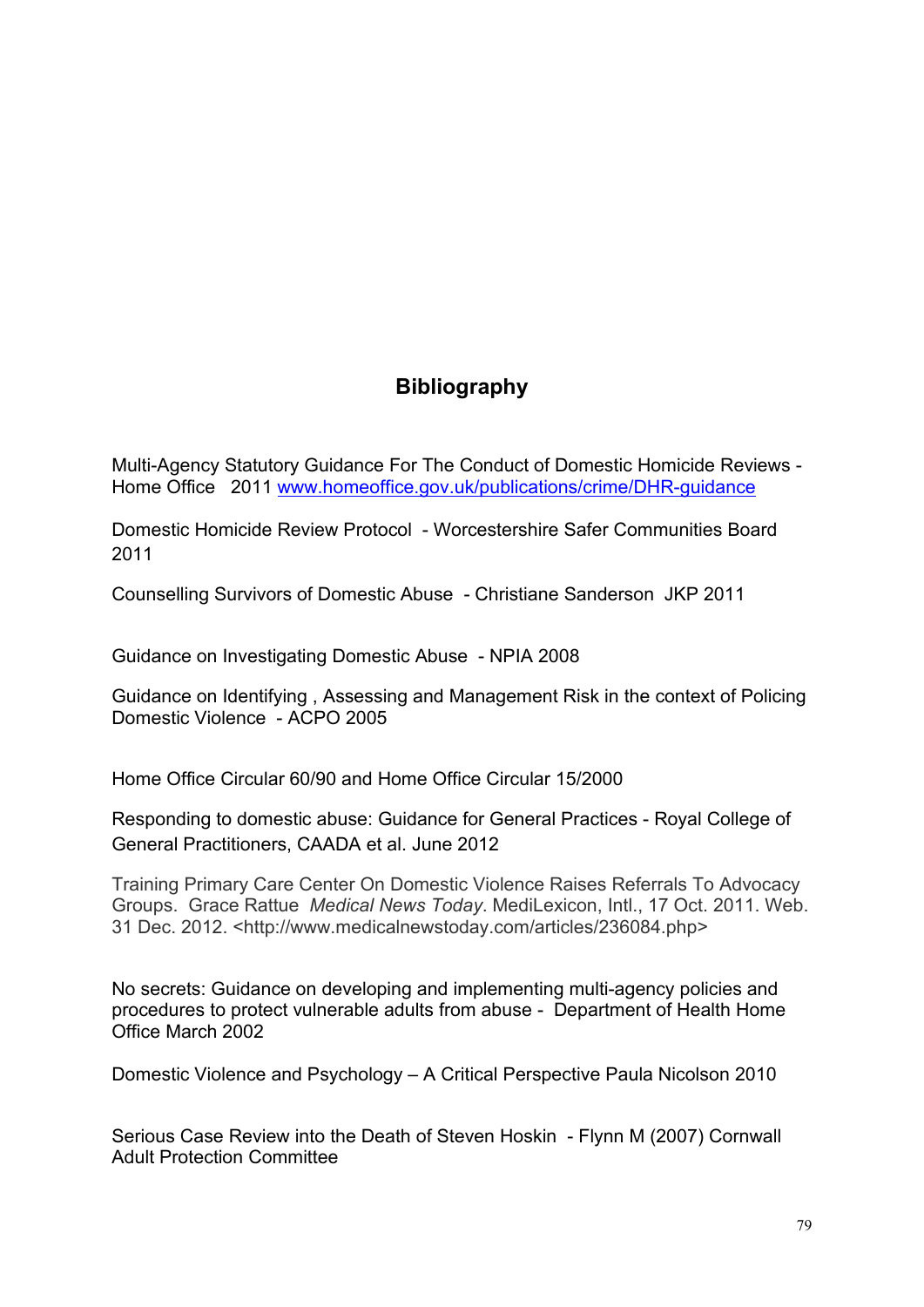## Bibliography

Multi-Agency Statutory Guidance For The Conduct of Domestic Homicide Reviews - Home Office 2011 www.homeoffice.gov.uk/publications/crime/DHR-guidance

Domestic Homicide Review Protocol - Worcestershire Safer Communities Board 2011

Counselling Survivors of Domestic Abuse - Christiane Sanderson JKP 2011

Guidance on Investigating Domestic Abuse - NPIA 2008

Guidance on Identifying , Assessing and Management Risk in the context of Policing Domestic Violence - ACPO 2005

Home Office Circular 60/90 and Home Office Circular 15/2000

Responding to domestic abuse: Guidance for General Practices - Royal College of General Practitioners, CAADA et al. June 2012

Training Primary Care Center On Domestic Violence Raises Referrals To Advocacy Groups. Grace Rattue *Medical News Today*. MediLexicon, Intl., 17 Oct. 2011. Web. 31 Dec. 2012. <http://www.medicalnewstoday.com/articles/236084.php>

No secrets: Guidance on developing and implementing multi-agency policies and procedures to protect vulnerable adults from abuse - Department of Health Home Office March 2002

Domestic Violence and Psychology – A Critical Perspective Paula Nicolson 2010

Serious Case Review into the Death of Steven Hoskin - Flynn M (2007) Cornwall Adult Protection Committee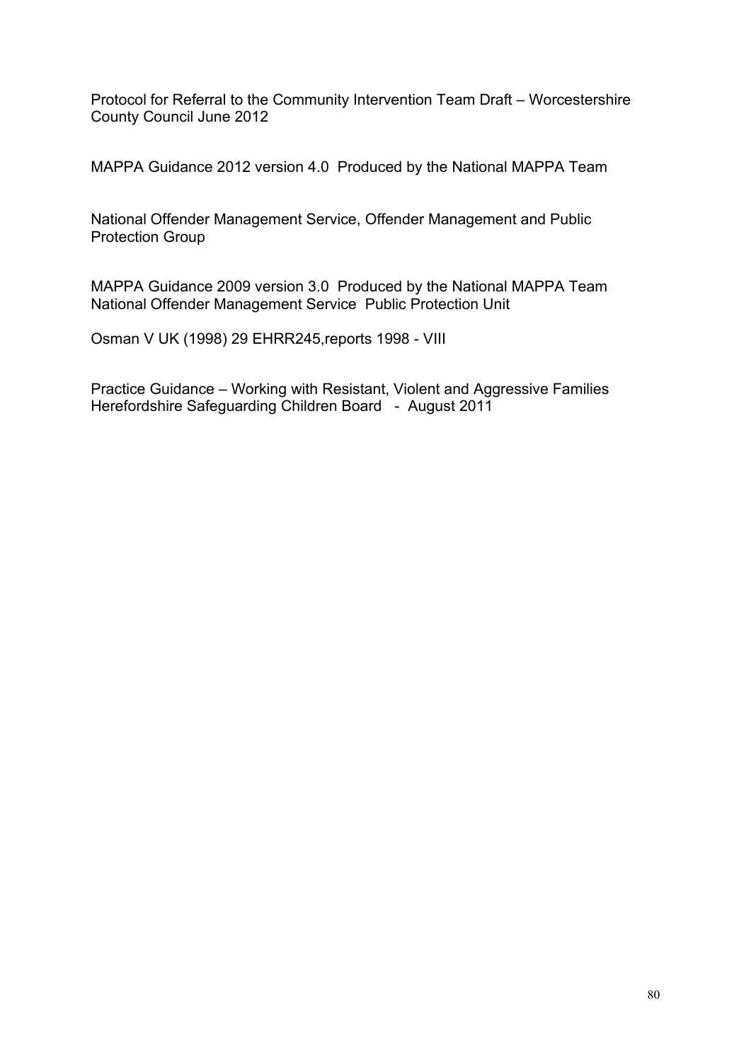Protocol for Referral to the Community Intervention Team Draft – Worcestershire County Council June 2012

MAPPA Guidance 2012 version 4.0 Produced by the National MAPPA Team

National Offender Management Service, Offender Management and Public Protection Group

MAPPA Guidance 2009 version 3.0 Produced by the National MAPPA Team National Offender Management Service Public Protection Unit

Osman V UK (1998) 29 EHRR245,reports 1998 - VIII

Practice Guidance – Working with Resistant, Violent and Aggressive Families Herefordshire Safeguarding Children Board - August 2011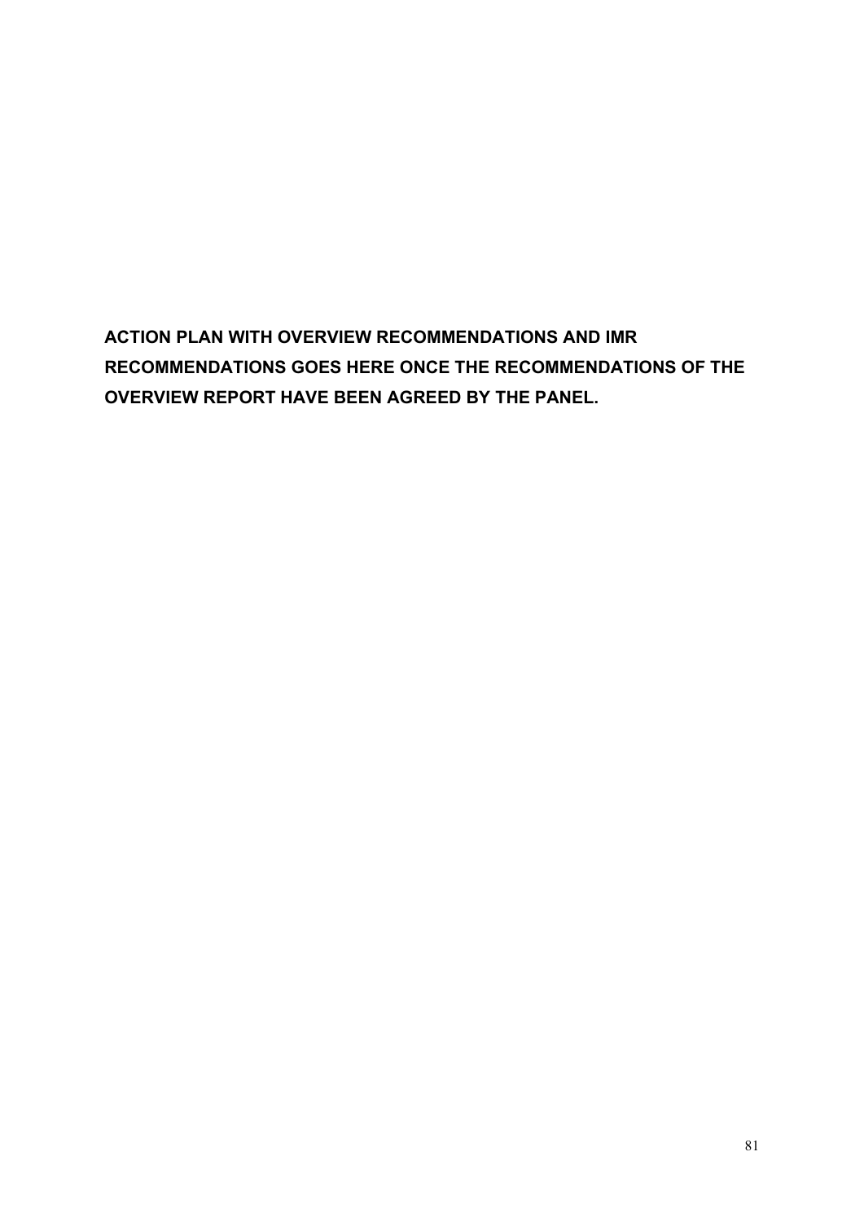**ACTION PLAN WITH OVERVIEW RECOMMENDATIONS AND IMR RECOMMENDATIONS GOES HERE ONCE THE RECOMMENDATIONS OF THE OVERVIEW REPORT HAVE BEEN AGREED BY THE PANEL.**